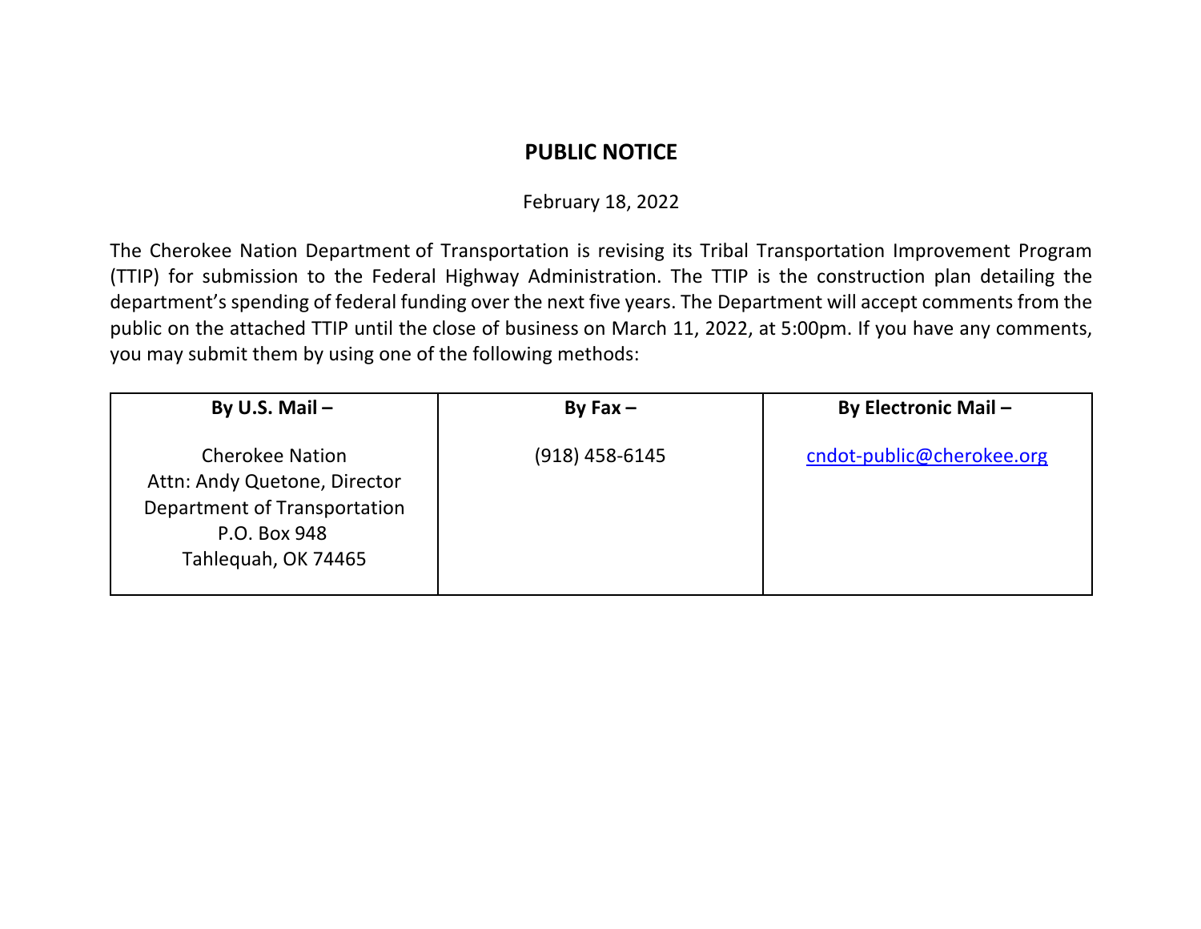# PUBLIC NOTICE

February 18, 2022

The Cherokee Nation Department of Transportation is revising its Tribal Transportation Improvement Program (TTIP) for submission to the Federal Highway Administration. The TTIP is the construction plan detailing the department's spending of federal funding over the next five years. The Department will accept comments from the public on the attached TTIP until the close of business on March 11, 2022, at 5:00pm. If you have any comments, you may submit them by using one of the following methods:

| **By U.S. Mail –** | **By Fax –** | **By Electronic Mail –** |
|---|---|---|
| Cherokee Nation<br>Attn: Andy Quetone, Director<br>Department of Transportation<br>P.O. Box 948<br>Tahlequah, OK 74465 | (918) 458-6145 | cndot-public@cherokee.org |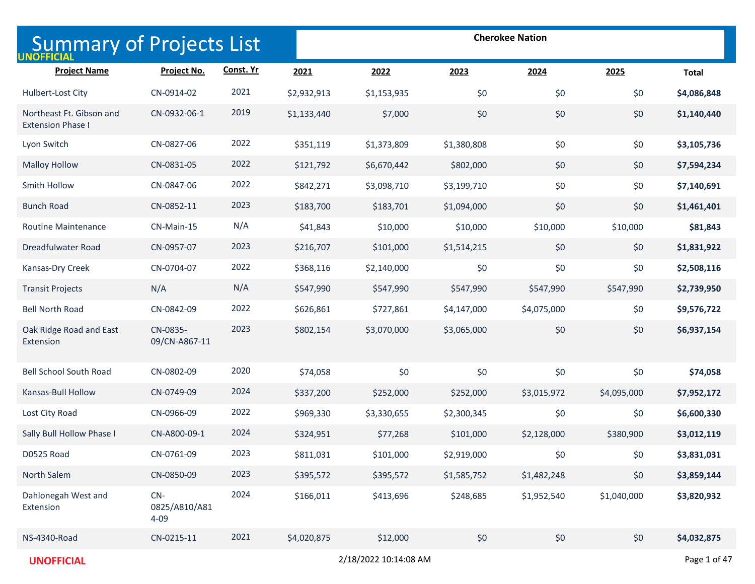# Summary of Projects List

UNOFFICIAL

**Cherokee Nation**

| Project Name | Project No. | Const. Yr | 2021 | 2022 | 2023 | 2024 | 2025 | Total |
|---|---|---|---|---|---|---|---|---|
| Hulbert-Lost City | CN-0914-02 | 2021 | $2,932,913 | $1,153,935 | $0 | $0 | $0 | **$4,086,848** |
| Northeast Ft. Gibson and Extension Phase I | CN-0932-06-1 | 2019 | $1,133,440 | $7,000 | $0 | $0 | $0 | **$1,140,440** |
| Lyon Switch | CN-0827-06 | 2022 | $351,119 | $1,373,809 | $1,380,808 | $0 | $0 | **$3,105,736** |
| Malloy Hollow | CN-0831-05 | 2022 | $121,792 | $6,670,442 | $802,000 | $0 | $0 | **$7,594,234** |
| Smith Hollow | CN-0847-06 | 2022 | $842,271 | $3,098,710 | $3,199,710 | $0 | $0 | **$7,140,691** |
| Bunch Road | CN-0852-11 | 2023 | $183,700 | $183,701 | $1,094,000 | $0 | $0 | **$1,461,401** |
| Routine Maintenance | CN-Main-15 | N/A | $41,843 | $10,000 | $10,000 | $10,000 | $10,000 | **$81,843** |
| Dreadfulwater Road | CN-0957-07 | 2023 | $216,707 | $101,000 | $1,514,215 | $0 | $0 | **$1,831,922** |
| Kansas-Dry Creek | CN-0704-07 | 2022 | $368,116 | $2,140,000 | $0 | $0 | $0 | **$2,508,116** |
| Transit Projects | N/A | N/A | $547,990 | $547,990 | $547,990 | $547,990 | $547,990 | **$2,739,950** |
| Bell North Road | CN-0842-09 | 2022 | $626,861 | $727,861 | $4,147,000 | $4,075,000 | $0 | **$9,576,722** |
| Oak Ridge Road and East Extension | CN-0835-09/CN-A867-11 | 2023 | $802,154 | $3,070,000 | $3,065,000 | $0 | $0 | **$6,937,154** |
| Bell School South Road | CN-0802-09 | 2020 | $74,058 | $0 | $0 | $0 | $0 | **$74,058** |
| Kansas-Bull Hollow | CN-0749-09 | 2024 | $337,200 | $252,000 | $252,000 | $3,015,972 | $4,095,000 | **$7,952,172** |
| Lost City Road | CN-0966-09 | 2022 | $969,330 | $3,330,655 | $2,300,345 | $0 | $0 | **$6,600,330** |
| Sally Bull Hollow Phase I | CN-A800-09-1 | 2024 | $324,951 | $77,268 | $101,000 | $2,128,000 | $380,900 | **$3,012,119** |
| D0525 Road | CN-0761-09 | 2023 | $811,031 | $101,000 | $2,919,000 | $0 | $0 | **$3,831,031** |
| North Salem | CN-0850-09 | 2023 | $395,572 | $395,572 | $1,585,752 | $1,482,248 | $0 | **$3,859,144** |
| Dahlonegah West and Extension | CN-0825/A810/A814-09 | 2024 | $166,011 | $413,696 | $248,685 | $1,952,540 | $1,040,000 | **$3,820,932** |
| NS-4340-Road | CN-0215-11 | 2021 | $4,020,875 | $12,000 | $0 | $0 | $0 | **$4,032,875** |

UNOFFICIAL

2/18/2022 10:14:08 AM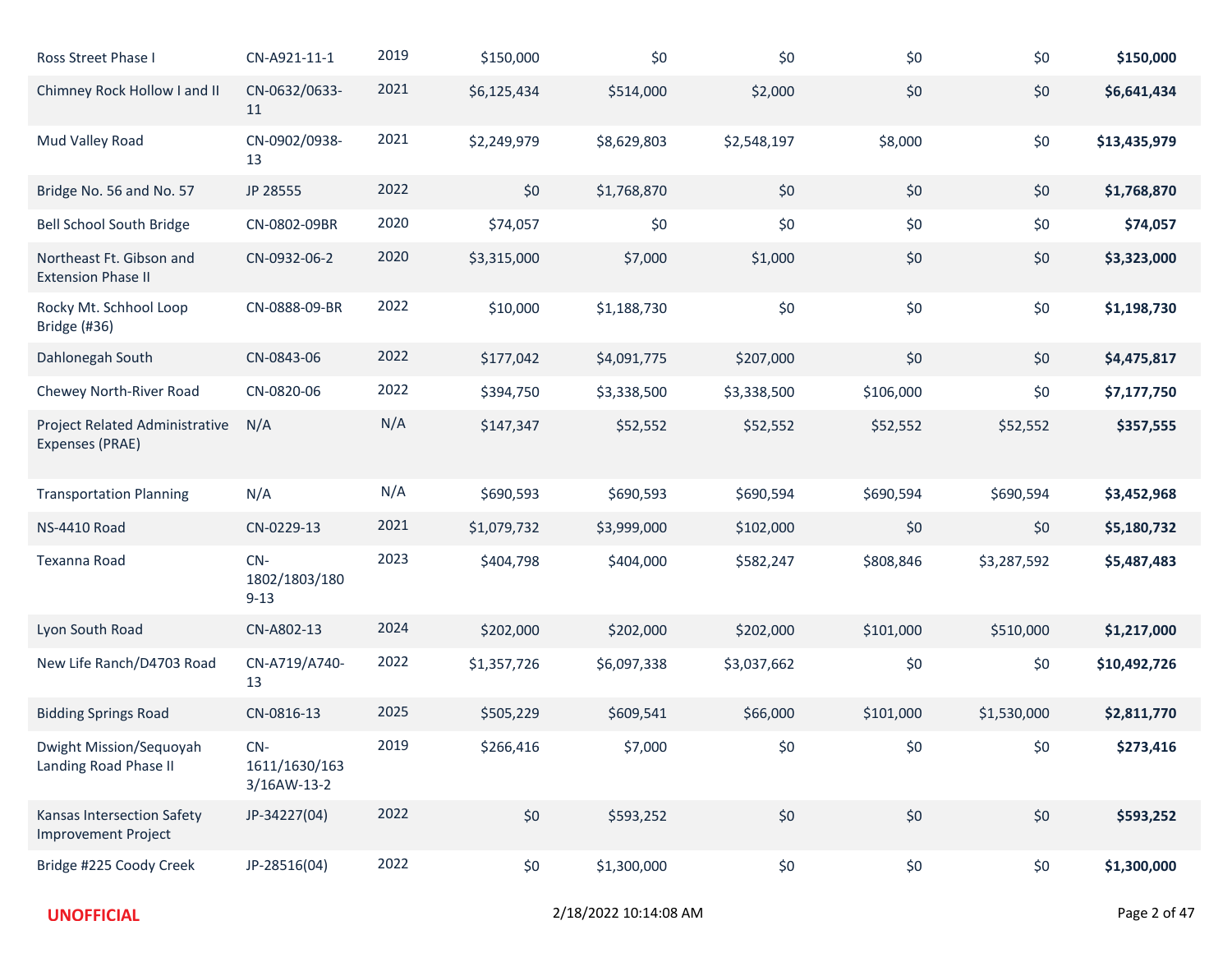| | | | | | | | | |
|---|---|---|---|---|---|---|---|---|
| Ross Street Phase I | CN-A921-11-1 | 2019 | $150,000 | $0 | $0 | $0 | $0 | **$150,000** |
| Chimney Rock Hollow I and II | CN-0632/0633-11 | 2021 | $6,125,434 | $514,000 | $2,000 | $0 | $0 | **$6,641,434** |
| Mud Valley Road | CN-0902/0938-13 | 2021 | $2,249,979 | $8,629,803 | $2,548,197 | $8,000 | $0 | **$13,435,979** |
| Bridge No. 56 and No. 57 | JP 28555 | 2022 | $0 | $1,768,870 | $0 | $0 | $0 | **$1,768,870** |
| Bell School South Bridge | CN-0802-09BR | 2020 | $74,057 | $0 | $0 | $0 | $0 | **$74,057** |
| Northeast Ft. Gibson and Extension Phase II | CN-0932-06-2 | 2020 | $3,315,000 | $7,000 | $1,000 | $0 | $0 | **$3,323,000** |
| Rocky Mt. Schhool Loop Bridge (#36) | CN-0888-09-BR | 2022 | $10,000 | $1,188,730 | $0 | $0 | $0 | **$1,198,730** |
| Dahlonegah South | CN-0843-06 | 2022 | $177,042 | $4,091,775 | $207,000 | $0 | $0 | **$4,475,817** |
| Chewey North-River Road | CN-0820-06 | 2022 | $394,750 | $3,338,500 | $3,338,500 | $106,000 | $0 | **$7,177,750** |
| Project Related Administrative Expenses (PRAE) | N/A | N/A | $147,347 | $52,552 | $52,552 | $52,552 | $52,552 | **$357,555** |
| Transportation Planning | N/A | N/A | $690,593 | $690,593 | $690,594 | $690,594 | $690,594 | **$3,452,968** |
| NS-4410 Road | CN-0229-13 | 2021 | $1,079,732 | $3,999,000 | $102,000 | $0 | $0 | **$5,180,732** |
| Texanna Road | CN-1802/1803/1809-13 | 2023 | $404,798 | $404,000 | $582,247 | $808,846 | $3,287,592 | **$5,487,483** |
| Lyon South Road | CN-A802-13 | 2024 | $202,000 | $202,000 | $202,000 | $101,000 | $510,000 | **$1,217,000** |
| New Life Ranch/D4703 Road | CN-A719/A740-13 | 2022 | $1,357,726 | $6,097,338 | $3,037,662 | $0 | $0 | **$10,492,726** |
| Bidding Springs Road | CN-0816-13 | 2025 | $505,229 | $609,541 | $66,000 | $101,000 | $1,530,000 | **$2,811,770** |
| Dwight Mission/Sequoyah Landing Road Phase II | CN-1611/1630/1633/16AW-13-2 | 2019 | $266,416 | $7,000 | $0 | $0 | $0 | **$273,416** |
| Kansas Intersection Safety Improvement Project | JP-34227(04) | 2022 | $0 | $593,252 | $0 | $0 | $0 | **$593,252** |
| Bridge #225 Coody Creek | JP-28516(04) | 2022 | $0 | $1,300,000 | $0 | $0 | $0 | **$1,300,000** |

UNOFFICIAL

2/18/2022 10:14:08 AM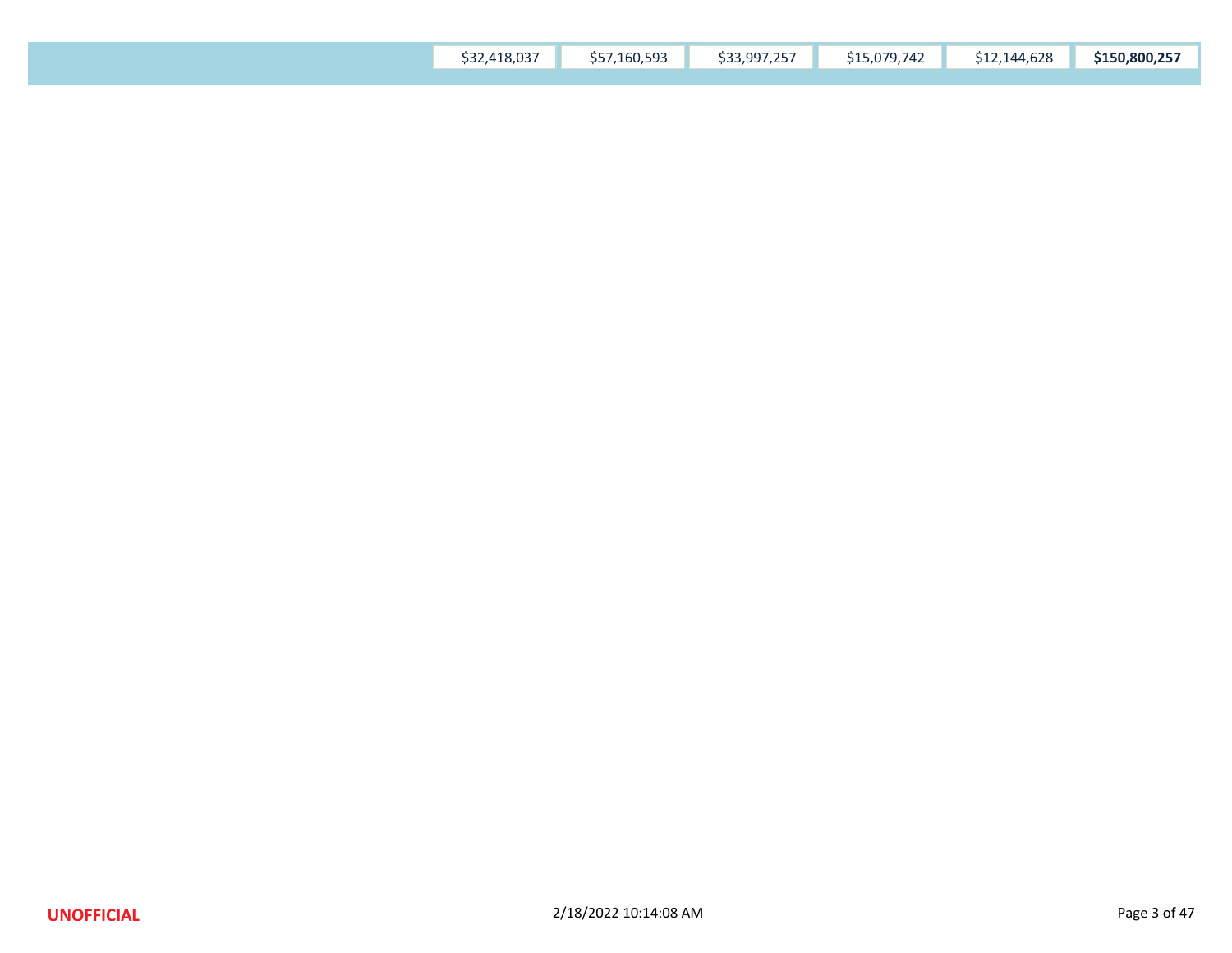| | | | | | | |
|---|---|---|---|---|---|---|
| | $32,418,037 | $57,160,593 | $33,997,257 | $15,079,742 | $12,144,628 | **$150,800,257** |

**UNOFFICIAL**

2/18/2022 10:14:08 AM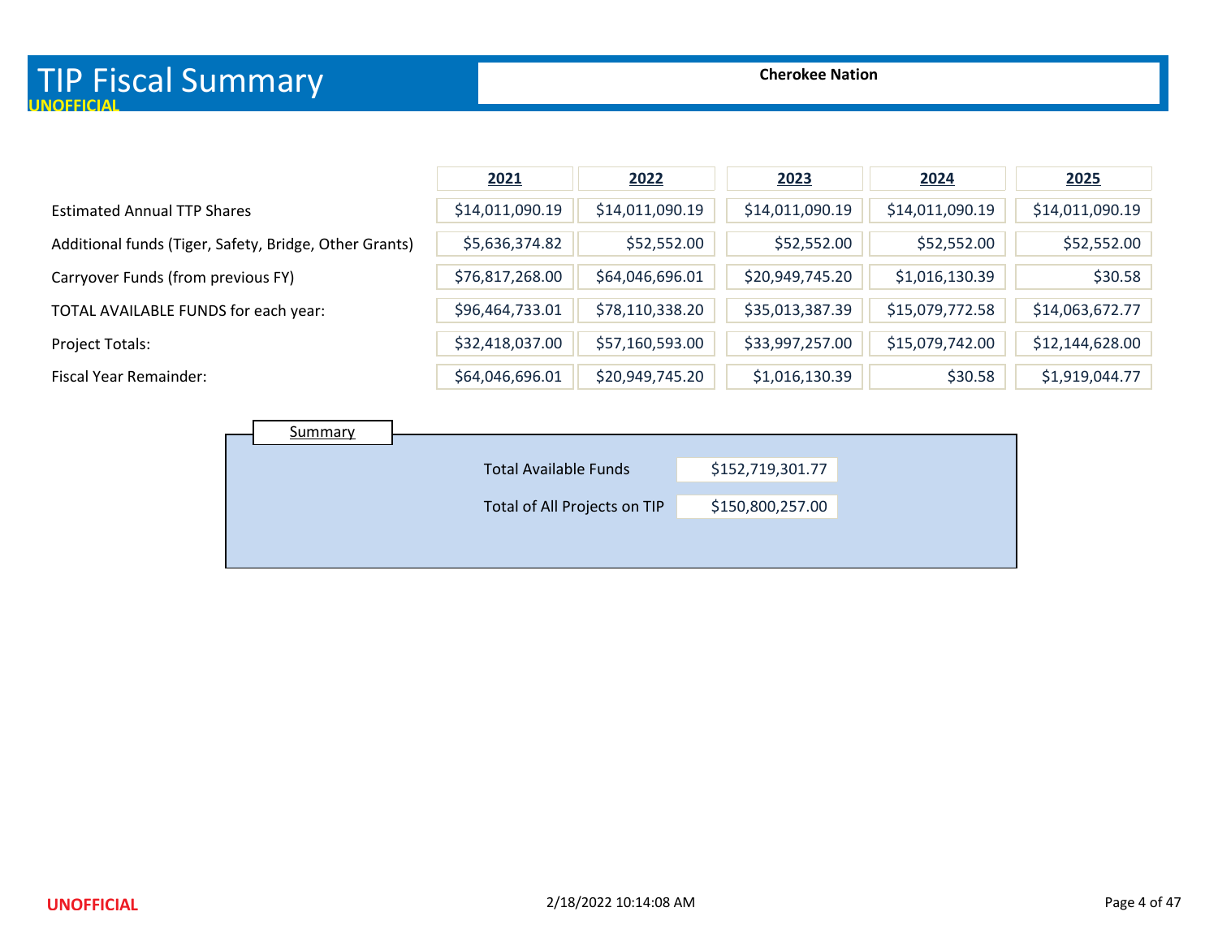# TIP Fiscal Summary

**UNOFFICIAL**

**Cherokee Nation**

| | 2021 | 2022 | 2023 | 2024 | 2025 |
|---|---|---|---|---|---|
| Estimated Annual TTP Shares | $14,011,090.19 | $14,011,090.19 | $14,011,090.19 | $14,011,090.19 | $14,011,090.19 |
| Additional funds (Tiger, Safety, Bridge, Other Grants) | $5,636,374.82 | $52,552.00 | $52,552.00 | $52,552.00 | $52,552.00 |
| Carryover Funds (from previous FY) | $76,817,268.00 | $64,046,696.01 | $20,949,745.20 | $1,016,130.39 | $30.58 |
| TOTAL AVAILABLE FUNDS for each year: | $96,464,733.01 | $78,110,338.20 | $35,013,387.39 | $15,079,772.58 | $14,063,672.77 |
| Project Totals: | $32,418,037.00 | $57,160,593.00 | $33,997,257.00 | $15,079,742.00 | $12,144,628.00 |
| Fiscal Year Remainder: | $64,046,696.01 | $20,949,745.20 | $1,016,130.39 | $30.58 | $1,919,044.77 |

## Summary

| | |
|---|---|
| Total Available Funds | $152,719,301.77 |
| Total of All Projects on TIP | $150,800,257.00 |

**UNOFFICIAL**

2/18/2022 10:14:08 AM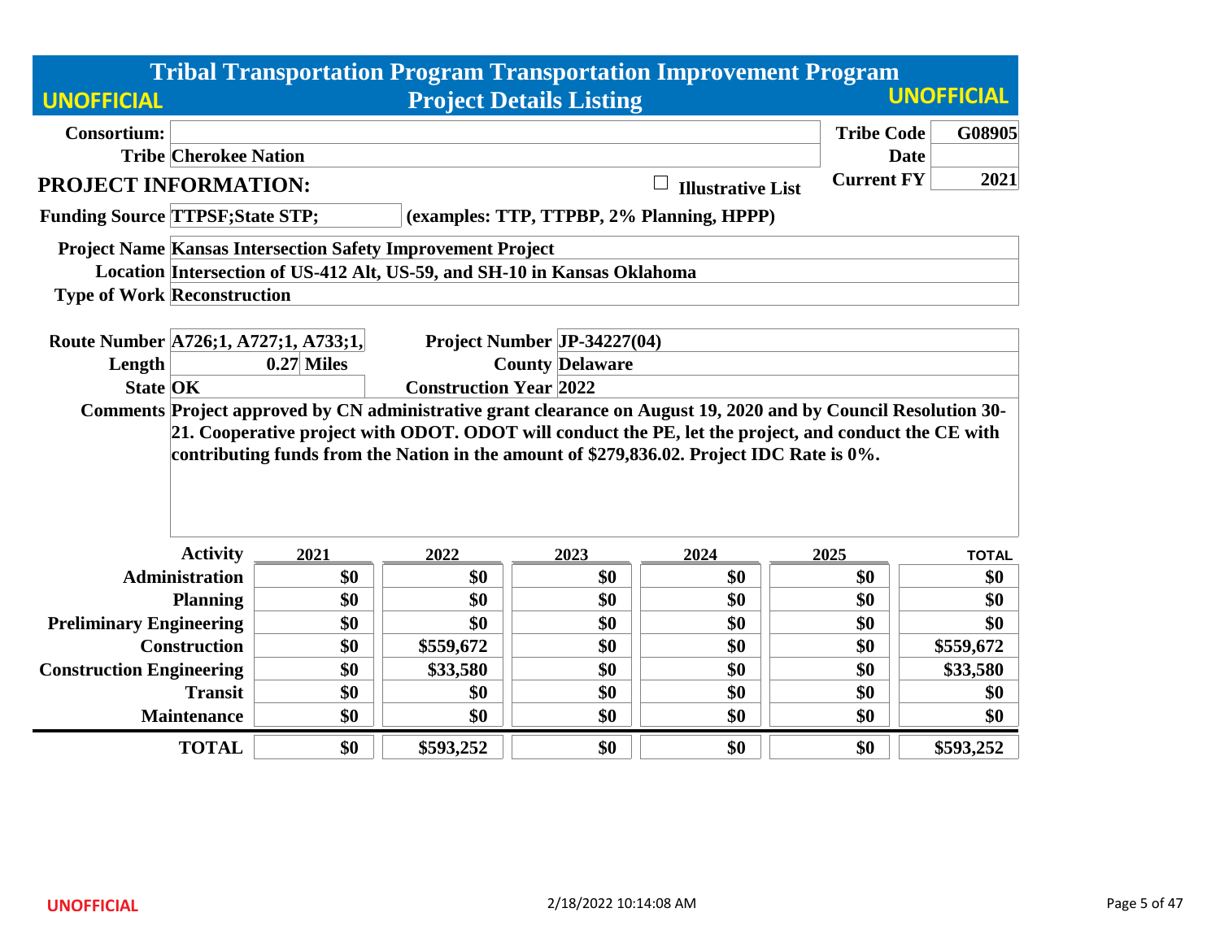# Tribal Transportation Program Transportation Improvement Program

## Project Details Listing

UNOFFICIAL

| | | | |
|---|---|---|---|
| **Consortium:** | | **Tribe Code** | **G08905** |
| **Tribe** | **Cherokee Nation** | **Date** | |
| | | **Current FY** | **2021** |

### PROJECT INFORMATION:

☐ **Illustrative List**

**Funding Source** TTPSF;State STP; (examples: TTP, TTPBP, 2% Planning, HPPP)

**Project Name** Kansas Intersection Safety Improvement Project

**Location** Intersection of US-412 Alt, US-59, and SH-10 in Kansas Oklahoma

**Type of Work** Reconstruction

| | | | |
|---|---|---|---|
| **Route Number** | A726;1, A727;1, A733;1, | **Project Number** | JP-34227(04) |
| **Length** | 0.27 Miles | **County** | Delaware |
| **State** | OK | **Construction Year** | 2022 |

**Comments** Project approved by CN administrative grant clearance on August 19, 2020 and by Council Resolution 30-21. Cooperative project with ODOT. ODOT will conduct the PE, let the project, and conduct the CE with contributing funds from the Nation in the amount of $279,836.02. Project IDC Rate is 0%.

| Activity | 2021 | 2022 | 2023 | 2024 | 2025 | TOTAL |
|---|---|---|---|---|---|---|
| Administration | $0 | $0 | $0 | $0 | $0 | $0 |
| Planning | $0 | $0 | $0 | $0 | $0 | $0 |
| Preliminary Engineering | $0 | $0 | $0 | $0 | $0 | $0 |
| Construction | $0 | $559,672 | $0 | $0 | $0 | $559,672 |
| Construction Engineering | $0 | $33,580 | $0 | $0 | $0 | $33,580 |
| Transit | $0 | $0 | $0 | $0 | $0 | $0 |
| Maintenance | $0 | $0 | $0 | $0 | $0 | $0 |
| **TOTAL** | $0 | $593,252 | $0 | $0 | $0 | $593,252 |

UNOFFICIAL 2/18/2022 10:14:08 AM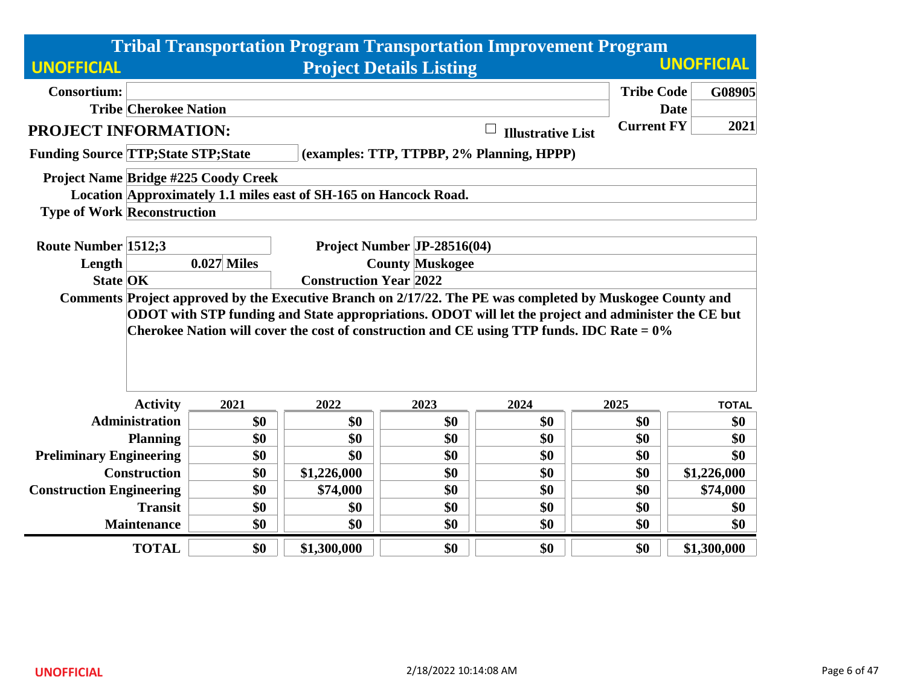# Tribal Transportation Program Transportation Improvement Program

## Project Details Listing

UNOFFICIAL

| | | | |
|---|---|---|---|
| **Consortium:** | | **Tribe Code** | **G08905** |
| **Tribe** | **Cherokee Nation** | **Date** | |
| | | **Current FY** | **2021** |

## PROJECT INFORMATION:

☐ **Illustrative List**

**Funding Source** TTP;State STP;State **(examples: TTP, TTPBP, 2% Planning, HPPP)**

**Project Name** Bridge #225 Coody Creek

**Location** Approximately 1.1 miles east of SH-165 on Hancock Road.

**Type of Work** Reconstruction

| | | | |
|---|---|---|---|
| **Route Number** | 1512;3 | **Project Number** | JP-28516(04) |
| **Length** | 0.027 Miles | **County** | Muskogee |
| **State** | OK | **Construction Year** | 2022 |

**Comments** Project approved by the Executive Branch on 2/17/22. The PE was completed by Muskogee County and ODOT with STP funding and State appropriations. ODOT will let the project and administer the CE but Cherokee Nation will cover the cost of construction and CE using TTP funds. IDC Rate = 0%

| Activity | 2021 | 2022 | 2023 | 2024 | 2025 | TOTAL |
|---|---|---|---|---|---|---|
| Administration | $0 | $0 | $0 | $0 | $0 | $0 |
| Planning | $0 | $0 | $0 | $0 | $0 | $0 |
| Preliminary Engineering | $0 | $0 | $0 | $0 | $0 | $0 |
| Construction | $0 | $1,226,000 | $0 | $0 | $0 | $1,226,000 |
| Construction Engineering | $0 | $74,000 | $0 | $0 | $0 | $74,000 |
| Transit | $0 | $0 | $0 | $0 | $0 | $0 |
| Maintenance | $0 | $0 | $0 | $0 | $0 | $0 |
| **TOTAL** | $0 | $1,300,000 | $0 | $0 | $0 | $1,300,000 |

UNOFFICIAL

2/18/2022 10:14:08 AM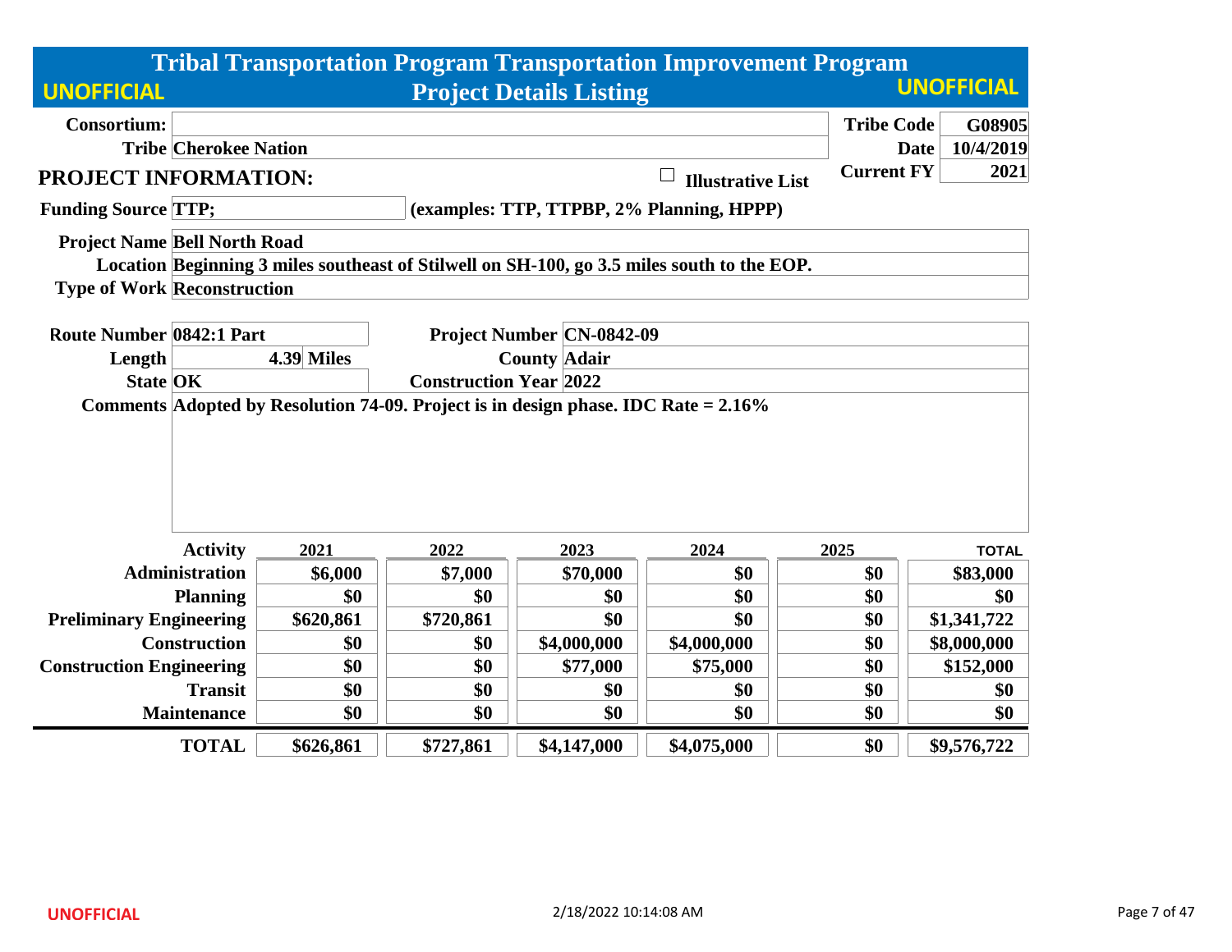# Tribal Transportation Program Transportation Improvement Program

## Project Details Listing

UNOFFICIAL

| | | | |
|---|---|---|---|
| **Consortium:** | | **Tribe Code** | **G08905** |
| **Tribe** | **Cherokee Nation** | **Date** | **10/4/2019** |
| | ☐ **Illustrative List** | **Current FY** | **2021** |

## PROJECT INFORMATION:

**Funding Source** TTP; (examples: TTP, TTPBP, 2% Planning, HPPP)

**Project Name** Bell North Road

**Location** Beginning 3 miles southeast of Stilwell on SH-100, go 3.5 miles south to the EOP.

**Type of Work** Reconstruction

| | | | |
|---|---|---|---|
| **Route Number** | **0842:1 Part** | **Project Number** | **CN-0842-09** |
| **Length** | **4.39 Miles** | **County** | **Adair** |
| **State** | **OK** | **Construction Year** | **2022** |

**Comments** Adopted by Resolution 74-09. Project is in design phase. IDC Rate = 2.16%

| Activity | 2021 | 2022 | 2023 | 2024 | 2025 | TOTAL |
|---|---|---|---|---|---|---|
| Administration | $6,000 | $7,000 | $70,000 | $0 | $0 | $83,000 |
| Planning | $0 | $0 | $0 | $0 | $0 | $0 |
| Preliminary Engineering | $620,861 | $720,861 | $0 | $0 | $0 | $1,341,722 |
| Construction | $0 | $0 | $4,000,000 | $4,000,000 | $0 | $8,000,000 |
| Construction Engineering | $0 | $0 | $77,000 | $75,000 | $0 | $152,000 |
| Transit | $0 | $0 | $0 | $0 | $0 | $0 |
| Maintenance | $0 | $0 | $0 | $0 | $0 | $0 |
| **TOTAL** | **$626,861** | **$727,861** | **$4,147,000** | **$4,075,000** | **$0** | **$9,576,722** |

UNOFFICIAL

2/18/2022 10:14:08 AM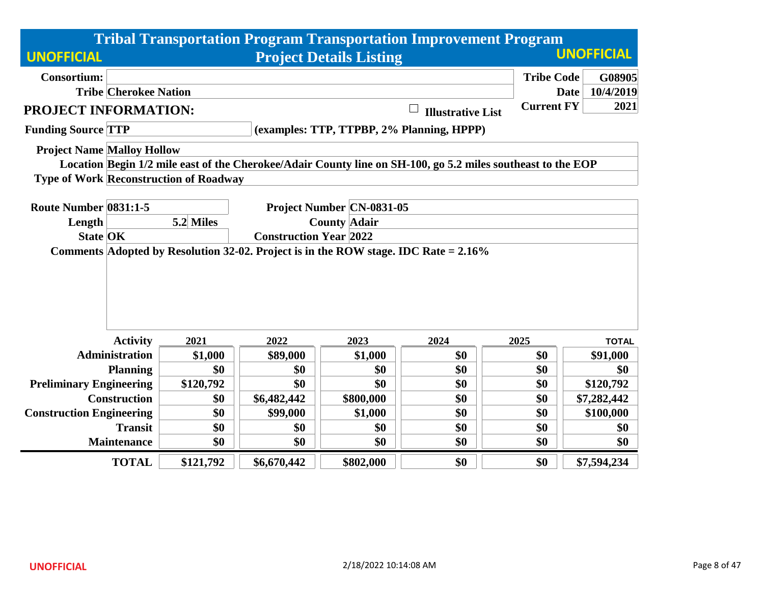# Tribal Transportation Program Transportation Improvement Program

## Project Details Listing

UNOFFICIAL

UNOFFICIAL

| | | | |
|---|---|---|---|
| **Consortium:** | | **Tribe Code** | **G08905** |
| **Tribe** | **Cherokee Nation** | **Date** | **10/4/2019** |
| | | **Current FY** | **2021** |

**PROJECT INFORMATION:**

☐ **Illustrative List**

**Funding Source** **TTP** **(examples: TTP, TTPBP, 2% Planning, HPPP)**

**Project Name** **Malloy Hollow**

**Location** **Begin 1/2 mile east of the Cherokee/Adair County line on SH-100, go 5.2 miles southeast to the EOP**

**Type of Work** **Reconstruction of Roadway**

| | | | |
|---|---|---|---|
| **Route Number** | **0831:1-5** | **Project Number** | **CN-0831-05** |
| **Length** | **5.2 Miles** | **County** | **Adair** |
| **State** | **OK** | **Construction Year** | **2022** |

**Comments** **Adopted by Resolution 32-02. Project is in the ROW stage. IDC Rate = 2.16%**

| Activity | 2021 | 2022 | 2023 | 2024 | 2025 | TOTAL |
|---|---|---|---|---|---|---|
| Administration | $1,000 | $89,000 | $1,000 | $0 | $0 | $91,000 |
| Planning | $0 | $0 | $0 | $0 | $0 | $0 |
| Preliminary Engineering | $120,792 | $0 | $0 | $0 | $0 | $120,792 |
| Construction | $0 | $6,482,442 | $800,000 | $0 | $0 | $7,282,442 |
| Construction Engineering | $0 | $99,000 | $1,000 | $0 | $0 | $100,000 |
| Transit | $0 | $0 | $0 | $0 | $0 | $0 |
| Maintenance | $0 | $0 | $0 | $0 | $0 | $0 |
| **TOTAL** | **$121,792** | **$6,670,442** | **$802,000** | **$0** | **$0** | **$7,594,234** |

UNOFFICIAL

2/18/2022 10:14:08 AM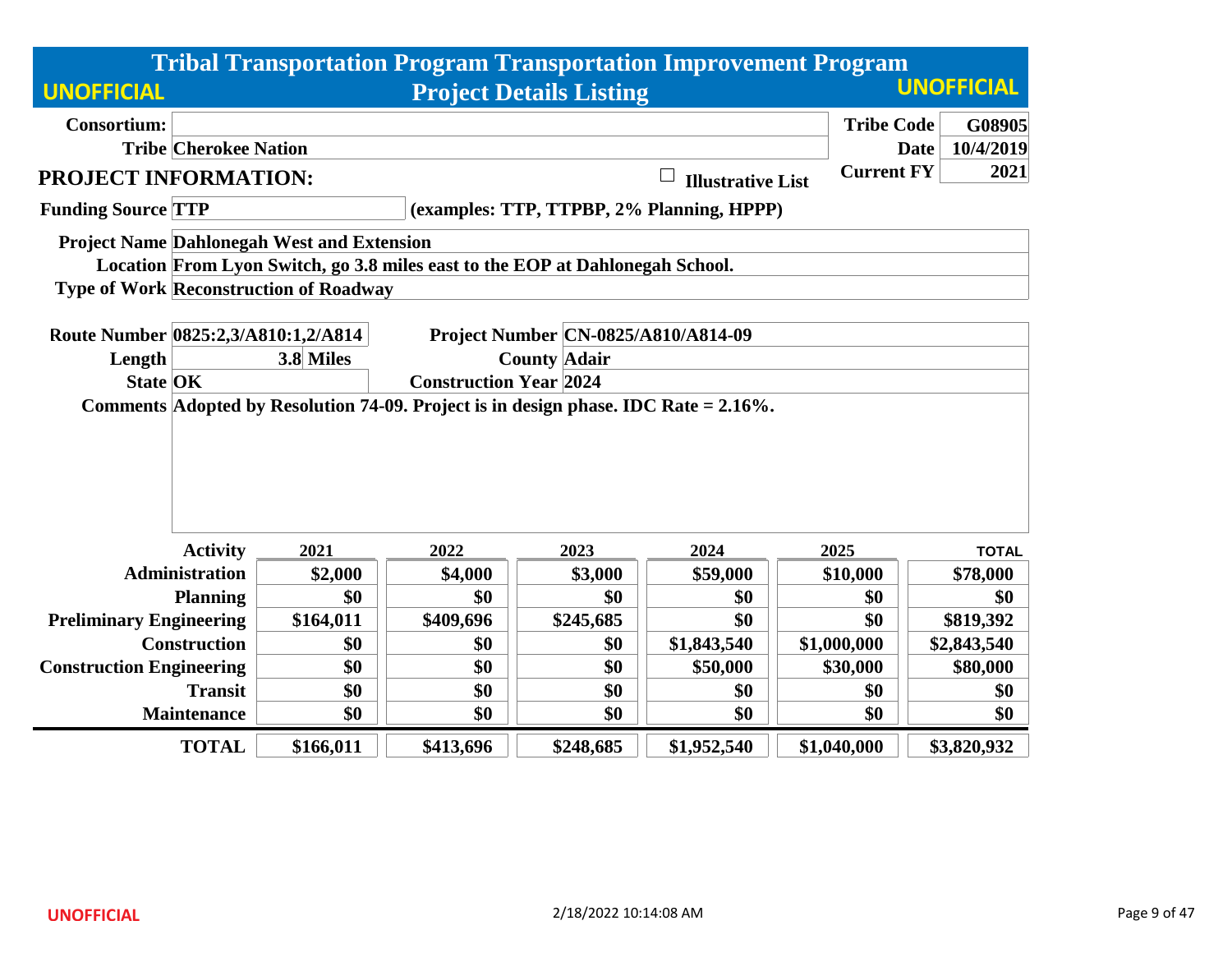# Tribal Transportation Program Transportation Improvement Program

## Project Details Listing

UNOFFICIAL

| | | | |
|---|---|---|---|
| **Consortium:** | | **Tribe Code** | G08905 |
| **Tribe** | Cherokee Nation | **Date** | 10/4/2019 |
| | | **Current FY** | 2021 |

**PROJECT INFORMATION:**

☐ Illustrative List

**Funding Source:** TTP (examples: TTP, TTPBP, 2% Planning, HPPP)

**Project Name:** Dahlonegah West and Extension

**Location:** From Lyon Switch, go 3.8 miles east to the EOP at Dahlonegah School.

**Type of Work:** Reconstruction of Roadway

**Route Number:** 0825:2,3/A810:1,2/A814

**Project Number:** CN-0825/A810/A814-09

**Length:** 3.8 Miles

**County:** Adair

**State:** OK

**Construction Year:** 2024

**Comments:** Adopted by Resolution 74-09. Project is in design phase. IDC Rate = 2.16%.

| Activity | 2021 | 2022 | 2023 | 2024 | 2025 | TOTAL |
|---|---|---|---|---|---|---|
| Administration | $2,000 | $4,000 | $3,000 | $59,000 | $10,000 | $78,000 |
| Planning | $0 | $0 | $0 | $0 | $0 | $0 |
| Preliminary Engineering | $164,011 | $409,696 | $245,685 | $0 | $0 | $819,392 |
| Construction | $0 | $0 | $0 | $1,843,540 | $1,000,000 | $2,843,540 |
| Construction Engineering | $0 | $0 | $0 | $50,000 | $30,000 | $80,000 |
| Transit | $0 | $0 | $0 | $0 | $0 | $0 |
| Maintenance | $0 | $0 | $0 | $0 | $0 | $0 |
| **TOTAL** | $166,011 | $413,696 | $248,685 | $1,952,540 | $1,040,000 | $3,820,932 |

UNOFFICIAL

2/18/2022 10:14:08 AM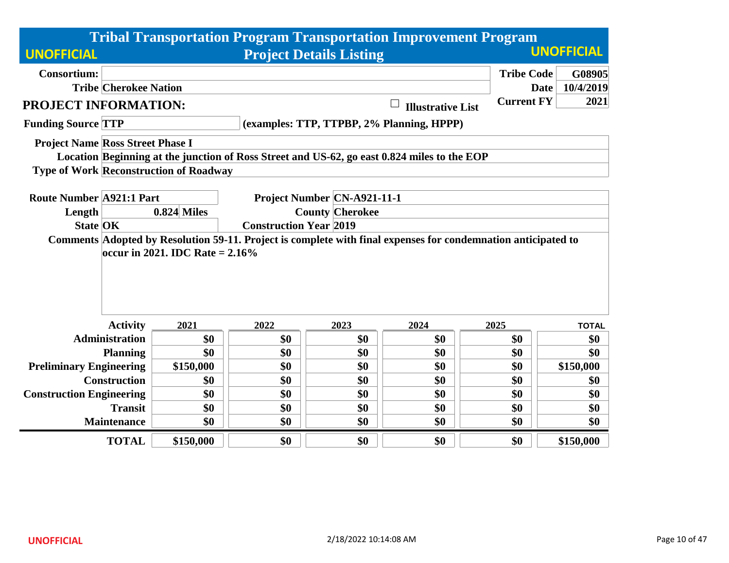# Tribal Transportation Program Transportation Improvement Program

## Project Details Listing

UNOFFICIAL

| | | | |
|---|---|---|---|
| **Consortium:** | | **Tribe Code** | **G08905** |
| **Tribe** | **Cherokee Nation** | **Date** | **10/4/2019** |
| | | **Current FY** | **2021** |

## PROJECT INFORMATION:

☐ **Illustrative List**

**Funding Source** TTP (examples: TTP, TTPBP, 2% Planning, HPPP)

**Project Name** Ross Street Phase I

**Location** Beginning at the junction of Ross Street and US-62, go east 0.824 miles to the EOP

**Type of Work** Reconstruction of Roadway

**Route Number** A921:1 Part

**Project Number** CN-A921-11-1

**Length** 0.824 Miles

**County** Cherokee

**State** OK

**Construction Year** 2019

**Comments** Adopted by Resolution 59-11. Project is complete with final expenses for condemnation anticipated to occur in 2021. IDC Rate = 2.16%

| Activity | 2021 | 2022 | 2023 | 2024 | 2025 | TOTAL |
|---|---|---|---|---|---|---|
| Administration | $0 | $0 | $0 | $0 | $0 | $0 |
| Planning | $0 | $0 | $0 | $0 | $0 | $0 |
| Preliminary Engineering | $150,000 | $0 | $0 | $0 | $0 | $150,000 |
| Construction | $0 | $0 | $0 | $0 | $0 | $0 |
| Construction Engineering | $0 | $0 | $0 | $0 | $0 | $0 |
| Transit | $0 | $0 | $0 | $0 | $0 | $0 |
| Maintenance | $0 | $0 | $0 | $0 | $0 | $0 |
| **TOTAL** | **$150,000** | **$0** | **$0** | **$0** | **$0** | **$150,000** |

UNOFFICIAL

2/18/2022 10:14:08 AM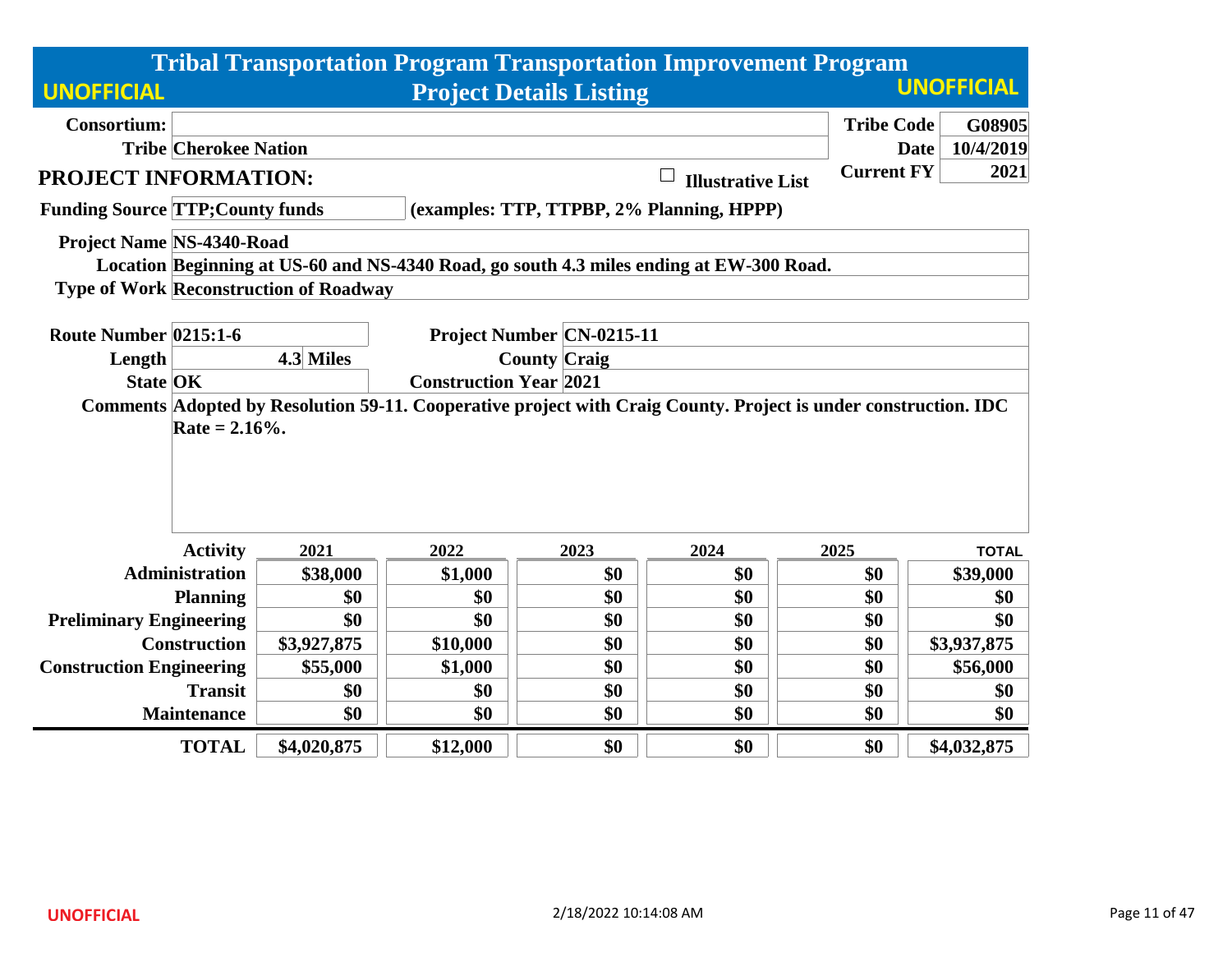# Tribal Transportation Program Transportation Improvement Program

**UNOFFICIAL** — Project Details Listing — **UNOFFICIAL**

| | | | |
|---|---|---|---|
| **Consortium:** | | **Tribe Code** | **G08905** |
| **Tribe** | **Cherokee Nation** | **Date** | **10/4/2019** |
| | | **Current FY** | **2021** |

## PROJECT INFORMATION:

☐ **Illustrative List**

**Funding Source** TTP;County funds (examples: TTP, TTPBP, 2% Planning, HPPP)

**Project Name** NS-4340-Road

**Location** Beginning at US-60 and NS-4340 Road, go south 4.3 miles ending at EW-300 Road.

**Type of Work** Reconstruction of Roadway

| | | | |
|---|---|---|---|
| **Route Number** | 0215:1-6 | **Project Number** | CN-0215-11 |
| **Length** | 4.3 Miles | **County** | Craig |
| **State** | OK | **Construction Year** | 2021 |

**Comments** Adopted by Resolution 59-11. Cooperative project with Craig County. Project is under construction. IDC Rate = 2.16%.

| Activity | 2021 | 2022 | 2023 | 2024 | 2025 | TOTAL |
|---|---|---|---|---|---|---|
| Administration | $38,000 | $1,000 | $0 | $0 | $0 | $39,000 |
| Planning | $0 | $0 | $0 | $0 | $0 | $0 |
| Preliminary Engineering | $0 | $0 | $0 | $0 | $0 | $0 |
| Construction | $3,927,875 | $10,000 | $0 | $0 | $0 | $3,937,875 |
| Construction Engineering | $55,000 | $1,000 | $0 | $0 | $0 | $56,000 |
| Transit | $0 | $0 | $0 | $0 | $0 | $0 |
| Maintenance | $0 | $0 | $0 | $0 | $0 | $0 |
| **TOTAL** | **$4,020,875** | **$12,000** | **$0** | **$0** | **$0** | **$4,032,875** |

**UNOFFICIAL**

2/18/2022 10:14:08 AM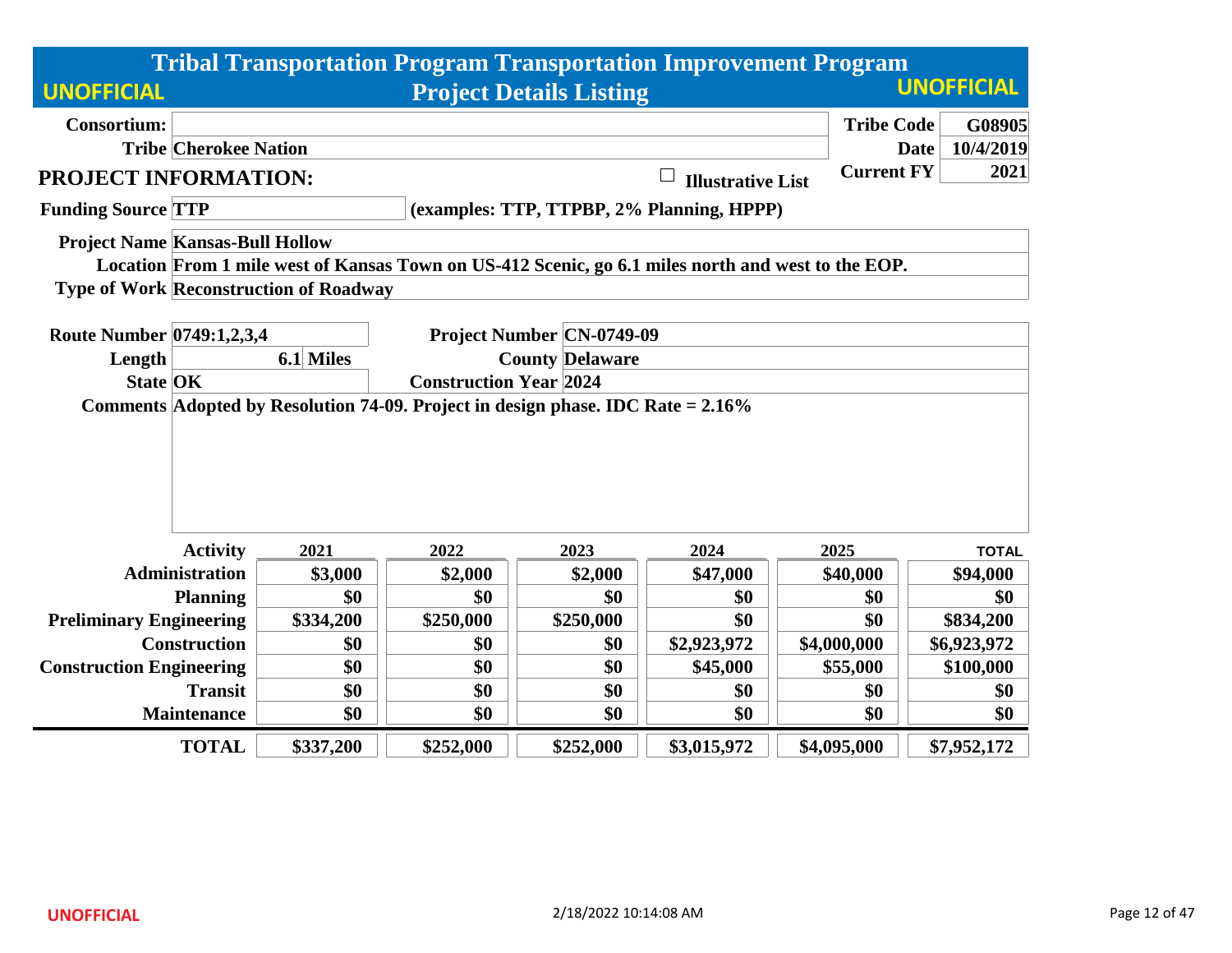# Tribal Transportation Program Transportation Improvement Program

## Project Details Listing

UNOFFICIAL

| | | | |
|---|---|---|---|
| **Consortium:** | | **Tribe Code** | **G08905** |
| **Tribe** | **Cherokee Nation** | **Date** | **10/4/2019** |
| | | **Current FY** | **2021** |

## PROJECT INFORMATION:

☐ **Illustrative List**

**Funding Source** TTP **(examples: TTP, TTPBP, 2% Planning, HPPP)**

**Project Name** Kansas-Bull Hollow

**Location** From 1 mile west of Kansas Town on US-412 Scenic, go 6.1 miles north and west to the EOP.

**Type of Work** Reconstruction of Roadway

| | | | |
|---|---|---|---|
| **Route Number** | 0749:1,2,3,4 | **Project Number** | CN-0749-09 |
| **Length** | 6.1 Miles | **County** | Delaware |
| **State** | OK | **Construction Year** | 2024 |

**Comments** Adopted by Resolution 74-09. Project in design phase. IDC Rate = 2.16%

| Activity | 2021 | 2022 | 2023 | 2024 | 2025 | TOTAL |
|---|---|---|---|---|---|---|
| Administration | $3,000 | $2,000 | $2,000 | $47,000 | $40,000 | $94,000 |
| Planning | $0 | $0 | $0 | $0 | $0 | $0 |
| Preliminary Engineering | $334,200 | $250,000 | $250,000 | $0 | $0 | $834,200 |
| Construction | $0 | $0 | $0 | $2,923,972 | $4,000,000 | $6,923,972 |
| Construction Engineering | $0 | $0 | $0 | $45,000 | $55,000 | $100,000 |
| Transit | $0 | $0 | $0 | $0 | $0 | $0 |
| Maintenance | $0 | $0 | $0 | $0 | $0 | $0 |
| **TOTAL** | **$337,200** | **$252,000** | **$252,000** | **$3,015,972** | **$4,095,000** | **$7,952,172** |

UNOFFICIAL 2/18/2022 10:14:08 AM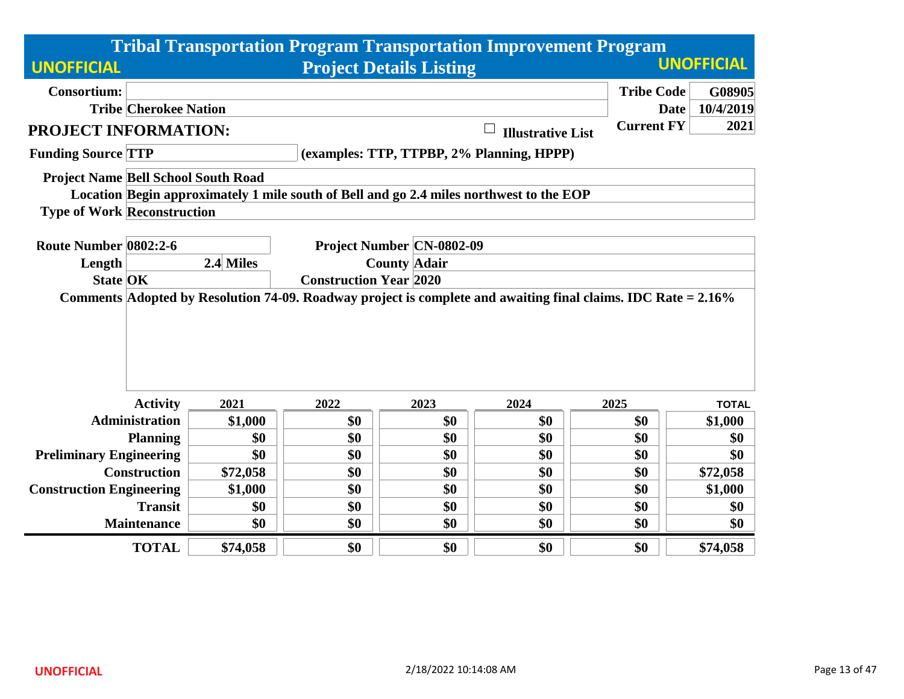# Tribal Transportation Program Transportation Improvement Program

## Project Details Listing

UNOFFICIAL

| | | | |
|---|---|---|---|
| **Consortium:** | | **Tribe Code** | **G08905** |
| **Tribe** | **Cherokee Nation** | **Date** | **10/4/2019** |
| | | **Current FY** | **2021** |

**PROJECT INFORMATION:** ☐ **Illustrative List**

**Funding Source** **TTP** **(examples: TTP, TTPBP, 2% Planning, HPPP)**

**Project Name** **Bell School South Road**

**Location** **Begin approximately 1 mile south of Bell and go 2.4 miles northwest to the EOP**

**Type of Work** **Reconstruction**

| | | | |
|---|---|---|---|
| **Route Number** | **0802:2-6** | **Project Number** | **CN-0802-09** |
| **Length** | **2.4 Miles** | **County** | **Adair** |
| **State** | **OK** | **Construction Year** | **2020** |

**Comments** **Adopted by Resolution 74-09. Roadway project is complete and awaiting final claims. IDC Rate = 2.16%**

| Activity | 2021 | 2022 | 2023 | 2024 | 2025 | TOTAL |
|---|---|---|---|---|---|---|
| **Administration** | $1,000 | $0 | $0 | $0 | $0 | $1,000 |
| **Planning** | $0 | $0 | $0 | $0 | $0 | $0 |
| **Preliminary Engineering** | $0 | $0 | $0 | $0 | $0 | $0 |
| **Construction** | $72,058 | $0 | $0 | $0 | $0 | $72,058 |
| **Construction Engineering** | $1,000 | $0 | $0 | $0 | $0 | $1,000 |
| **Transit** | $0 | $0 | $0 | $0 | $0 | $0 |
| **Maintenance** | $0 | $0 | $0 | $0 | $0 | $0 |
| **TOTAL** | $74,058 | $0 | $0 | $0 | $0 | $74,058 |

UNOFFICIAL

2/18/2022 10:14:08 AM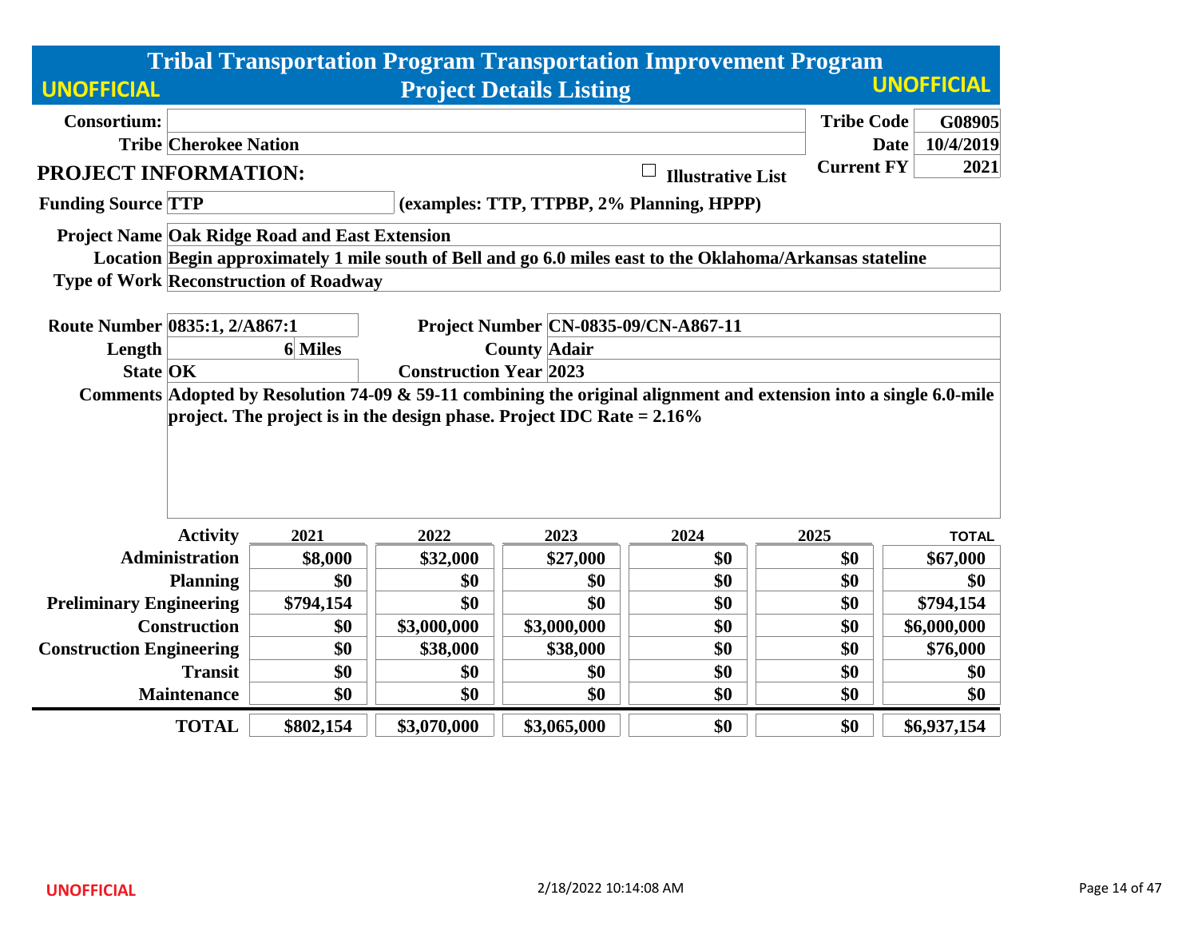# Tribal Transportation Program Transportation Improvement Program

## Project Details Listing

UNOFFICIAL

| | | | |
|---|---|---|---|
| **Consortium:** | | **Tribe Code** | **G08905** |
| **Tribe** | **Cherokee Nation** | **Date** | **10/4/2019** |
| | | **Current FY** | **2021** |

## PROJECT INFORMATION:

☐ **Illustrative List**

**Funding Source** TTP (examples: TTP, TTPBP, 2% Planning, HPPP)

**Project Name** Oak Ridge Road and East Extension

**Location** Begin approximately 1 mile south of Bell and go 6.0 miles east to the Oklahoma/Arkansas stateline

**Type of Work** Reconstruction of Roadway

| | | | |
|---|---|---|---|
| **Route Number** | 0835:1, 2/A867:1 | **Project Number** | CN-0835-09/CN-A867-11 |
| **Length** | 6 Miles | **County** | Adair |
| **State** | OK | **Construction Year** | 2023 |

**Comments** Adopted by Resolution 74-09 & 59-11 combining the original alignment and extension into a single 6.0-mile project. The project is in the design phase. Project IDC Rate = 2.16%

| Activity | 2021 | 2022 | 2023 | 2024 | 2025 | TOTAL |
|---|---|---|---|---|---|---|
| Administration | $8,000 | $32,000 | $27,000 | $0 | $0 | $67,000 |
| Planning | $0 | $0 | $0 | $0 | $0 | $0 |
| Preliminary Engineering | $794,154 | $0 | $0 | $0 | $0 | $794,154 |
| Construction | $0 | $3,000,000 | $3,000,000 | $0 | $0 | $6,000,000 |
| Construction Engineering | $0 | $38,000 | $38,000 | $0 | $0 | $76,000 |
| Transit | $0 | $0 | $0 | $0 | $0 | $0 |
| Maintenance | $0 | $0 | $0 | $0 | $0 | $0 |
| **TOTAL** | **$802,154** | **$3,070,000** | **$3,065,000** | **$0** | **$0** | **$6,937,154** |

UNOFFICIAL 2/18/2022 10:14:08 AM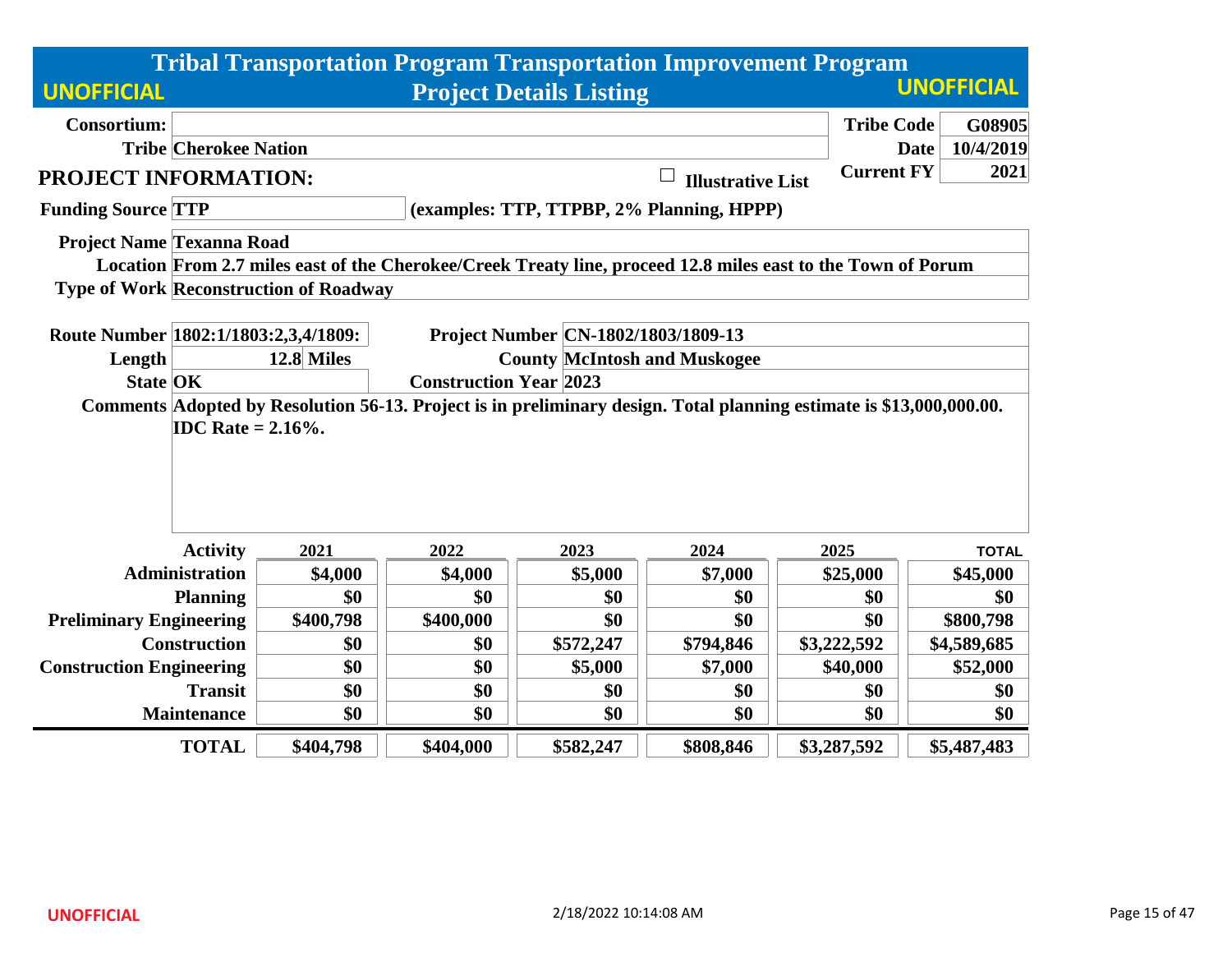# Tribal Transportation Program Transportation Improvement Program

## Project Details Listing

UNOFFICIAL

| | | | |
|---|---|---|---|
| **Consortium:** | | **Tribe Code** | **G08905** |
| **Tribe** | **Cherokee Nation** | **Date** | **10/4/2019** |
| | | **Current FY** | **2021** |

## PROJECT INFORMATION:

☐ **Illustrative List**

**Funding Source** TTP (examples: TTP, TTPBP, 2% Planning, HPPP)

**Project Name** Texanna Road

**Location** From 2.7 miles east of the Cherokee/Creek Treaty line, proceed 12.8 miles east to the Town of Porum

**Type of Work** Reconstruction of Roadway

**Route Number** 1802:1/1803:2,3,4/1809:

**Project Number** CN-1802/1803/1809-13

**Length** 12.8 Miles

**County** McIntosh and Muskogee

**State** OK

**Construction Year** 2023

**Comments** Adopted by Resolution 56-13. Project is in preliminary design. Total planning estimate is $13,000,000.00. IDC Rate = 2.16%.

| Activity | 2021 | 2022 | 2023 | 2024 | 2025 | TOTAL |
|---|---|---|---|---|---|---|
| Administration | $4,000 | $4,000 | $5,000 | $7,000 | $25,000 | $45,000 |
| Planning | $0 | $0 | $0 | $0 | $0 | $0 |
| Preliminary Engineering | $400,798 | $400,000 | $0 | $0 | $0 | $800,798 |
| Construction | $0 | $0 | $572,247 | $794,846 | $3,222,592 | $4,589,685 |
| Construction Engineering | $0 | $0 | $5,000 | $7,000 | $40,000 | $52,000 |
| Transit | $0 | $0 | $0 | $0 | $0 | $0 |
| Maintenance | $0 | $0 | $0 | $0 | $0 | $0 |
| **TOTAL** | **$404,798** | **$404,000** | **$582,247** | **$808,846** | **$3,287,592** | **$5,487,483** |

UNOFFICIAL

2/18/2022 10:14:08 AM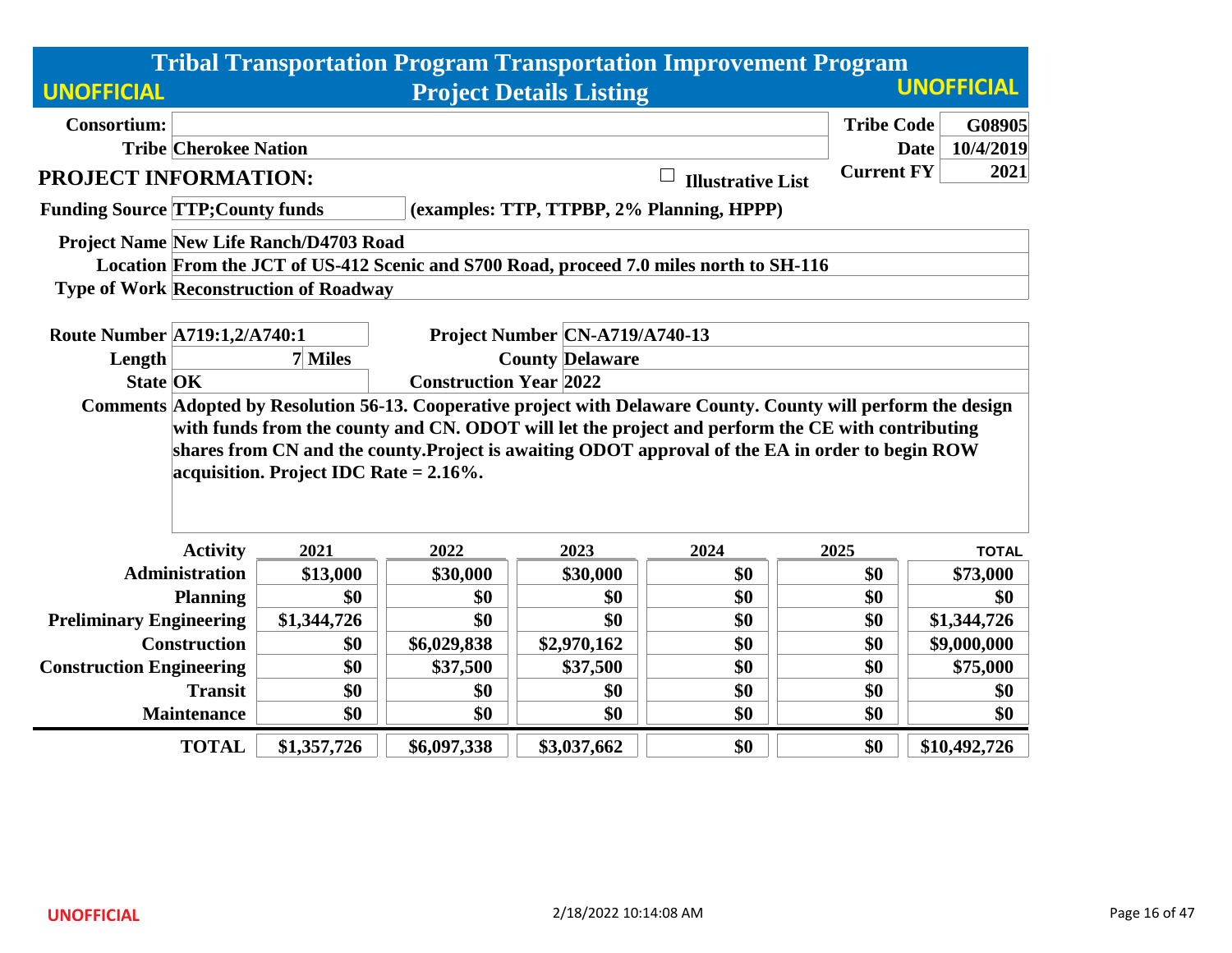# Tribal Transportation Program Transportation Improvement Program

## Project Details Listing

UNOFFICIAL

| | | | |
|---|---|---|---|
| **Consortium:** | | **Tribe Code** | **G08905** |
| **Tribe** | **Cherokee Nation** | **Date** | **10/4/2019** |
| | | **Current FY** | **2021** |

**PROJECT INFORMATION:** ☐ **Illustrative List**

**Funding Source:** TTP;County funds (examples: TTP, TTPBP, 2% Planning, HPPP)

**Project Name:** New Life Ranch/D4703 Road

**Location:** From the JCT of US-412 Scenic and S700 Road, proceed 7.0 miles north to SH-116

**Type of Work:** Reconstruction of Roadway

**Route Number:** A719:1,2/A740:1

**Project Number:** CN-A719/A740-13

**Length:** 7 Miles

**County:** Delaware

**State:** OK

**Construction Year:** 2022

**Comments:** Adopted by Resolution 56-13. Cooperative project with Delaware County. County will perform the design with funds from the county and CN. ODOT will let the project and perform the CE with contributing shares from CN and the county.Project is awaiting ODOT approval of the EA in order to begin ROW acquisition. Project IDC Rate = 2.16%.

| Activity | 2021 | 2022 | 2023 | 2024 | 2025 | TOTAL |
|---|---|---|---|---|---|---|
| Administration | $13,000 | $30,000 | $30,000 | $0 | $0 | $73,000 |
| Planning | $0 | $0 | $0 | $0 | $0 | $0 |
| Preliminary Engineering | $1,344,726 | $0 | $0 | $0 | $0 | $1,344,726 |
| Construction | $0 | $6,029,838 | $2,970,162 | $0 | $0 | $9,000,000 |
| Construction Engineering | $0 | $37,500 | $37,500 | $0 | $0 | $75,000 |
| Transit | $0 | $0 | $0 | $0 | $0 | $0 |
| Maintenance | $0 | $0 | $0 | $0 | $0 | $0 |
| **TOTAL** | **$1,357,726** | **$6,097,338** | **$3,037,662** | **$0** | **$0** | **$10,492,726** |

UNOFFICIAL 2/18/2022 10:14:08 AM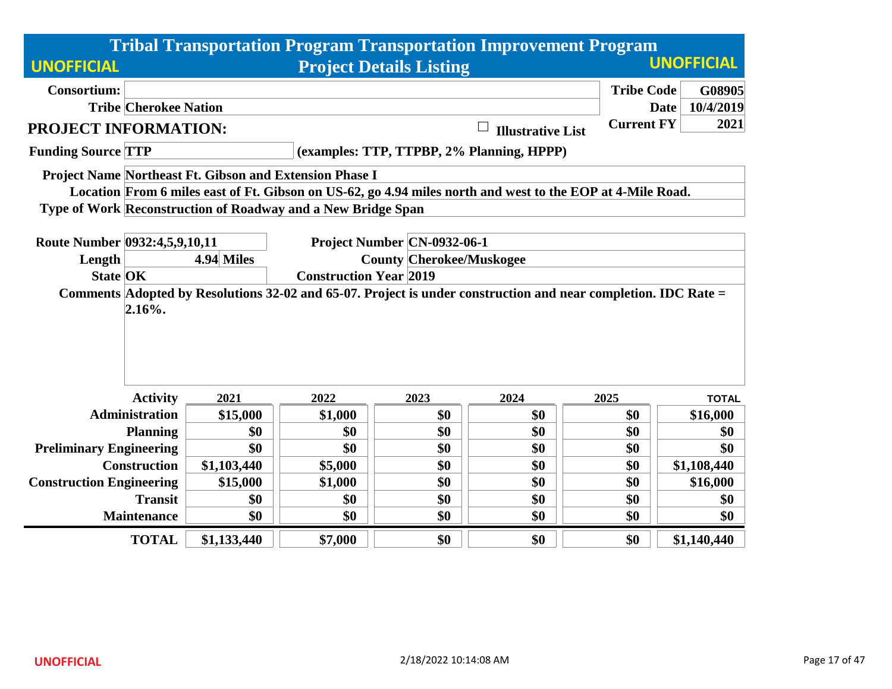# Tribal Transportation Program Transportation Improvement Program

## Project Details Listing

UNOFFICIAL

| | | | |
|---|---|---|---|
| **Consortium:** | | **Tribe Code** | **G08905** |
| **Tribe** | **Cherokee Nation** | **Date** | **10/4/2019** |
| | | **Current FY** | **2021** |

### PROJECT INFORMATION:

☐ **Illustrative List**

**Funding Source** TTP (examples: TTP, TTPBP, 2% Planning, HPPP)

**Project Name** Northeast Ft. Gibson and Extension Phase I

**Location** From 6 miles east of Ft. Gibson on US-62, go 4.94 miles north and west to the EOP at 4-Mile Road.

**Type of Work** Reconstruction of Roadway and a New Bridge Span

| | | | |
|---|---|---|---|
| **Route Number** | 0932:4,5,9,10,11 | **Project Number** | CN-0932-06-1 |
| **Length** | 4.94 Miles | **County** | Cherokee/Muskogee |
| **State** | OK | **Construction Year** | 2019 |

**Comments** Adopted by Resolutions 32-02 and 65-07. Project is under construction and near completion. IDC Rate = 2.16%.

| Activity | 2021 | 2022 | 2023 | 2024 | 2025 | TOTAL |
|---|---|---|---|---|---|---|
| Administration | $15,000 | $1,000 | $0 | $0 | $0 | $16,000 |
| Planning | $0 | $0 | $0 | $0 | $0 | $0 |
| Preliminary Engineering | $0 | $0 | $0 | $0 | $0 | $0 |
| Construction | $1,103,440 | $5,000 | $0 | $0 | $0 | $1,108,440 |
| Construction Engineering | $15,000 | $1,000 | $0 | $0 | $0 | $16,000 |
| Transit | $0 | $0 | $0 | $0 | $0 | $0 |
| Maintenance | $0 | $0 | $0 | $0 | $0 | $0 |
| **TOTAL** | **$1,133,440** | **$7,000** | **$0** | **$0** | **$0** | **$1,140,440** |

UNOFFICIAL 2/18/2022 10:14:08 AM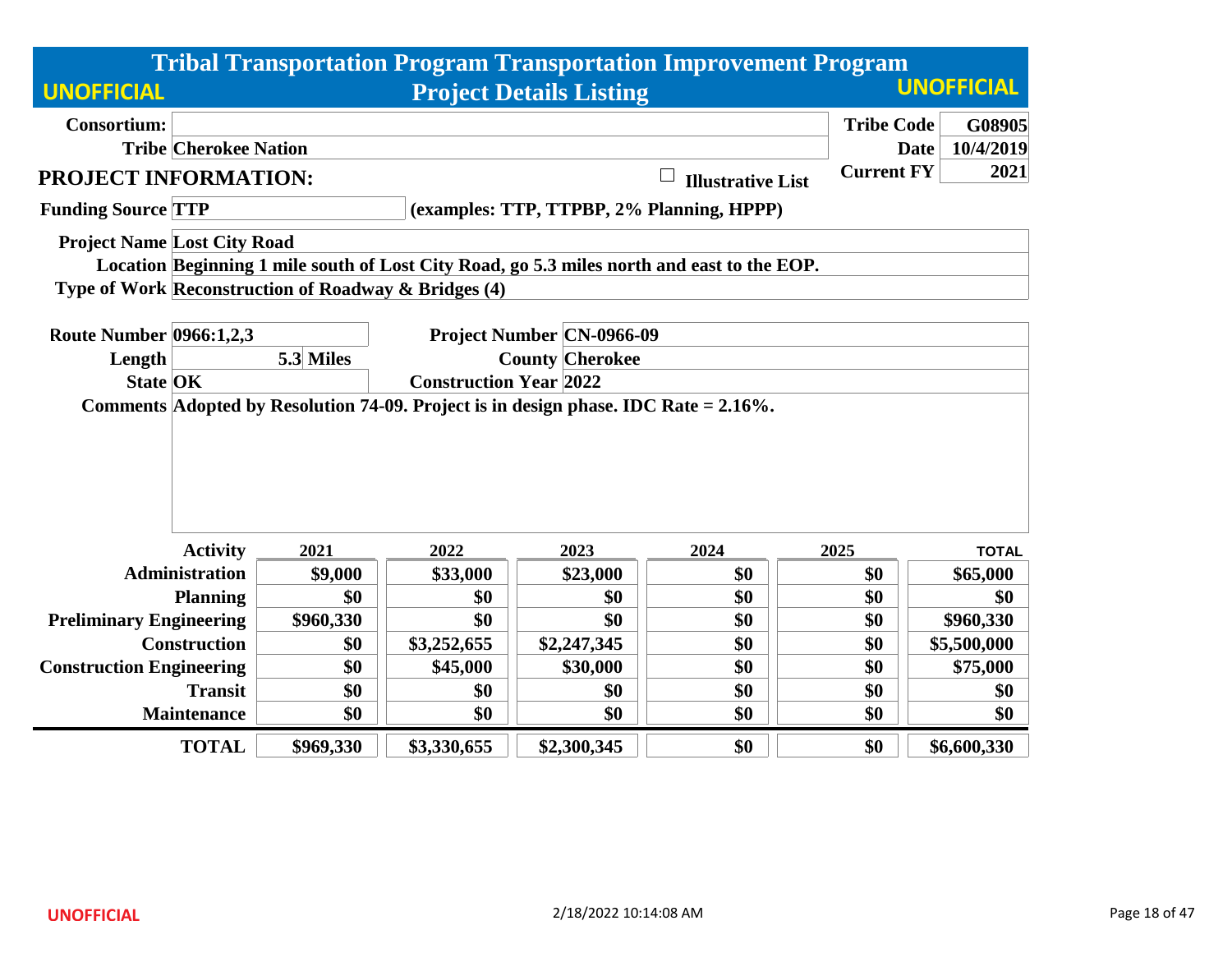# Tribal Transportation Program Transportation Improvement Program

## Project Details Listing

UNOFFICIAL

| | | | |
|---|---|---|---|
| **Consortium:** | | **Tribe Code** | **G08905** |
| **Tribe** | **Cherokee Nation** | **Date** | **10/4/2019** |
| **PROJECT INFORMATION:** | ☐ **Illustrative List** | **Current FY** | **2021** |

**Funding Source** TTP (examples: TTP, TTPBP, 2% Planning, HPPP)

**Project Name** Lost City Road

**Location** Beginning 1 mile south of Lost City Road, go 5.3 miles north and east to the EOP.

**Type of Work** Reconstruction of Roadway & Bridges (4)

| | | | |
|---|---|---|---|
| **Route Number** | 0966:1,2,3 | **Project Number** | CN-0966-09 |
| **Length** | 5.3 Miles | **County** | Cherokee |
| **State** | OK | **Construction Year** | 2022 |

**Comments** Adopted by Resolution 74-09. Project is in design phase. IDC Rate = 2.16%.

| Activity | 2021 | 2022 | 2023 | 2024 | 2025 | TOTAL |
|---|---|---|---|---|---|---|
| Administration | $9,000 | $33,000 | $23,000 | $0 | $0 | $65,000 |
| Planning | $0 | $0 | $0 | $0 | $0 | $0 |
| Preliminary Engineering | $960,330 | $0 | $0 | $0 | $0 | $960,330 |
| Construction | $0 | $3,252,655 | $2,247,345 | $0 | $0 | $5,500,000 |
| Construction Engineering | $0 | $45,000 | $30,000 | $0 | $0 | $75,000 |
| Transit | $0 | $0 | $0 | $0 | $0 | $0 |
| Maintenance | $0 | $0 | $0 | $0 | $0 | $0 |
| **TOTAL** | **$969,330** | **$3,330,655** | **$2,300,345** | **$0** | **$0** | **$6,600,330** |

UNOFFICIAL 2/18/2022 10:14:08 AM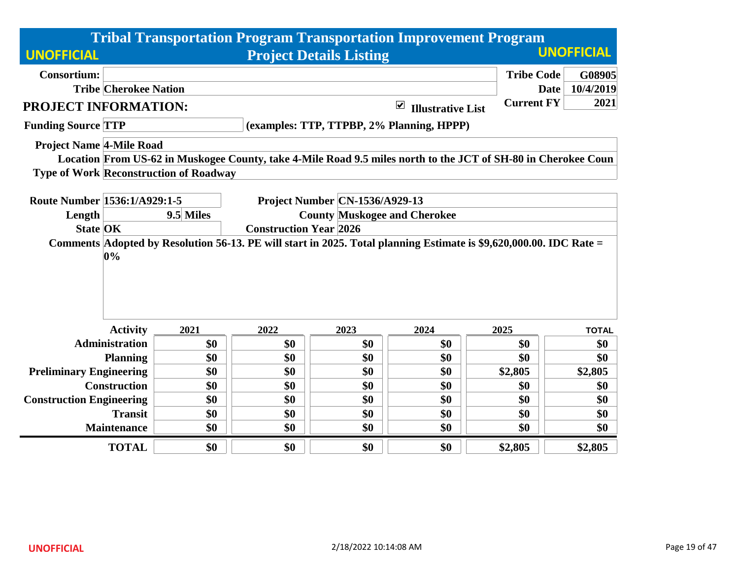# Tribal Transportation Program Transportation Improvement Program

## Project Details Listing

UNOFFICIAL | UNOFFICIAL

| | | | |
|---|---|---|---|
| **Consortium:** | | **Tribe Code** | **G08905** |
| **Tribe** | **Cherokee Nation** | **Date** | **10/4/2019** |
| | | **Current FY** | **2021** |

### PROJECT INFORMATION:

☑ **Illustrative List**

**Funding Source** TTP **(examples: TTP, TTPBP, 2% Planning, HPPP)**

**Project Name** 4-Mile Road

**Location** From US-62 in Muskogee County, take 4-Mile Road 9.5 miles north to the JCT of SH-80 in Cherokee Coun

**Type of Work** Reconstruction of Roadway

| | | | |
|---|---|---|---|
| **Route Number** | 1536:1/A929:1-5 | **Project Number** | CN-1536/A929-13 |
| **Length** | 9.5 Miles | **County** | Muskogee and Cherokee |
| **State** | OK | **Construction Year** | 2026 |

**Comments** Adopted by Resolution 56-13. PE will start in 2025. Total planning Estimate is $9,620,000.00. IDC Rate = 0%

| Activity | 2021 | 2022 | 2023 | 2024 | 2025 | TOTAL |
|---|---|---|---|---|---|---|
| Administration | $0 | $0 | $0 | $0 | $0 | $0 |
| Planning | $0 | $0 | $0 | $0 | $0 | $0 |
| Preliminary Engineering | $0 | $0 | $0 | $0 | $2,805 | $2,805 |
| Construction | $0 | $0 | $0 | $0 | $0 | $0 |
| Construction Engineering | $0 | $0 | $0 | $0 | $0 | $0 |
| Transit | $0 | $0 | $0 | $0 | $0 | $0 |
| Maintenance | $0 | $0 | $0 | $0 | $0 | $0 |
| **TOTAL** | $0 | $0 | $0 | $0 | $2,805 | $2,805 |

UNOFFICIAL

2/18/2022 10:14:08 AM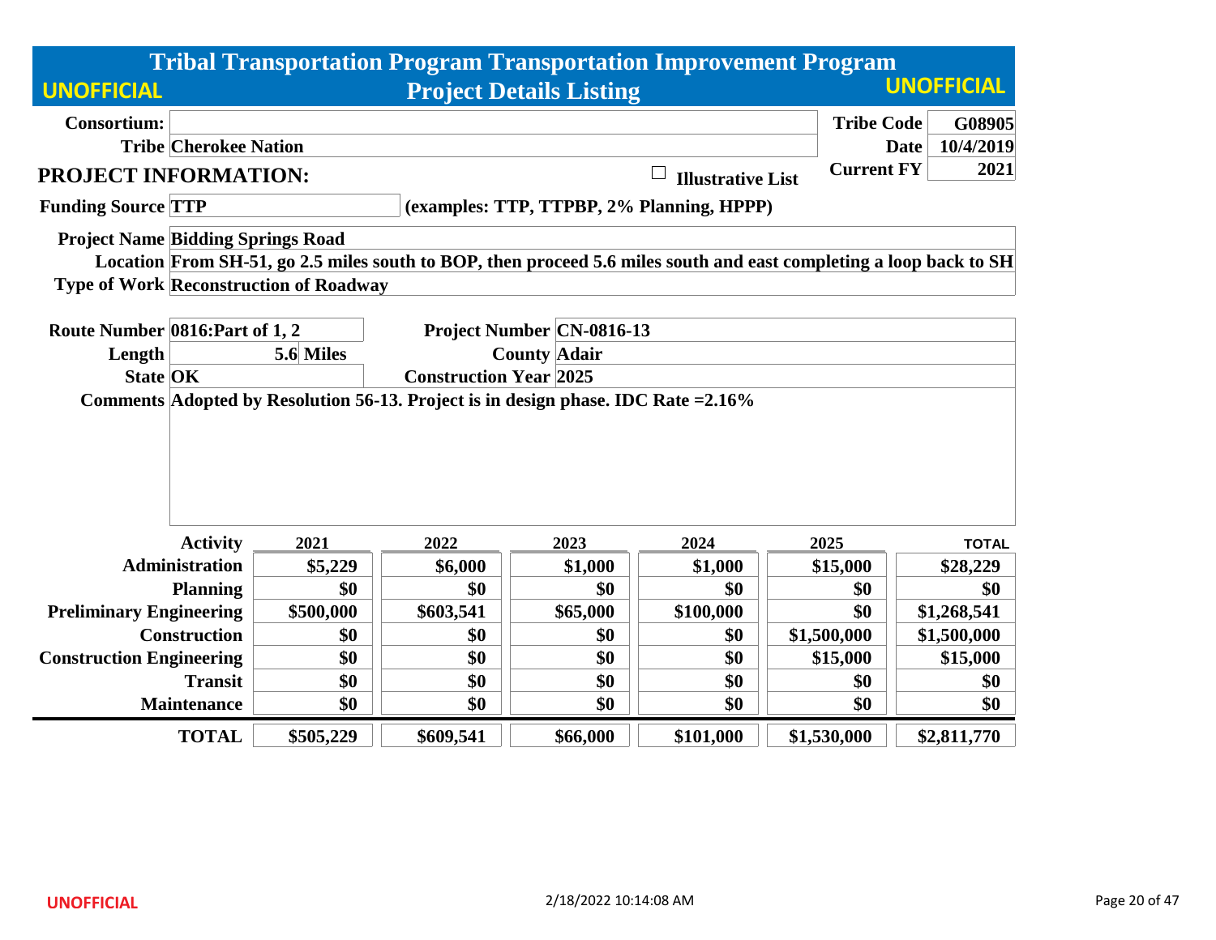# Tribal Transportation Program Transportation Improvement Program

UNOFFICIAL

## Project Details Listing

UNOFFICIAL

| | | | |
|---|---|---|---|
| **Consortium:** | | **Tribe Code** | **G08905** |
| **Tribe** | **Cherokee Nation** | **Date** | **10/4/2019** |
| | | **Current FY** | **2021** |

**PROJECT INFORMATION:** ☐ **Illustrative List**

**Funding Source** **TTP** **(examples: TTP, TTPBP, 2% Planning, HPPP)**

**Project Name** **Bidding Springs Road**

**Location** **From SH-51, go 2.5 miles south to BOP, then proceed 5.6 miles south and east completing a loop back to SH**

**Type of Work** **Reconstruction of Roadway**

| | | | |
|---|---|---|---|
| **Route Number** | **0816:Part of 1, 2** | **Project Number** | **CN-0816-13** |
| **Length** | **5.6 Miles** | **County** | **Adair** |
| **State** | **OK** | **Construction Year** | **2025** |

**Comments** **Adopted by Resolution 56-13. Project is in design phase. IDC Rate =2.16%**

| Activity | 2021 | 2022 | 2023 | 2024 | 2025 | TOTAL |
|---|---|---|---|---|---|---|
| Administration | $5,229 | $6,000 | $1,000 | $1,000 | $15,000 | $28,229 |
| Planning | $0 | $0 | $0 | $0 | $0 | $0 |
| Preliminary Engineering | $500,000 | $603,541 | $65,000 | $100,000 | $0 | $1,268,541 |
| Construction | $0 | $0 | $0 | $0 | $1,500,000 | $1,500,000 |
| Construction Engineering | $0 | $0 | $0 | $0 | $15,000 | $15,000 |
| Transit | $0 | $0 | $0 | $0 | $0 | $0 |
| Maintenance | $0 | $0 | $0 | $0 | $0 | $0 |
| **TOTAL** | **$505,229** | **$609,541** | **$66,000** | **$101,000** | **$1,530,000** | **$2,811,770** |

UNOFFICIAL

2/18/2022 10:14:08 AM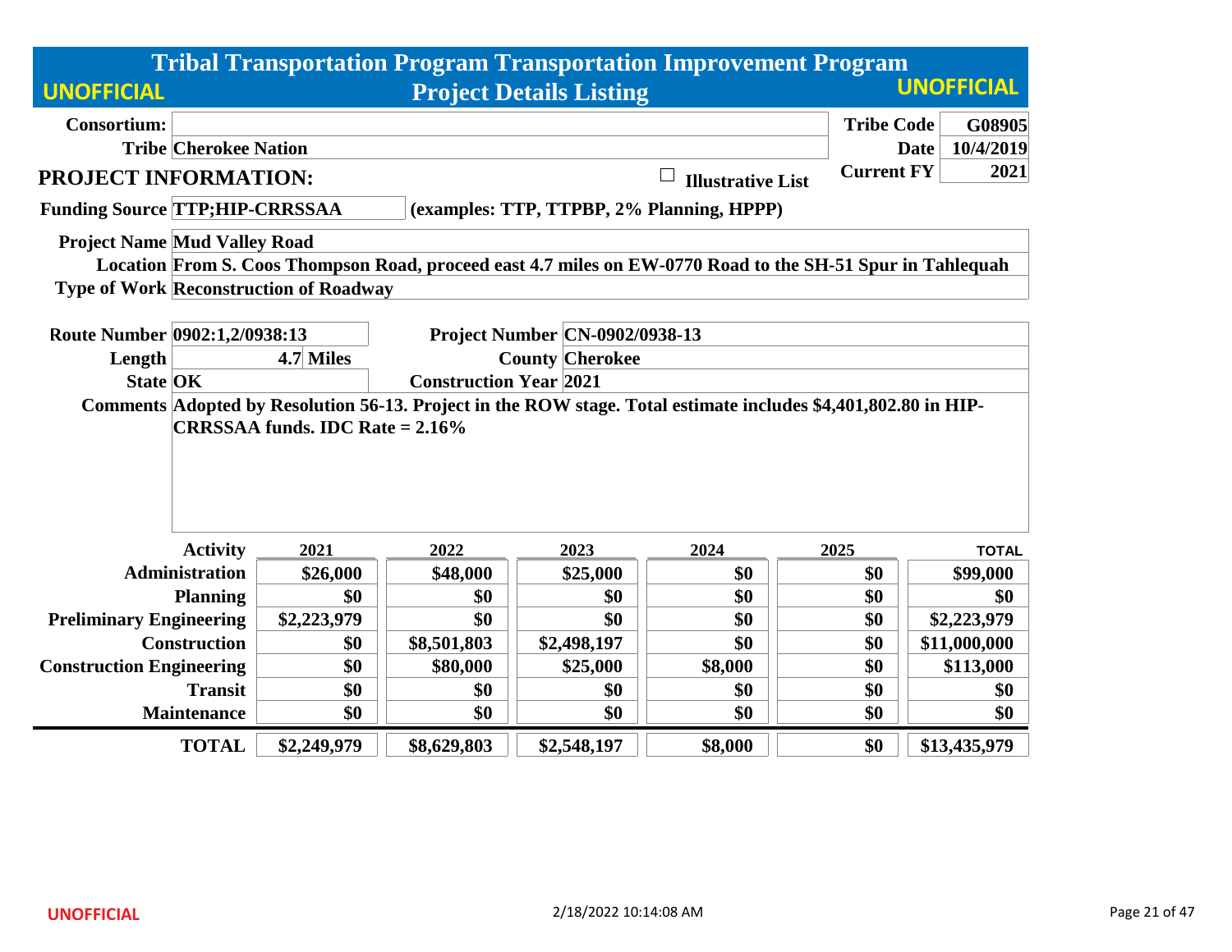# Tribal Transportation Program Transportation Improvement Program

## Project Details Listing

UNOFFICIAL

| | | | |
|---|---|---|---|
| **Consortium:** | | **Tribe Code** | **G08905** |
| **Tribe** | **Cherokee Nation** | **Date** | **10/4/2019** |
| | | **Current FY** | **2021** |

## PROJECT INFORMATION:

☐ **Illustrative List**

**Funding Source** TTP;HIP-CRRSSAA **(examples: TTP, TTPBP, 2% Planning, HPPP)**

**Project Name** Mud Valley Road

**Location** From S. Coos Thompson Road, proceed east 4.7 miles on EW-0770 Road to the SH-51 Spur in Tahlequah

**Type of Work** Reconstruction of Roadway

| | | | |
|---|---|---|---|
| **Route Number** | 0902:1,2/0938:13 | **Project Number** | CN-0902/0938-13 |
| **Length** | 4.7 Miles | **County** | Cherokee |
| **State** | OK | **Construction Year** | 2021 |

**Comments** Adopted by Resolution 56-13. Project in the ROW stage. Total estimate includes $4,401,802.80 in HIP-CRRSSAA funds. IDC Rate = 2.16%

| Activity | 2021 | 2022 | 2023 | 2024 | 2025 | TOTAL |
|---|---|---|---|---|---|---|
| Administration | $26,000 | $48,000 | $25,000 | $0 | $0 | $99,000 |
| Planning | $0 | $0 | $0 | $0 | $0 | $0 |
| Preliminary Engineering | $2,223,979 | $0 | $0 | $0 | $0 | $2,223,979 |
| Construction | $0 | $8,501,803 | $2,498,197 | $0 | $0 | $11,000,000 |
| Construction Engineering | $0 | $80,000 | $25,000 | $8,000 | $0 | $113,000 |
| Transit | $0 | $0 | $0 | $0 | $0 | $0 |
| Maintenance | $0 | $0 | $0 | $0 | $0 | $0 |
| **TOTAL** | **$2,249,979** | **$8,629,803** | **$2,548,197** | **$8,000** | **$0** | **$13,435,979** |

UNOFFICIAL

2/18/2022 10:14:08 AM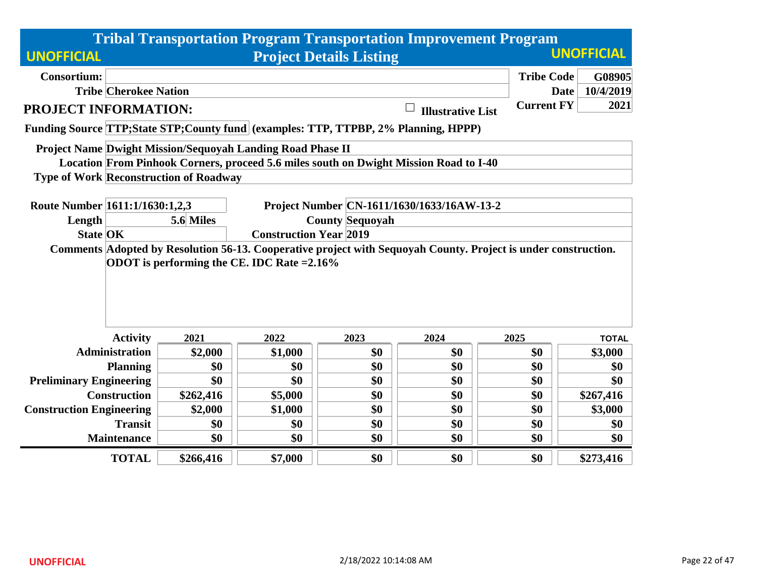**UNOFFICIAL** | **UNOFFICIAL**

# Tribal Transportation Program Transportation Improvement Program
## Project Details Listing

**Consortium:**

**Tribe** Cherokee Nation

**Tribe Code** G08905
**Date** 10/4/2019
**Current FY** 2021

## PROJECT INFORMATION:

☐ Illustrative List

**Funding Source** TTP;State STP;County fund (examples: TTP, TTPBP, 2% Planning, HPPP)

**Project Name** Dwight Mission/Sequoyah Landing Road Phase II
**Location** From Pinhook Corners, proceed 5.6 miles south on Dwight Mission Road to I-40
**Type of Work** Reconstruction of Roadway

**Route Number** 1611:1/1630:1,2,3
**Project Number** CN-1611/1630/1633/16AW-13-2
**Length** 5.6 Miles
**County** Sequoyah
**State** OK
**Construction Year** 2019

**Comments** Adopted by Resolution 56-13. Cooperative project with Sequoyah County. Project is under construction. ODOT is performing the CE. IDC Rate =2.16%

| Activity | 2021 | 2022 | 2023 | 2024 | 2025 | TOTAL |
|---|---|---|---|---|---|---|
| Administration | $2,000 | $1,000 | $0 | $0 | $0 | $3,000 |
| Planning | $0 | $0 | $0 | $0 | $0 | $0 |
| Preliminary Engineering | $0 | $0 | $0 | $0 | $0 | $0 |
| Construction | $262,416 | $5,000 | $0 | $0 | $0 | $267,416 |
| Construction Engineering | $2,000 | $1,000 | $0 | $0 | $0 | $3,000 |
| Transit | $0 | $0 | $0 | $0 | $0 | $0 |
| Maintenance | $0 | $0 | $0 | $0 | $0 | $0 |
| **TOTAL** | $266,416 | $7,000 | $0 | $0 | $0 | $273,416 |

**UNOFFICIAL** 2/18/2022 10:14:08 AM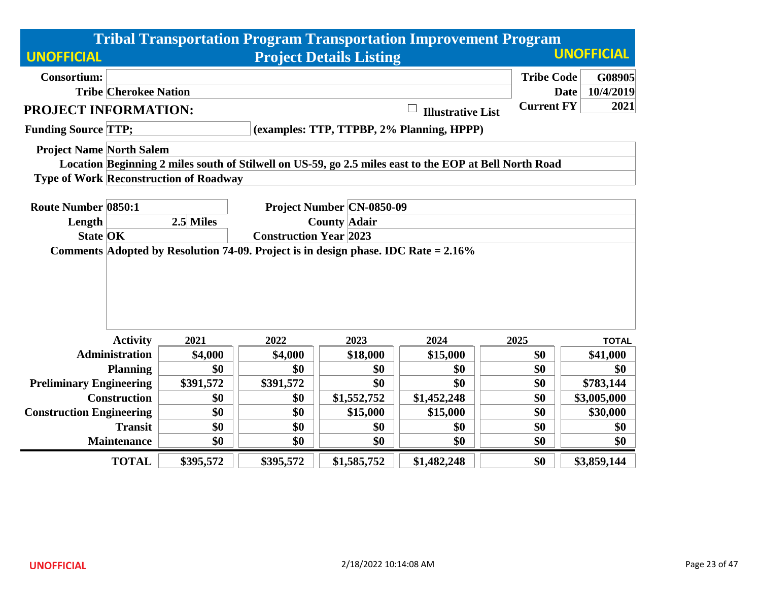# Tribal Transportation Program Transportation Improvement Program
## Project Details Listing

UNOFFICIAL

| | | | |
|---|---|---|---|
| **Consortium:** | | **Tribe Code** | **G08905** |
| **Tribe** | **Cherokee Nation** | **Date** | **10/4/2019** |
| | | **Current FY** | **2021** |

## PROJECT INFORMATION:

☐ **Illustrative List**

**Funding Source** TTP; **(examples: TTP, TTPBP, 2% Planning, HPPP)**

**Project Name** North Salem

**Location** Beginning 2 miles south of Stilwell on US-59, go 2.5 miles east to the EOP at Bell North Road

**Type of Work** Reconstruction of Roadway

| | | | |
|---|---|---|---|
| **Route Number** | 0850:1 | **Project Number** | CN-0850-09 |
| **Length** | 2.5 Miles | **County** | Adair |
| **State** | OK | **Construction Year** | 2023 |

**Comments** Adopted by Resolution 74-09. Project is in design phase. IDC Rate = 2.16%

| Activity | 2021 | 2022 | 2023 | 2024 | 2025 | TOTAL |
|---|---|---|---|---|---|---|
| Administration | $4,000 | $4,000 | $18,000 | $15,000 | $0 | $41,000 |
| Planning | $0 | $0 | $0 | $0 | $0 | $0 |
| Preliminary Engineering | $391,572 | $391,572 | $0 | $0 | $0 | $783,144 |
| Construction | $0 | $0 | $1,552,752 | $1,452,248 | $0 | $3,005,000 |
| Construction Engineering | $0 | $0 | $15,000 | $15,000 | $0 | $30,000 |
| Transit | $0 | $0 | $0 | $0 | $0 | $0 |
| Maintenance | $0 | $0 | $0 | $0 | $0 | $0 |
| **TOTAL** | **$395,572** | **$395,572** | **$1,585,752** | **$1,482,248** | **$0** | **$3,859,144** |

UNOFFICIAL

2/18/2022 10:14:08 AM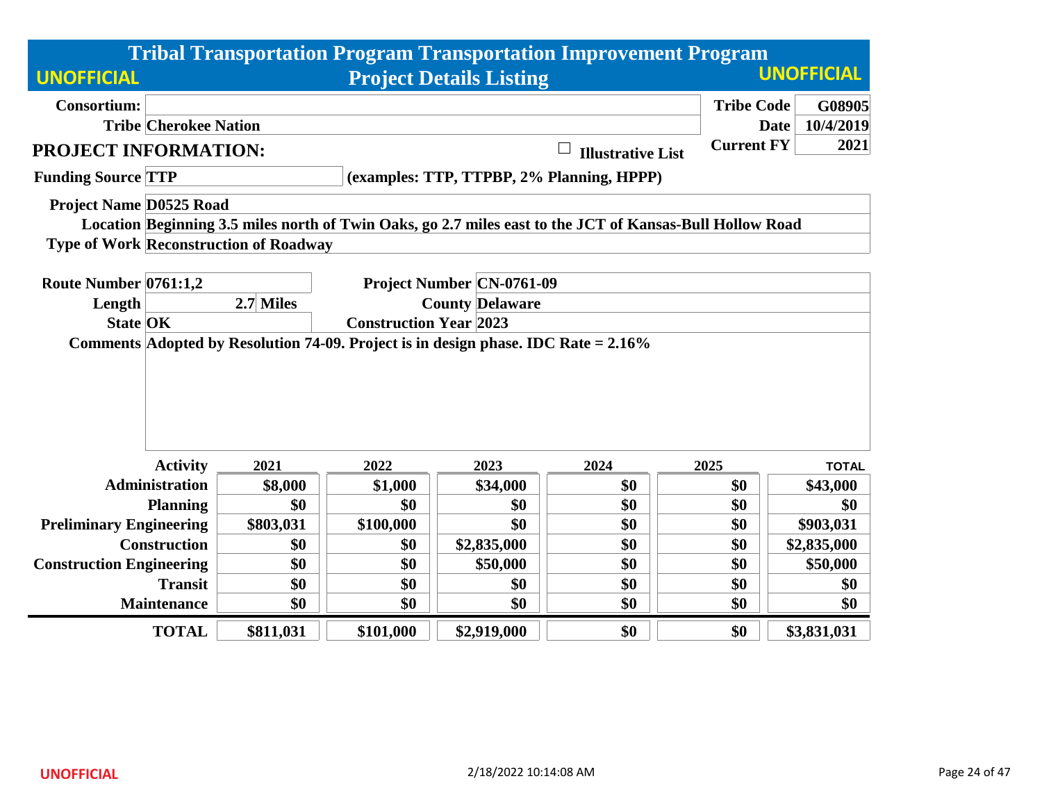# Tribal Transportation Program Transportation Improvement Program

## Project Details Listing

UNOFFICIAL

**Consortium:**

**Tribe** Cherokee Nation

**Tribe Code** G08905

**Date** 10/4/2019

**Current FY** 2021

## PROJECT INFORMATION:

☐ Illustrative List

**Funding Source** TTP (examples: TTP, TTPBP, 2% Planning, HPPP)

**Project Name** D0525 Road

**Location** Beginning 3.5 miles north of Twin Oaks, go 2.7 miles east to the JCT of Kansas-Bull Hollow Road

**Type of Work** Reconstruction of Roadway

**Route Number** 0761:1,2

**Project Number** CN-0761-09

**Length** 2.7 Miles

**County** Delaware

**State** OK

**Construction Year** 2023

**Comments** Adopted by Resolution 74-09. Project is in design phase. IDC Rate = 2.16%

| Activity | 2021 | 2022 | 2023 | 2024 | 2025 | TOTAL |
|---|---|---|---|---|---|---|
| Administration | $8,000 | $1,000 | $34,000 | $0 | $0 | $43,000 |
| Planning | $0 | $0 | $0 | $0 | $0 | $0 |
| Preliminary Engineering | $803,031 | $100,000 | $0 | $0 | $0 | $903,031 |
| Construction | $0 | $0 | $2,835,000 | $0 | $0 | $2,835,000 |
| Construction Engineering | $0 | $0 | $50,000 | $0 | $0 | $50,000 |
| Transit | $0 | $0 | $0 | $0 | $0 | $0 |
| Maintenance | $0 | $0 | $0 | $0 | $0 | $0 |
| **TOTAL** | $811,031 | $101,000 | $2,919,000 | $0 | $0 | $3,831,031 |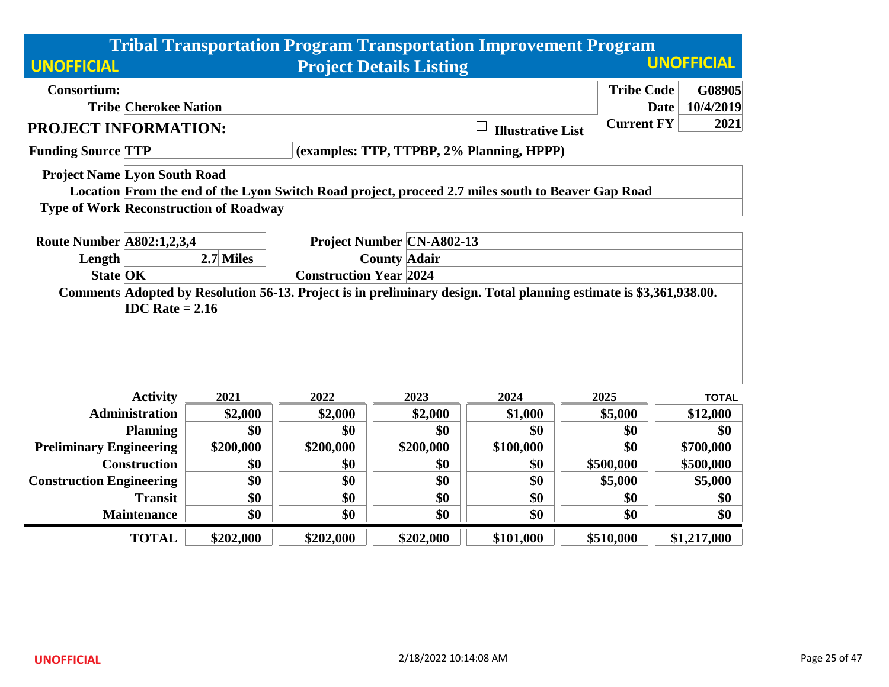# Tribal Transportation Program Transportation Improvement Program

## Project Details Listing

UNOFFICIAL

| | | | |
|---|---|---|---|
| **Consortium:** | | **Tribe Code** | **G08905** |
| **Tribe** | **Cherokee Nation** | **Date** | **10/4/2019** |
| | | **Current FY** | **2021** |

## PROJECT INFORMATION:

☐ **Illustrative List**

**Funding Source** TTP (examples: TTP, TTPBP, 2% Planning, HPPP)

**Project Name** Lyon South Road

**Location** From the end of the Lyon Switch Road project, proceed 2.7 miles south to Beaver Gap Road

**Type of Work** Reconstruction of Roadway

**Route Number** A802:1,2,3,4 | **Project Number** CN-A802-13

**Length** 2.7 Miles | **County** Adair

**State** OK | **Construction Year** 2024

**Comments** Adopted by Resolution 56-13. Project is in preliminary design. Total planning estimate is $3,361,938.00. IDC Rate = 2.16

| Activity | 2021 | 2022 | 2023 | 2024 | 2025 | TOTAL |
|---|---|---|---|---|---|---|
| Administration | $2,000 | $2,000 | $2,000 | $1,000 | $5,000 | $12,000 |
| Planning | $0 | $0 | $0 | $0 | $0 | $0 |
| Preliminary Engineering | $200,000 | $200,000 | $200,000 | $100,000 | $0 | $700,000 |
| Construction | $0 | $0 | $0 | $0 | $500,000 | $500,000 |
| Construction Engineering | $0 | $0 | $0 | $0 | $5,000 | $5,000 |
| Transit | $0 | $0 | $0 | $0 | $0 | $0 |
| Maintenance | $0 | $0 | $0 | $0 | $0 | $0 |
| **TOTAL** | $202,000 | $202,000 | $202,000 | $101,000 | $510,000 | $1,217,000 |

UNOFFICIAL

2/18/2022 10:14:08 AM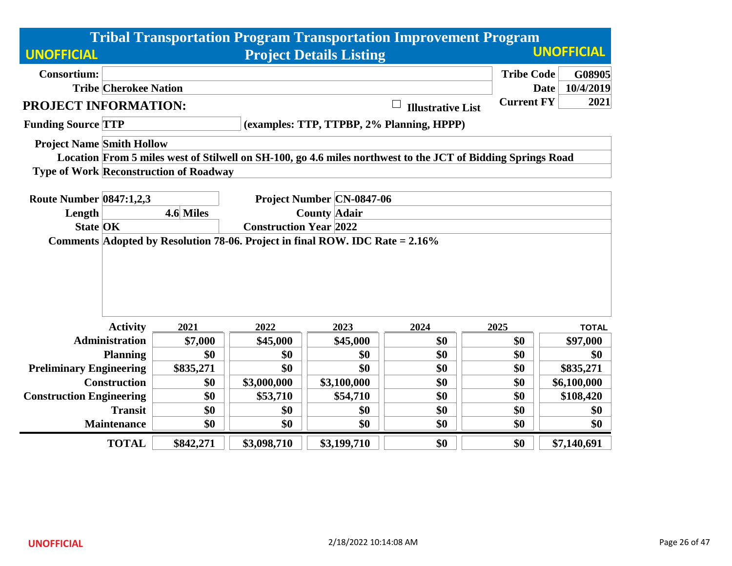# Tribal Transportation Program Transportation Improvement Program

## Project Details Listing

UNOFFICIAL

| | | | |
|---|---|---|---|
| **Consortium:** | | **Tribe Code** | **G08905** |
| **Tribe** | **Cherokee Nation** | **Date** | **10/4/2019** |
| | | **Current FY** | **2021** |

## PROJECT INFORMATION:

☐ **Illustrative List**

**Funding Source** TTP (examples: TTP, TTPBP, 2% Planning, HPPP)

**Project Name** Smith Hollow

**Location** From 5 miles west of Stilwell on SH-100, go 4.6 miles northwest to the JCT of Bidding Springs Road

**Type of Work** Reconstruction of Roadway

| | | | |
|---|---|---|---|
| **Route Number** | 0847:1,2,3 | **Project Number** | CN-0847-06 |
| **Length** | 4.6 Miles | **County** | Adair |
| **State** | OK | **Construction Year** | 2022 |

**Comments** Adopted by Resolution 78-06. Project in final ROW. IDC Rate = 2.16%

| Activity | 2021 | 2022 | 2023 | 2024 | 2025 | TOTAL |
|---|---|---|---|---|---|---|
| Administration | $7,000 | $45,000 | $45,000 | $0 | $0 | $97,000 |
| Planning | $0 | $0 | $0 | $0 | $0 | $0 |
| Preliminary Engineering | $835,271 | $0 | $0 | $0 | $0 | $835,271 |
| Construction | $0 | $3,000,000 | $3,100,000 | $0 | $0 | $6,100,000 |
| Construction Engineering | $0 | $53,710 | $54,710 | $0 | $0 | $108,420 |
| Transit | $0 | $0 | $0 | $0 | $0 | $0 |
| Maintenance | $0 | $0 | $0 | $0 | $0 | $0 |
| **TOTAL** | **$842,271** | **$3,098,710** | **$3,199,710** | **$0** | **$0** | **$7,140,691** |

UNOFFICIAL

2/18/2022 10:14:08 AM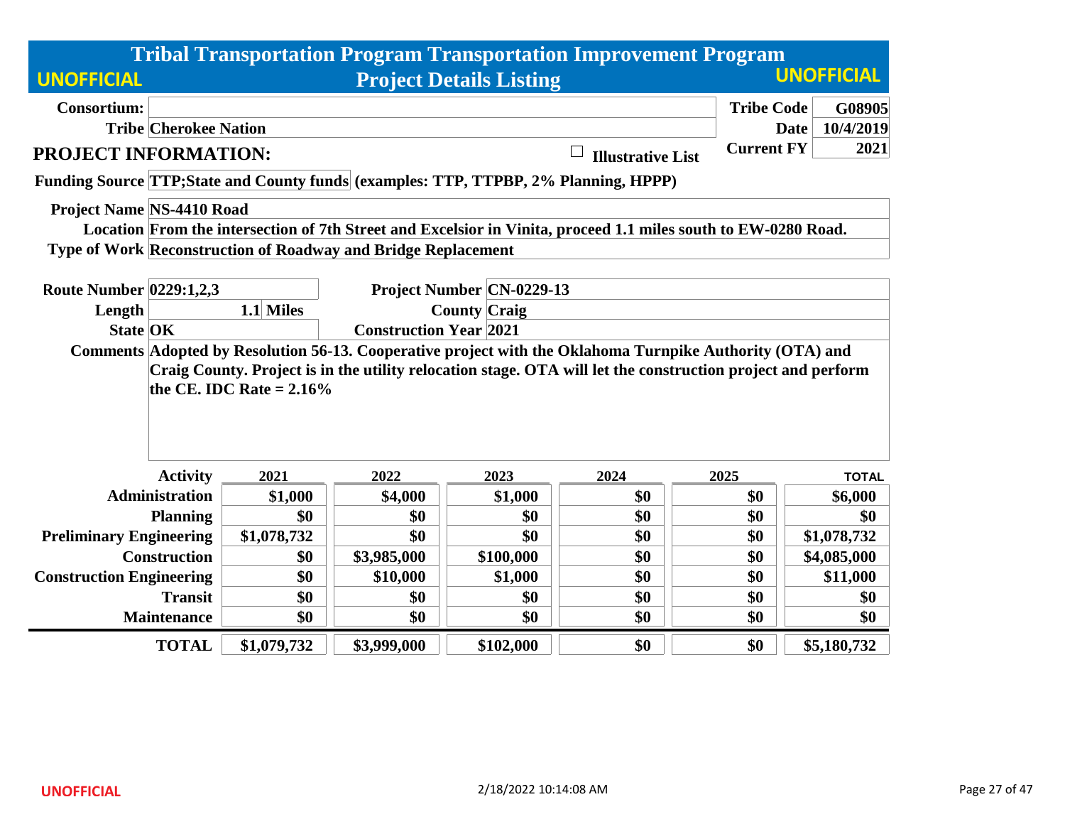# Tribal Transportation Program Transportation Improvement Program

## Project Details Listing

UNOFFICIAL

| | | | |
|---|---|---|---|
| **Consortium:** | | **Tribe Code** | **G08905** |
| **Tribe** | **Cherokee Nation** | **Date** | **10/4/2019** |
| | | **Current FY** | **2021** |

## PROJECT INFORMATION:

☐ **Illustrative List**

**Funding Source** TTP;State and County funds (examples: TTP, TTPBP, 2% Planning, HPPP)

**Project Name** NS-4410 Road

**Location** From the intersection of 7th Street and Excelsior in Vinita, proceed 1.1 miles south to EW-0280 Road.

**Type of Work** Reconstruction of Roadway and Bridge Replacement

| | | | |
|---|---|---|---|
| **Route Number** | 0229:1,2,3 | **Project Number** | CN-0229-13 |
| **Length** | 1.1 Miles | **County** | Craig |
| **State** | OK | **Construction Year** | 2021 |

**Comments** Adopted by Resolution 56-13. Cooperative project with the Oklahoma Turnpike Authority (OTA) and Craig County. Project is in the utility relocation stage. OTA will let the construction project and perform the CE. IDC Rate = 2.16%

| Activity | 2021 | 2022 | 2023 | 2024 | 2025 | TOTAL |
|---|---|---|---|---|---|---|
| Administration | $1,000 | $4,000 | $1,000 | $0 | $0 | $6,000 |
| Planning | $0 | $0 | $0 | $0 | $0 | $0 |
| Preliminary Engineering | $1,078,732 | $0 | $0 | $0 | $0 | $1,078,732 |
| Construction | $0 | $3,985,000 | $100,000 | $0 | $0 | $4,085,000 |
| Construction Engineering | $0 | $10,000 | $1,000 | $0 | $0 | $11,000 |
| Transit | $0 | $0 | $0 | $0 | $0 | $0 |
| Maintenance | $0 | $0 | $0 | $0 | $0 | $0 |
| **TOTAL** | **$1,079,732** | **$3,999,000** | **$102,000** | **$0** | **$0** | **$5,180,732** |

UNOFFICIAL

2/18/2022 10:14:08 AM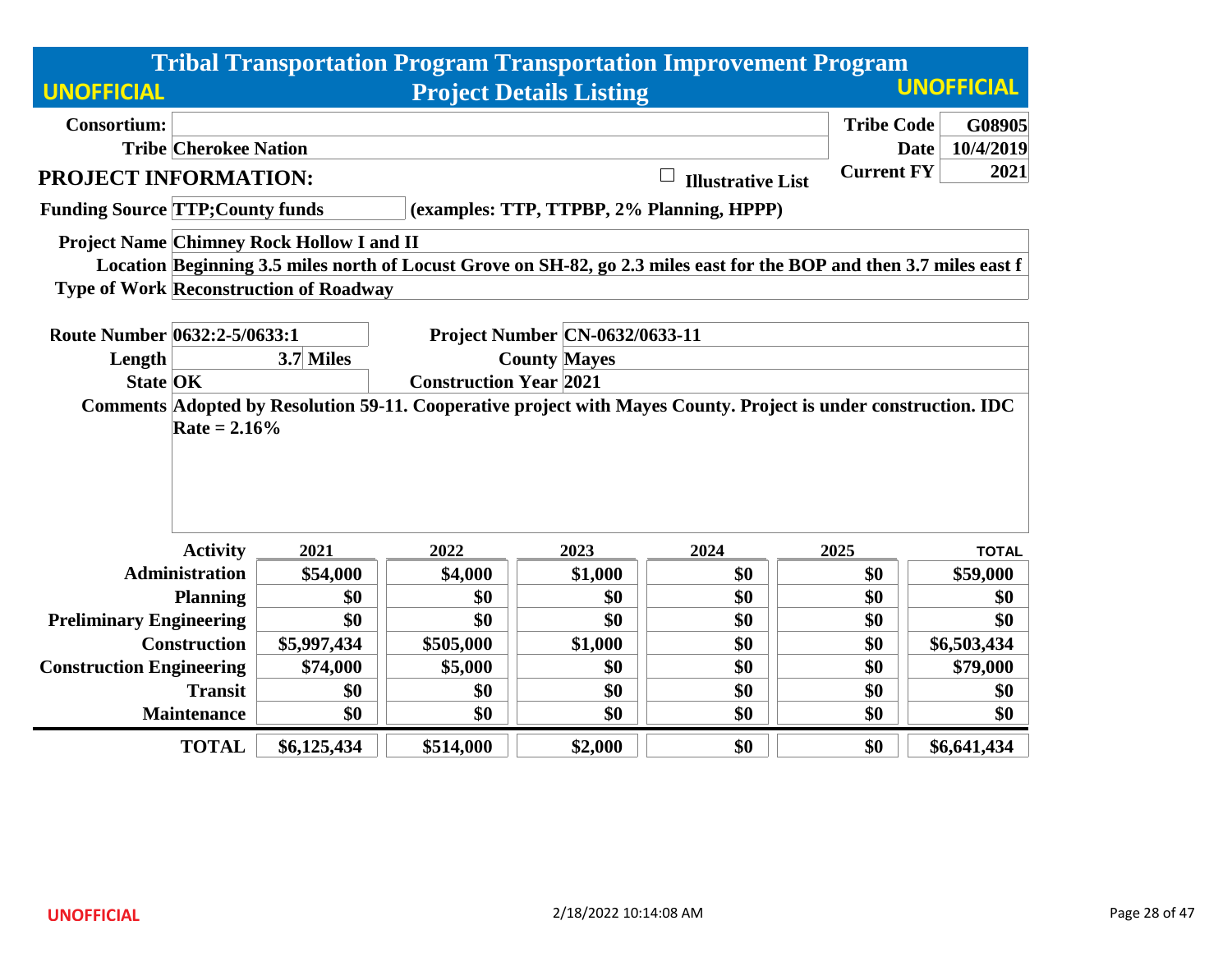# Tribal Transportation Program Transportation Improvement Program

## Project Details Listing

UNOFFICIAL

| | | | |
|---|---|---|---|
| **Consortium:** | | **Tribe Code** | **G08905** |
| **Tribe** | **Cherokee Nation** | **Date** | **10/4/2019** |
| | | **Current FY** | **2021** |

## PROJECT INFORMATION:

☐ **Illustrative List**

**Funding Source** TTP;County funds (examples: TTP, TTPBP, 2% Planning, HPPP)

**Project Name** Chimney Rock Hollow I and II

**Location** Beginning 3.5 miles north of Locust Grove on SH-82, go 2.3 miles east for the BOP and then 3.7 miles east f

**Type of Work** Reconstruction of Roadway

| | | | |
|---|---|---|---|
| **Route Number** | 0632:2-5/0633:1 | **Project Number** | CN-0632/0633-11 |
| **Length** | 3.7 Miles | **County** | Mayes |
| **State** | OK | **Construction Year** | 2021 |

**Comments** Adopted by Resolution 59-11. Cooperative project with Mayes County. Project is under construction. IDC Rate = 2.16%

| Activity | 2021 | 2022 | 2023 | 2024 | 2025 | TOTAL |
|---|---|---|---|---|---|---|
| Administration | $54,000 | $4,000 | $1,000 | $0 | $0 | $59,000 |
| Planning | $0 | $0 | $0 | $0 | $0 | $0 |
| Preliminary Engineering | $0 | $0 | $0 | $0 | $0 | $0 |
| Construction | $5,997,434 | $505,000 | $1,000 | $0 | $0 | $6,503,434 |
| Construction Engineering | $74,000 | $5,000 | $0 | $0 | $0 | $79,000 |
| Transit | $0 | $0 | $0 | $0 | $0 | $0 |
| Maintenance | $0 | $0 | $0 | $0 | $0 | $0 |
| **TOTAL** | **$6,125,434** | **$514,000** | **$2,000** | **$0** | **$0** | **$6,641,434** |

UNOFFICIAL

2/18/2022 10:14:08 AM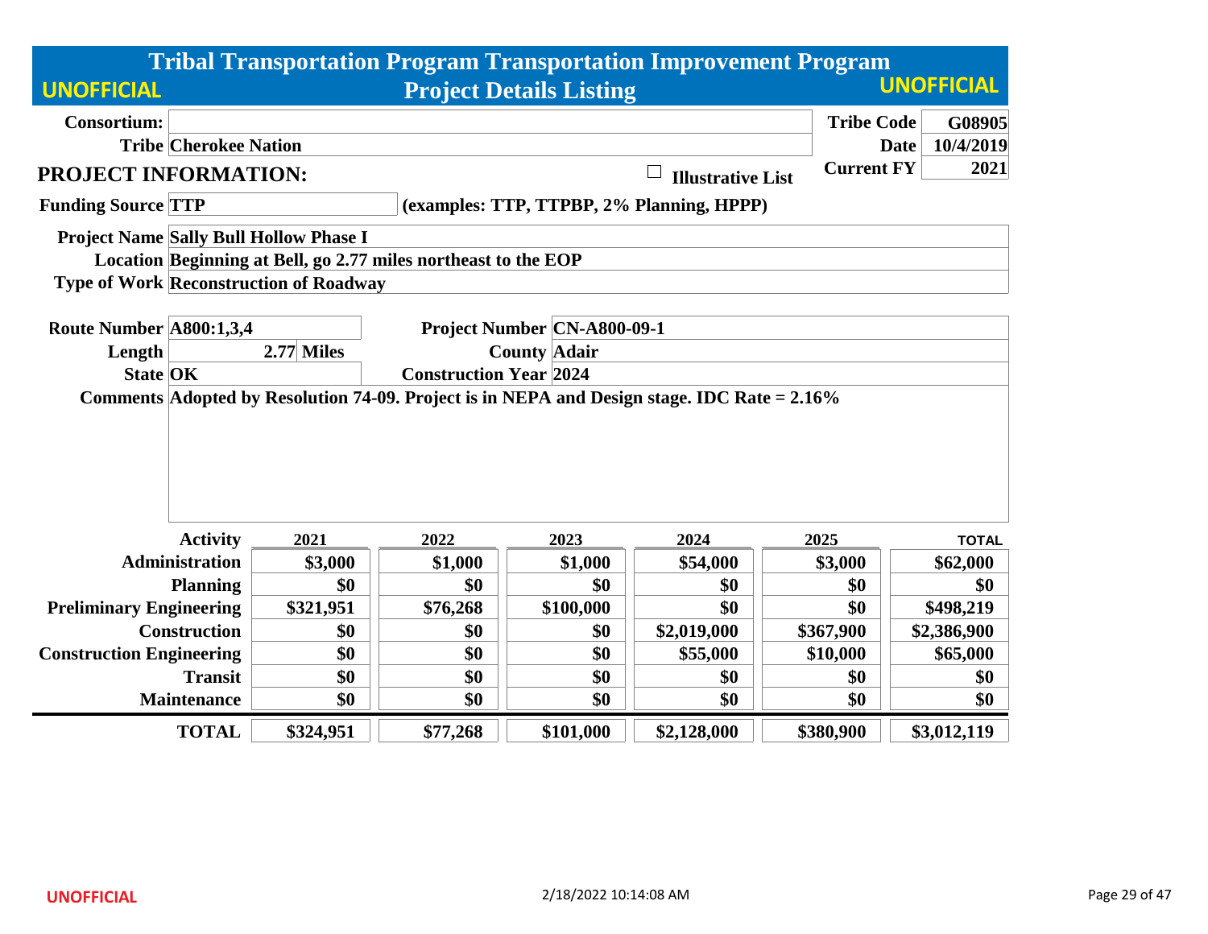# Tribal Transportation Program Transportation Improvement Program

## Project Details Listing

UNOFFICIAL

| | | | |
|---|---|---|---|
| **Consortium:** | | **Tribe Code** | **G08905** |
| **Tribe** | **Cherokee Nation** | **Date** | **10/4/2019** |
| | | **Current FY** | **2021** |

### PROJECT INFORMATION:

☐ **Illustrative List**

**Funding Source** TTP (examples: TTP, TTPBP, 2% Planning, HPPP)

**Project Name** Sally Bull Hollow Phase I

**Location** Beginning at Bell, go 2.77 miles northeast to the EOP

**Type of Work** Reconstruction of Roadway

| | | | |
|---|---|---|---|
| **Route Number** | A800:1,3,4 | **Project Number** | CN-A800-09-1 |
| **Length** | 2.77 Miles | **County** | Adair |
| **State** | OK | **Construction Year** | 2024 |

**Comments** Adopted by Resolution 74-09. Project is in NEPA and Design stage. IDC Rate = 2.16%

| Activity | 2021 | 2022 | 2023 | 2024 | 2025 | TOTAL |
|---|---|---|---|---|---|---|
| Administration | $3,000 | $1,000 | $1,000 | $54,000 | $3,000 | $62,000 |
| Planning | $0 | $0 | $0 | $0 | $0 | $0 |
| Preliminary Engineering | $321,951 | $76,268 | $100,000 | $0 | $0 | $498,219 |
| Construction | $0 | $0 | $0 | $2,019,000 | $367,900 | $2,386,900 |
| Construction Engineering | $0 | $0 | $0 | $55,000 | $10,000 | $65,000 |
| Transit | $0 | $0 | $0 | $0 | $0 | $0 |
| Maintenance | $0 | $0 | $0 | $0 | $0 | $0 |
| **TOTAL** | **$324,951** | **$77,268** | **$101,000** | **$2,128,000** | **$380,900** | **$3,012,119** |

UNOFFICIAL

2/18/2022 10:14:08 AM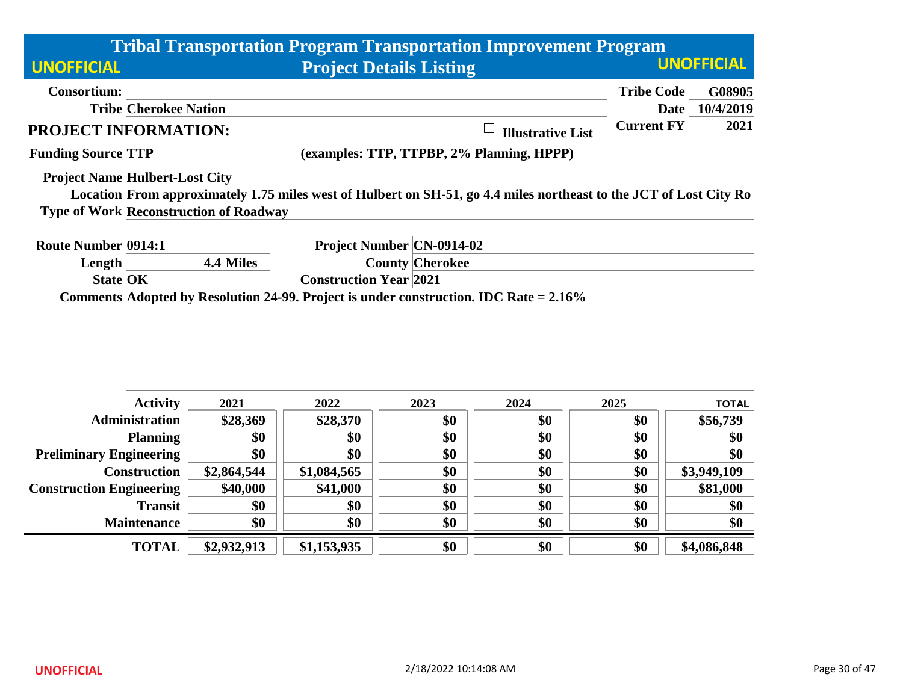# Tribal Transportation Program Transportation Improvement Program

## Project Details Listing

UNOFFICIAL

| | | | |
|---|---|---|---|
| **Consortium:** | | **Tribe Code** | **G08905** |
| **Tribe** | **Cherokee Nation** | **Date** | **10/4/2019** |
| | | **Current FY** | **2021** |

**PROJECT INFORMATION:**

☐ **Illustrative List**

**Funding Source** TTP (examples: TTP, TTPBP, 2% Planning, HPPP)

**Project Name** Hulbert-Lost City

**Location** From approximately 1.75 miles west of Hulbert on SH-51, go 4.4 miles northeast to the JCT of Lost City Ro

**Type of Work** Reconstruction of Roadway

| | | | |
|---|---|---|---|
| **Route Number** | 0914:1 | **Project Number** | CN-0914-02 |
| **Length** | 4.4 Miles | **County** | Cherokee |
| **State** | OK | **Construction Year** | 2021 |

**Comments** Adopted by Resolution 24-99. Project is under construction. IDC Rate = 2.16%

| Activity | 2021 | 2022 | 2023 | 2024 | 2025 | TOTAL |
|---|---|---|---|---|---|---|
| Administration | $28,369 | $28,370 | $0 | $0 | $0 | $56,739 |
| Planning | $0 | $0 | $0 | $0 | $0 | $0 |
| Preliminary Engineering | $0 | $0 | $0 | $0 | $0 | $0 |
| Construction | $2,864,544 | $1,084,565 | $0 | $0 | $0 | $3,949,109 |
| Construction Engineering | $40,000 | $41,000 | $0 | $0 | $0 | $81,000 |
| Transit | $0 | $0 | $0 | $0 | $0 | $0 |
| Maintenance | $0 | $0 | $0 | $0 | $0 | $0 |
| **TOTAL** | **$2,932,913** | **$1,153,935** | **$0** | **$0** | **$0** | **$4,086,848** |

UNOFFICIAL

2/18/2022 10:14:08 AM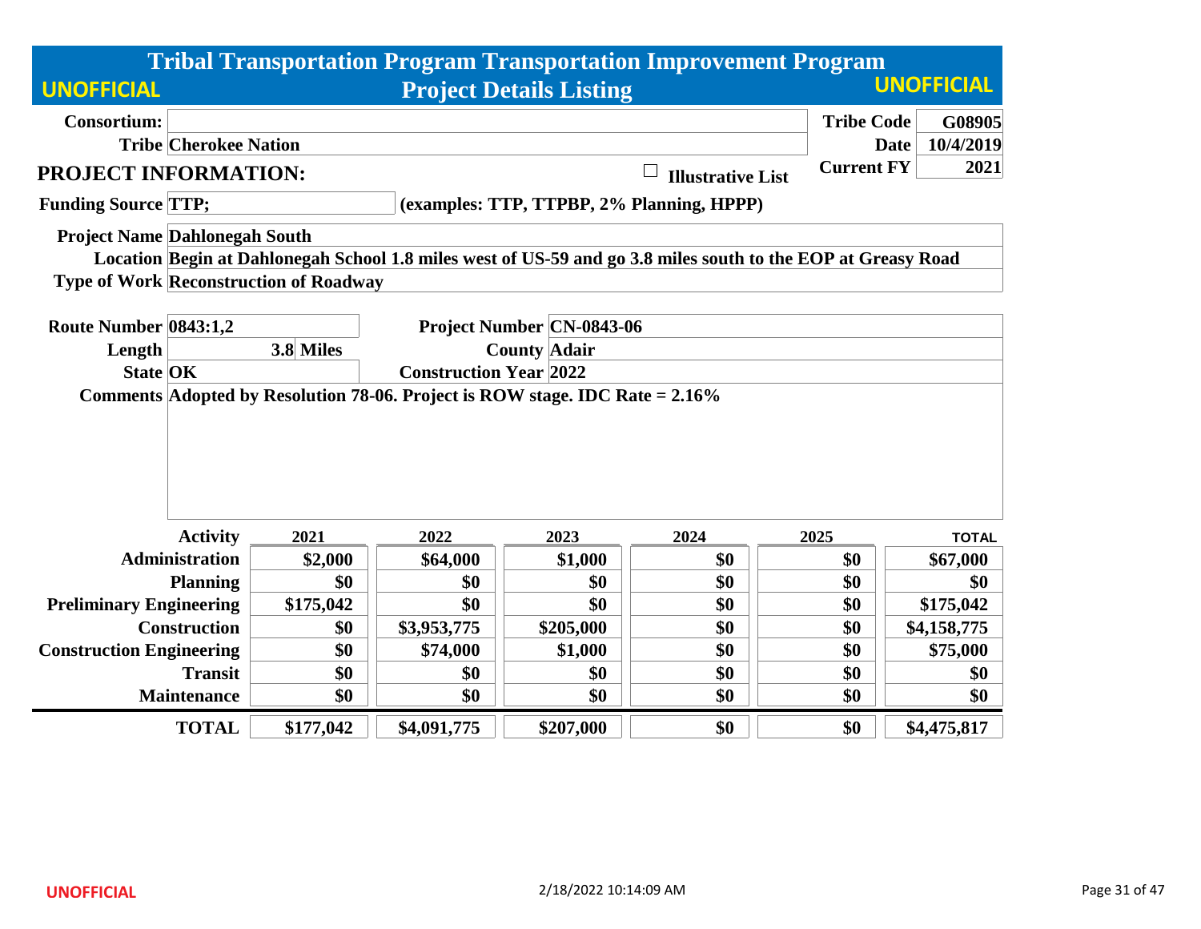# Tribal Transportation Program Transportation Improvement Program

## Project Details Listing

UNOFFICIAL

| | | | |
|---|---|---|---|
| **Consortium:** | | **Tribe Code** | **G08905** |
| **Tribe** | **Cherokee Nation** | **Date** | **10/4/2019** |
| | | **Current FY** | **2021** |

## PROJECT INFORMATION:

☐ **Illustrative List**

**Funding Source** TTP; (examples: TTP, TTPBP, 2% Planning, HPPP)

**Project Name** Dahlonegah South

**Location** Begin at Dahlonegah School 1.8 miles west of US-59 and go 3.8 miles south to the EOP at Greasy Road

**Type of Work** Reconstruction of Roadway

**Route Number** 0843:1,2

**Project Number** CN-0843-06

**Length** 3.8 Miles

**County** Adair

**State** OK

**Construction Year** 2022

**Comments** Adopted by Resolution 78-06. Project is ROW stage. IDC Rate = 2.16%

| Activity | 2021 | 2022 | 2023 | 2024 | 2025 | TOTAL |
|---|---|---|---|---|---|---|
| Administration | $2,000 | $64,000 | $1,000 | $0 | $0 | $67,000 |
| Planning | $0 | $0 | $0 | $0 | $0 | $0 |
| Preliminary Engineering | $175,042 | $0 | $0 | $0 | $0 | $175,042 |
| Construction | $0 | $3,953,775 | $205,000 | $0 | $0 | $4,158,775 |
| Construction Engineering | $0 | $74,000 | $1,000 | $0 | $0 | $75,000 |
| Transit | $0 | $0 | $0 | $0 | $0 | $0 |
| Maintenance | $0 | $0 | $0 | $0 | $0 | $0 |
| **TOTAL** | **$177,042** | **$4,091,775** | **$207,000** | **$0** | **$0** | **$4,475,817** |

UNOFFICIAL

2/18/2022 10:14:09 AM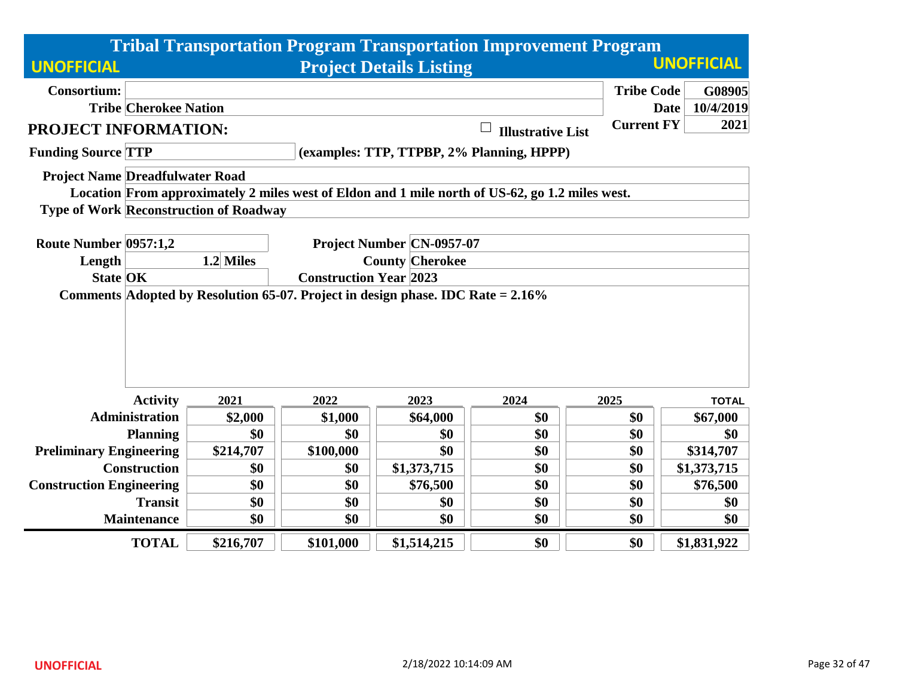# Tribal Transportation Program Transportation Improvement Program

## Project Details Listing

**UNOFFICIAL** **UNOFFICIAL**

**Consortium:**

**Tribe** Cherokee Nation

**Tribe Code** G08905

**Date** 10/4/2019

**Current FY** 2021

## PROJECT INFORMATION:

☐ Illustrative List

**Funding Source** TTP (examples: TTP, TTPBP, 2% Planning, HPPP)

**Project Name** Dreadfulwater Road

**Location** From approximately 2 miles west of Eldon and 1 mile north of US-62, go 1.2 miles west.

**Type of Work** Reconstruction of Roadway

**Route Number** 0957:1,2

**Project Number** CN-0957-07

**Length** 1.2 Miles

**County** Cherokee

**State** OK

**Construction Year** 2023

**Comments** Adopted by Resolution 65-07. Project in design phase. IDC Rate = 2.16%

| Activity | 2021 | 2022 | 2023 | 2024 | 2025 | TOTAL |
|---|---|---|---|---|---|---|
| Administration | $2,000 | $1,000 | $64,000 | $0 | $0 | $67,000 |
| Planning | $0 | $0 | $0 | $0 | $0 | $0 |
| Preliminary Engineering | $214,707 | $100,000 | $0 | $0 | $0 | $314,707 |
| Construction | $0 | $0 | $1,373,715 | $0 | $0 | $1,373,715 |
| Construction Engineering | $0 | $0 | $76,500 | $0 | $0 | $76,500 |
| Transit | $0 | $0 | $0 | $0 | $0 | $0 |
| Maintenance | $0 | $0 | $0 | $0 | $0 | $0 |
| **TOTAL** | **$216,707** | **$101,000** | **$1,514,215** | **$0** | **$0** | **$1,831,922** |

UNOFFICIAL

2/18/2022 10:14:09 AM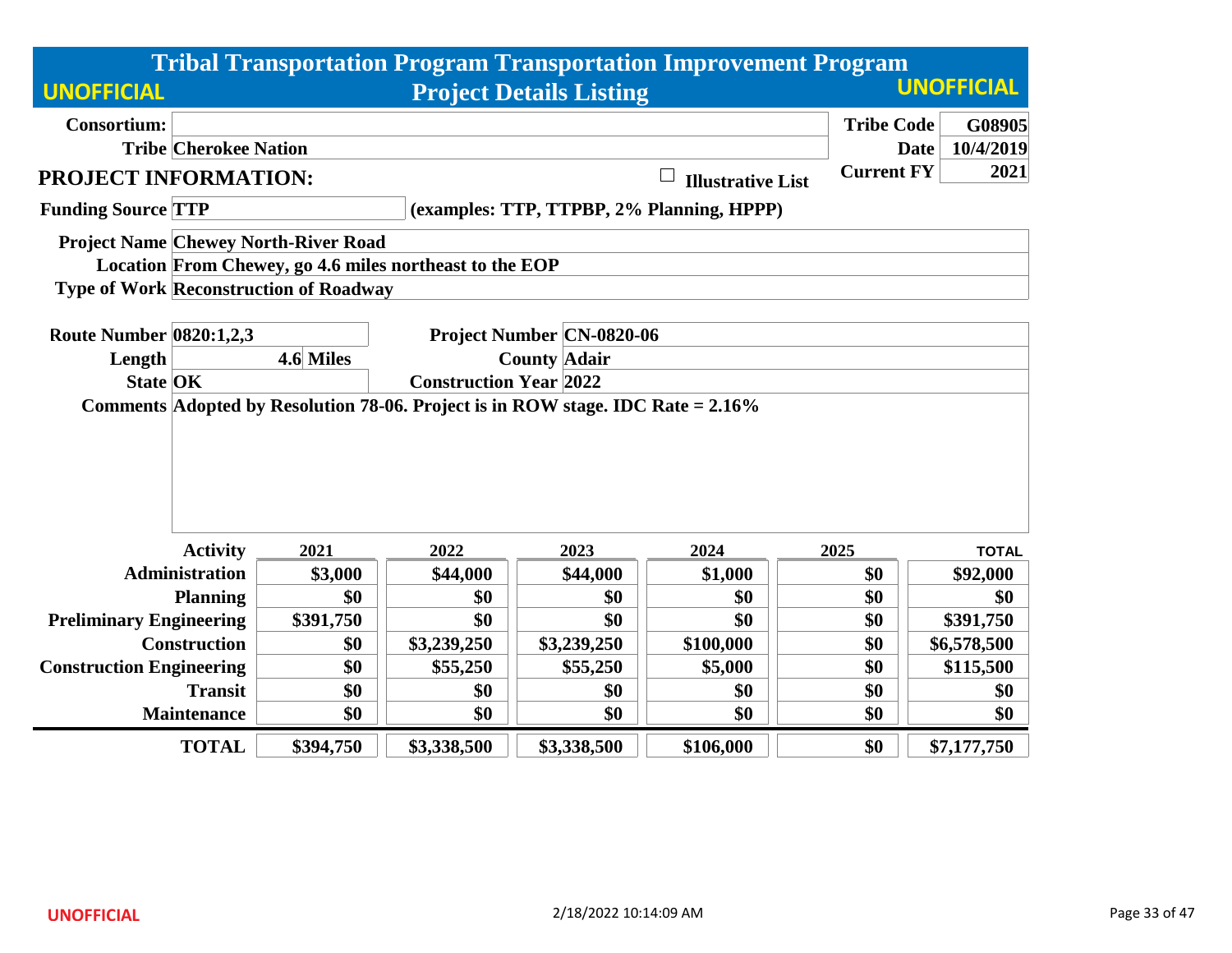# Tribal Transportation Program Transportation Improvement Program

## Project Details Listing

UNOFFICIAL — UNOFFICIAL

| | | | |
|---|---|---|---|
| **Consortium:** | | **Tribe Code** | **G08905** |
| **Tribe** | **Cherokee Nation** | **Date** | **10/4/2019** |
| | | **Current FY** | **2021** |

### PROJECT INFORMATION:

☐ **Illustrative List**

**Funding Source** TTP (examples: TTP, TTPBP, 2% Planning, HPPP)

**Project Name** Chewey North-River Road

**Location** From Chewey, go 4.6 miles northeast to the EOP

**Type of Work** Reconstruction of Roadway

**Route Number** 0820:1,2,3 — **Project Number** CN-0820-06

**Length** 4.6 Miles — **County** Adair

**State** OK — **Construction Year** 2022

**Comments** Adopted by Resolution 78-06. Project is in ROW stage. IDC Rate = 2.16%

| Activity | 2021 | 2022 | 2023 | 2024 | 2025 | TOTAL |
|---|---|---|---|---|---|---|
| Administration | $3,000 | $44,000 | $44,000 | $1,000 | $0 | $92,000 |
| Planning | $0 | $0 | $0 | $0 | $0 | $0 |
| Preliminary Engineering | $391,750 | $0 | $0 | $0 | $0 | $391,750 |
| Construction | $0 | $3,239,250 | $3,239,250 | $100,000 | $0 | $6,578,500 |
| Construction Engineering | $0 | $55,250 | $55,250 | $5,000 | $0 | $115,500 |
| Transit | $0 | $0 | $0 | $0 | $0 | $0 |
| Maintenance | $0 | $0 | $0 | $0 | $0 | $0 |
| **TOTAL** | **$394,750** | **$3,338,500** | **$3,338,500** | **$106,000** | **$0** | **$7,177,750** |

UNOFFICIAL

2/18/2022 10:14:09 AM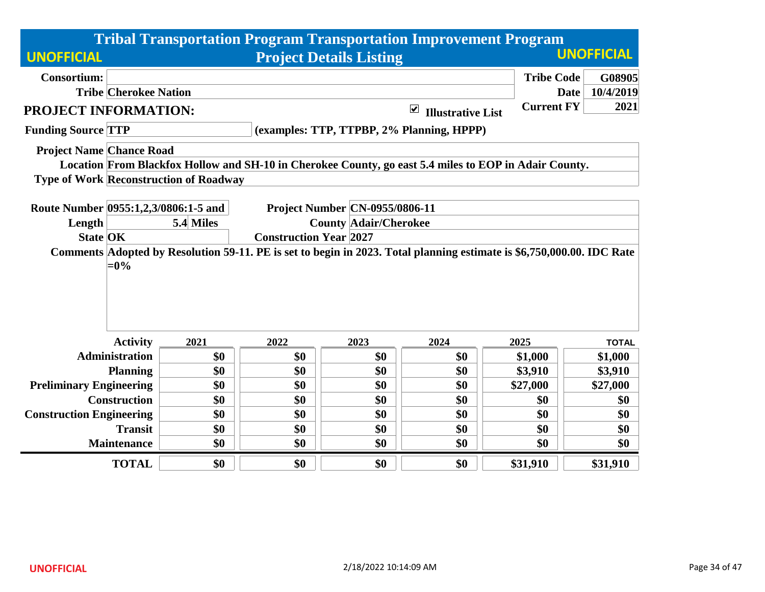# Tribal Transportation Program Transportation Improvement Program

## Project Details Listing

UNOFFICIAL

| | | | |
|---|---|---|---|
| **Consortium:** | | **Tribe Code** | **G08905** |
| **Tribe** | **Cherokee Nation** | **Date** | **10/4/2019** |
| | | **Current FY** | **2021** |

## PROJECT INFORMATION:

☑ **Illustrative List**

**Funding Source** TTP (examples: TTP, TTPBP, 2% Planning, HPPP)

**Project Name** Chance Road

**Location** From Blackfox Hollow and SH-10 in Cherokee County, go east 5.4 miles to EOP in Adair County.

**Type of Work** Reconstruction of Roadway

**Route Number** 0955:1,2,3/0806:1-5 and

**Project Number** CN-0955/0806-11

**Length** 5.4 Miles

**County** Adair/Cherokee

**State** OK

**Construction Year** 2027

**Comments** Adopted by Resolution 59-11. PE is set to begin in 2023. Total planning estimate is $6,750,000.00. IDC Rate =0%

| Activity | 2021 | 2022 | 2023 | 2024 | 2025 | TOTAL |
|---|---|---|---|---|---|---|
| Administration | $0 | $0 | $0 | $0 | $1,000 | $1,000 |
| Planning | $0 | $0 | $0 | $0 | $3,910 | $3,910 |
| Preliminary Engineering | $0 | $0 | $0 | $0 | $27,000 | $27,000 |
| Construction | $0 | $0 | $0 | $0 | $0 | $0 |
| Construction Engineering | $0 | $0 | $0 | $0 | $0 | $0 |
| Transit | $0 | $0 | $0 | $0 | $0 | $0 |
| Maintenance | $0 | $0 | $0 | $0 | $0 | $0 |
| **TOTAL** | $0 | $0 | $0 | $0 | $31,910 | $31,910 |

2/18/2022 10:14:09 AM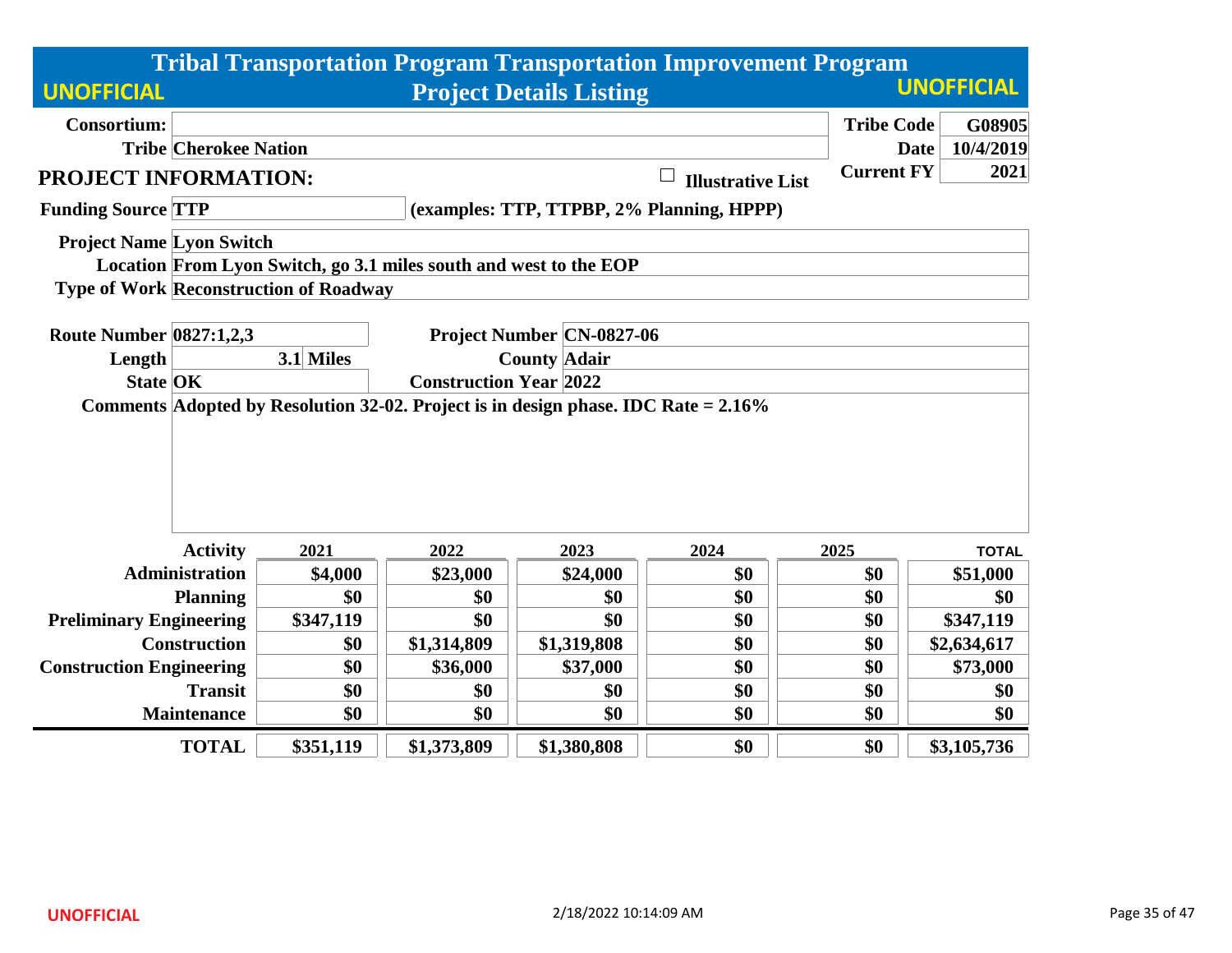# Tribal Transportation Program Transportation Improvement Program

## Project Details Listing

UNOFFICIAL

| | | | |
|---|---|---|---|
| **Consortium:** | | **Tribe Code** | **G08905** |
| **Tribe** | **Cherokee Nation** | **Date** | **10/4/2019** |
| | | **Current FY** | **2021** |

## PROJECT INFORMATION:

☐ **Illustrative List**

**Funding Source** TTP (examples: TTP, TTPBP, 2% Planning, HPPP)

**Project Name** Lyon Switch

**Location** From Lyon Switch, go 3.1 miles south and west to the EOP

**Type of Work** Reconstruction of Roadway

| | | | |
|---|---|---|---|
| **Route Number** | 0827:1,2,3 | **Project Number** | CN-0827-06 |
| **Length** | 3.1 Miles | **County** | Adair |
| **State** | OK | **Construction Year** | 2022 |

**Comments** Adopted by Resolution 32-02. Project is in design phase. IDC Rate = 2.16%

| Activity | 2021 | 2022 | 2023 | 2024 | 2025 | TOTAL |
|---|---|---|---|---|---|---|
| Administration | $4,000 | $23,000 | $24,000 | $0 | $0 | $51,000 |
| Planning | $0 | $0 | $0 | $0 | $0 | $0 |
| Preliminary Engineering | $347,119 | $0 | $0 | $0 | $0 | $347,119 |
| Construction | $0 | $1,314,809 | $1,319,808 | $0 | $0 | $2,634,617 |
| Construction Engineering | $0 | $36,000 | $37,000 | $0 | $0 | $73,000 |
| Transit | $0 | $0 | $0 | $0 | $0 | $0 |
| Maintenance | $0 | $0 | $0 | $0 | $0 | $0 |
| **TOTAL** | **$351,119** | **$1,373,809** | **$1,380,808** | **$0** | **$0** | **$3,105,736** |

UNOFFICIAL

2/18/2022 10:14:09 AM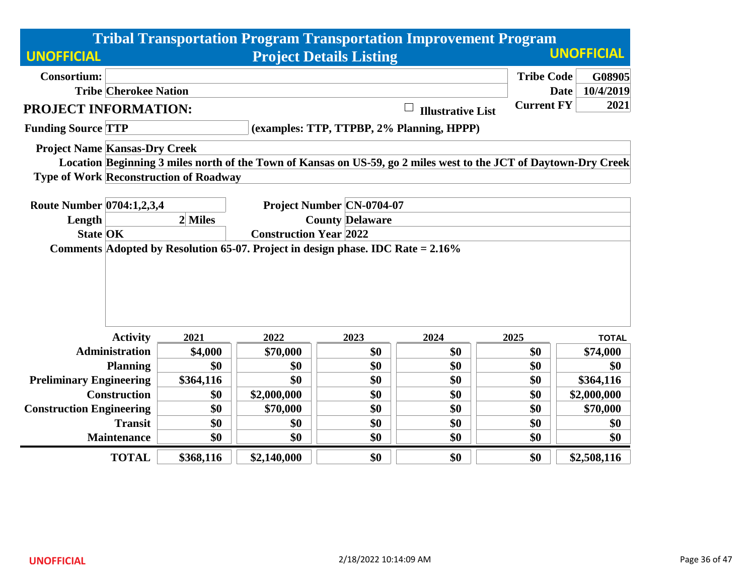# Tribal Transportation Program Transportation Improvement Program

## Project Details Listing

UNOFFICIAL

| | | | |
|---|---|---|---|
| **Consortium:** | | **Tribe Code** | **G08905** |
| **Tribe** | **Cherokee Nation** | **Date** | **10/4/2019** |
| | | **Current FY** | **2021** |

### PROJECT INFORMATION:

☐ **Illustrative List**

**Funding Source** TTP (examples: TTP, TTPBP, 2% Planning, HPPP)

**Project Name** Kansas-Dry Creek

**Location** Beginning 3 miles north of the Town of Kansas on US-59, go 2 miles west to the JCT of Daytown-Dry Creek

**Type of Work** Reconstruction of Roadway

| | | | |
|---|---|---|---|
| **Route Number** | 0704:1,2,3,4 | **Project Number** | CN-0704-07 |
| **Length** | 2 Miles | **County** | Delaware |
| **State** | OK | **Construction Year** | 2022 |

**Comments** Adopted by Resolution 65-07. Project in design phase. IDC Rate = 2.16%

| Activity | 2021 | 2022 | 2023 | 2024 | 2025 | TOTAL |
|---|---|---|---|---|---|---|
| Administration | $4,000 | $70,000 | $0 | $0 | $0 | $74,000 |
| Planning | $0 | $0 | $0 | $0 | $0 | $0 |
| Preliminary Engineering | $364,116 | $0 | $0 | $0 | $0 | $364,116 |
| Construction | $0 | $2,000,000 | $0 | $0 | $0 | $2,000,000 |
| Construction Engineering | $0 | $70,000 | $0 | $0 | $0 | $70,000 |
| Transit | $0 | $0 | $0 | $0 | $0 | $0 |
| Maintenance | $0 | $0 | $0 | $0 | $0 | $0 |
| **TOTAL** | **$368,116** | **$2,140,000** | **$0** | **$0** | **$0** | **$2,508,116** |

UNOFFICIAL 2/18/2022 10:14:09 AM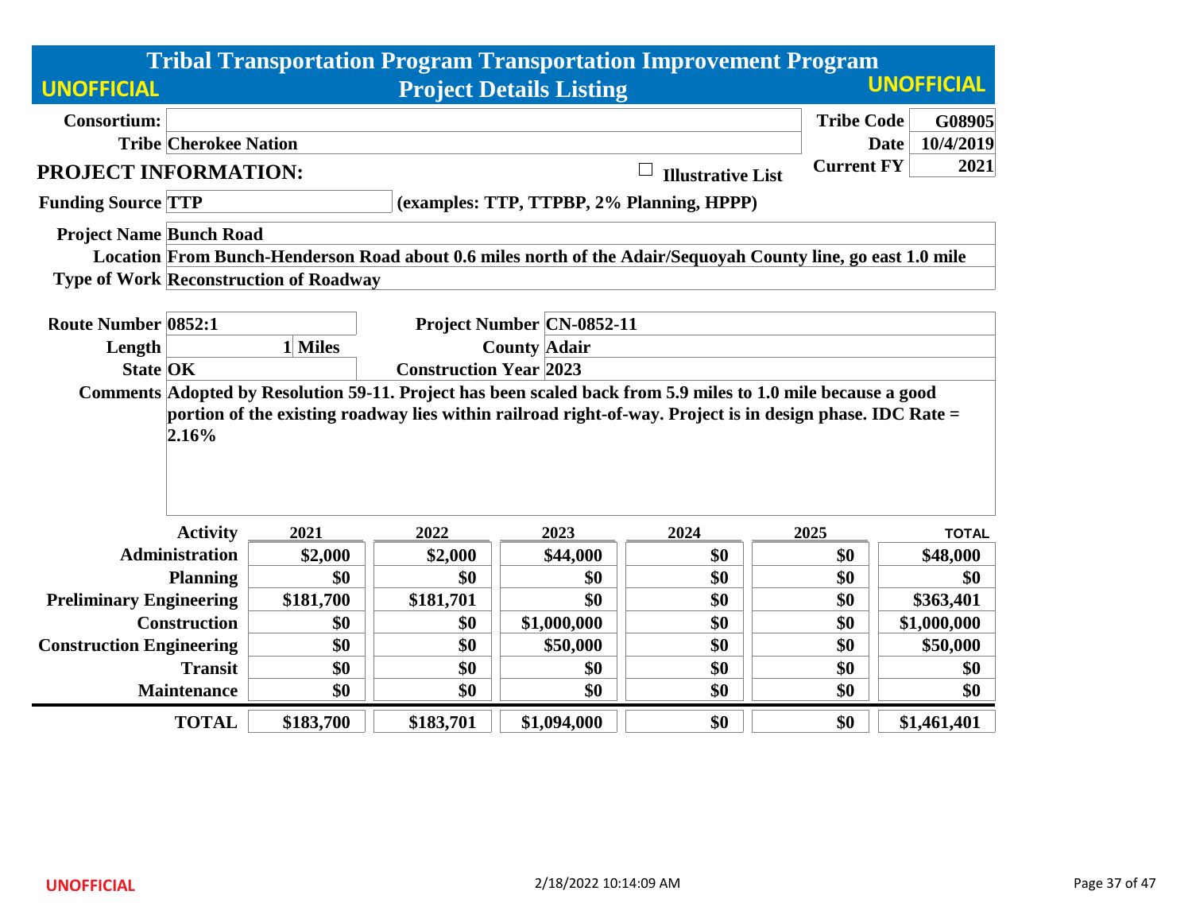# Tribal Transportation Program Transportation Improvement Program

## Project Details Listing

UNOFFICIAL | UNOFFICIAL

**Consortium:**

**Tribe** Cherokee Nation

**Tribe Code** G08905

**Date** 10/4/2019

**Current FY** 2021

## PROJECT INFORMATION:

☐ Illustrative List

**Funding Source** TTP (examples: TTP, TTPBP, 2% Planning, HPPP)

**Project Name** Bunch Road

**Location** From Bunch-Henderson Road about 0.6 miles north of the Adair/Sequoyah County line, go east 1.0 mile

**Type of Work** Reconstruction of Roadway

**Route Number** 0852:1

**Project Number** CN-0852-11

**Length** 1 Miles

**County** Adair

**State** OK

**Construction Year** 2023

**Comments** Adopted by Resolution 59-11. Project has been scaled back from 5.9 miles to 1.0 mile because a good portion of the existing roadway lies within railroad right-of-way. Project is in design phase. IDC Rate = 2.16%

| Activity | 2021 | 2022 | 2023 | 2024 | 2025 | TOTAL |
|---|---|---|---|---|---|---|
| Administration | $2,000 | $2,000 | $44,000 | $0 | $0 | $48,000 |
| Planning | $0 | $0 | $0 | $0 | $0 | $0 |
| Preliminary Engineering | $181,700 | $181,701 | $0 | $0 | $0 | $363,401 |
| Construction | $0 | $0 | $1,000,000 | $0 | $0 | $1,000,000 |
| Construction Engineering | $0 | $0 | $50,000 | $0 | $0 | $50,000 |
| Transit | $0 | $0 | $0 | $0 | $0 | $0 |
| Maintenance | $0 | $0 | $0 | $0 | $0 | $0 |
| **TOTAL** | **$183,700** | **$183,701** | **$1,094,000** | **$0** | **$0** | **$1,461,401** |

UNOFFICIAL

2/18/2022 10:14:09 AM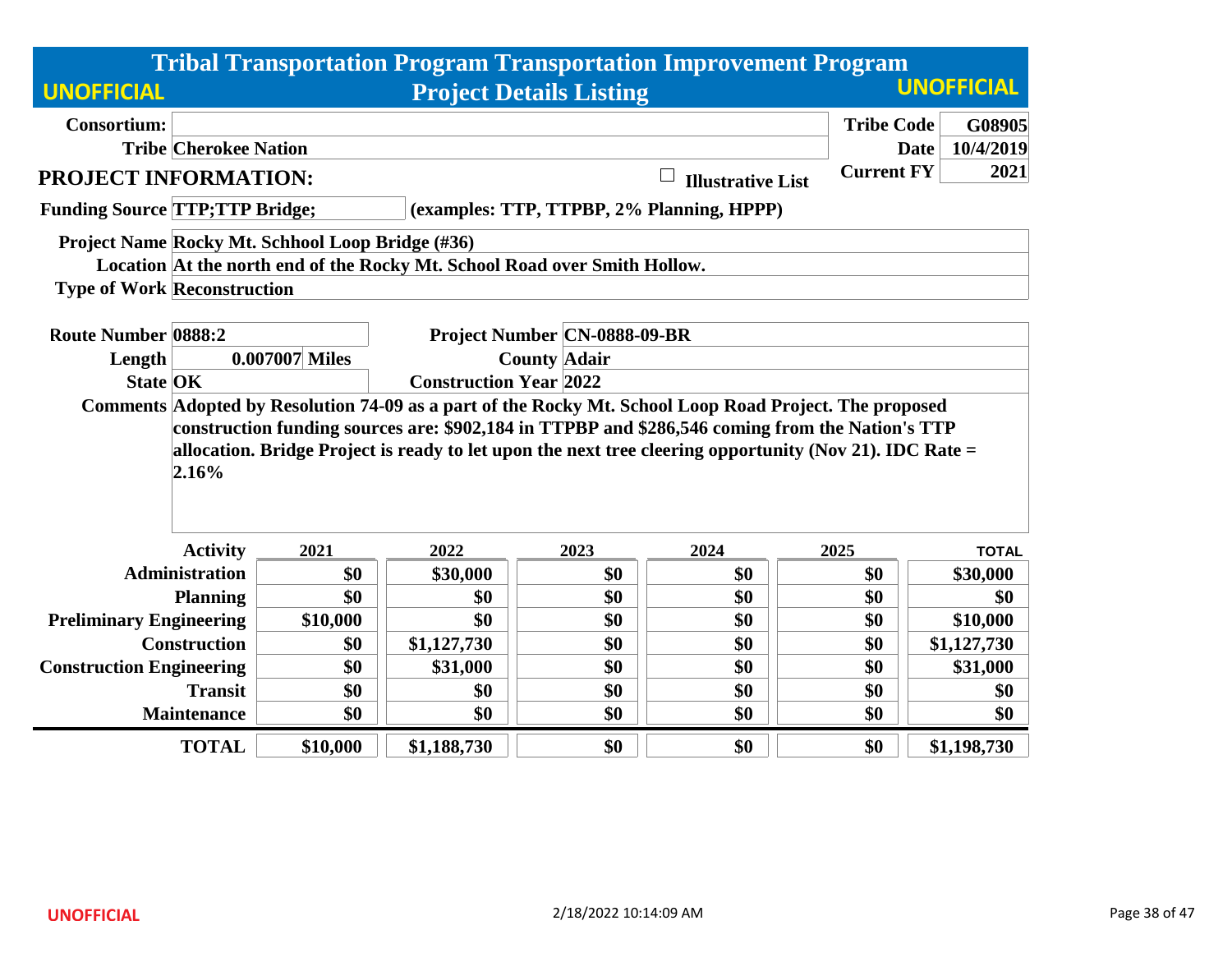# Tribal Transportation Program Transportation Improvement Program

## Project Details Listing

UNOFFICIAL

**Consortium:**

**Tribe** Cherokee Nation

**Tribe Code** G08905

**Date** 10/4/2019

**Current FY** 2021

## PROJECT INFORMATION:

☐ Illustrative List

**Funding Source** TTP;TTP Bridge; (examples: TTP, TTPBP, 2% Planning, HPPP)

**Project Name** Rocky Mt. Schhool Loop Bridge (#36)

**Location** At the north end of the Rocky Mt. School Road over Smith Hollow.

**Type of Work** Reconstruction

**Route Number** 0888:2

**Project Number** CN-0888-09-BR

**Length** 0.007007 Miles

**County** Adair

**State** OK

**Construction Year** 2022

**Comments** Adopted by Resolution 74-09 as a part of the Rocky Mt. School Loop Road Project. The proposed construction funding sources are: $902,184 in TTPBP and $286,546 coming from the Nation's TTP allocation. Bridge Project is ready to let upon the next tree cleering opportunity (Nov 21). IDC Rate = 2.16%

| Activity | 2021 | 2022 | 2023 | 2024 | 2025 | TOTAL |
|---|---|---|---|---|---|---|
| Administration | $0 | $30,000 | $0 | $0 | $0 | $30,000 |
| Planning | $0 | $0 | $0 | $0 | $0 | $0 |
| Preliminary Engineering | $10,000 | $0 | $0 | $0 | $0 | $10,000 |
| Construction | $0 | $1,127,730 | $0 | $0 | $0 | $1,127,730 |
| Construction Engineering | $0 | $31,000 | $0 | $0 | $0 | $31,000 |
| Transit | $0 | $0 | $0 | $0 | $0 | $0 |
| Maintenance | $0 | $0 | $0 | $0 | $0 | $0 |
| **TOTAL** | $10,000 | $1,188,730 | $0 | $0 | $0 | $1,198,730 |

UNOFFICIAL

2/18/2022 10:14:09 AM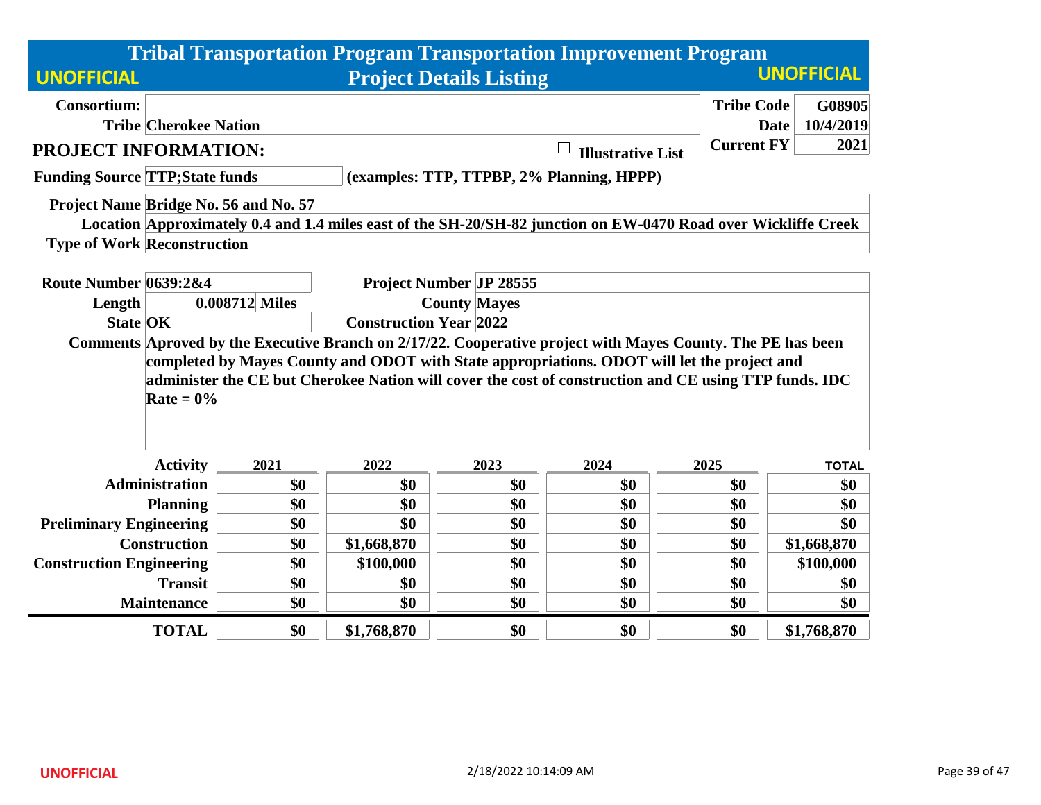# Tribal Transportation Program Transportation Improvement Program

## Project Details Listing

**UNOFFICIAL** **UNOFFICIAL**

| | | | |
|---|---|---|---|
| **Consortium:** | | **Tribe Code** | **G08905** |
| **Tribe** | **Cherokee Nation** | **Date** | **10/4/2019** |
| | | **Current FY** | **2021** |

## PROJECT INFORMATION:

☐ **Illustrative List**

**Funding Source** TTP;State funds **(examples: TTP, TTPBP, 2% Planning, HPPP)**

**Project Name** Bridge No. 56 and No. 57

**Location** Approximately 0.4 and 1.4 miles east of the SH-20/SH-82 junction on EW-0470 Road over Wickliffe Creek

**Type of Work** Reconstruction

**Route Number** 0639:2&4 **Project Number** JP 28555

**Length** 0.008712 Miles **County** Mayes

**State** OK **Construction Year** 2022

**Comments** Aproved by the Executive Branch on 2/17/22. Cooperative project with Mayes County. The PE has been completed by Mayes County and ODOT with State appropriations. ODOT will let the project and administer the CE but Cherokee Nation will cover the cost of construction and CE using TTP funds. IDC Rate = 0%

| Activity | 2021 | 2022 | 2023 | 2024 | 2025 | TOTAL |
|---|---|---|---|---|---|---|
| Administration | $0 | $0 | $0 | $0 | $0 | $0 |
| Planning | $0 | $0 | $0 | $0 | $0 | $0 |
| Preliminary Engineering | $0 | $0 | $0 | $0 | $0 | $0 |
| Construction | $0 | $1,668,870 | $0 | $0 | $0 | $1,668,870 |
| Construction Engineering | $0 | $100,000 | $0 | $0 | $0 | $100,000 |
| Transit | $0 | $0 | $0 | $0 | $0 | $0 |
| Maintenance | $0 | $0 | $0 | $0 | $0 | $0 |
| **TOTAL** | **$0** | **$1,768,870** | **$0** | **$0** | **$0** | **$1,768,870** |

UNOFFICIAL 2/18/2022 10:14:09 AM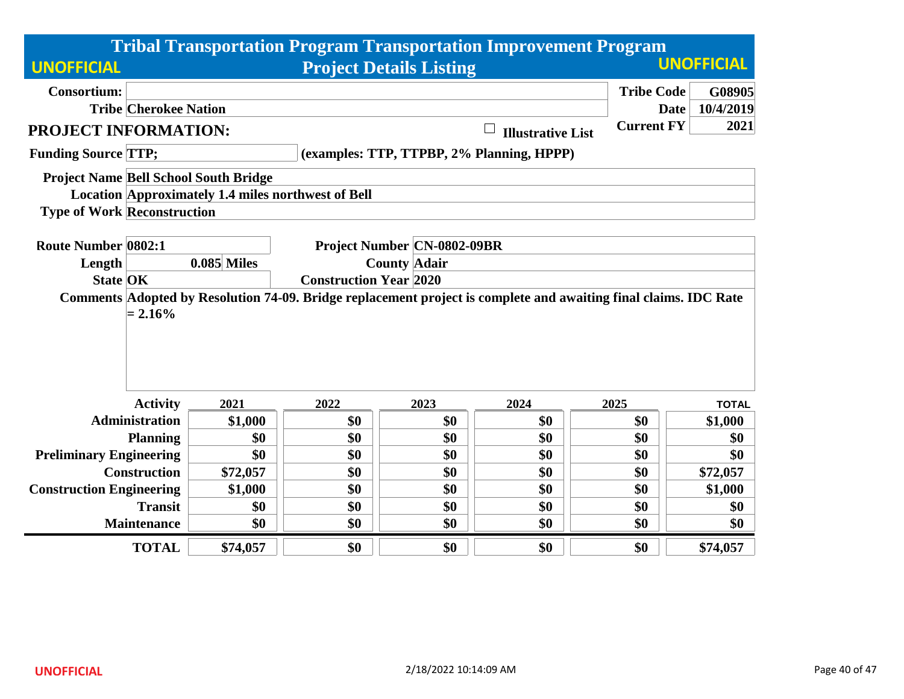# Tribal Transportation Program Transportation Improvement Program

**UNOFFICIAL** — **Project Details Listing** — **UNOFFICIAL**

| | | | |
|---|---|---|---|
| **Consortium:** | | **Tribe Code** | **G08905** |
| **Tribe** | **Cherokee Nation** | **Date** | **10/4/2019** |
| | | **Current FY** | **2021** |

## PROJECT INFORMATION:

☐ **Illustrative List**

**Funding Source** **TTP;** **(examples: TTP, TTPBP, 2% Planning, HPPP)**

**Project Name** **Bell School South Bridge**

**Location** **Approximately 1.4 miles northwest of Bell**

**Type of Work** **Reconstruction**

| | | | |
|---|---|---|---|
| **Route Number** | **0802:1** | **Project Number** | **CN-0802-09BR** |
| **Length** | **0.085 Miles** | **County** | **Adair** |
| **State** | **OK** | **Construction Year** | **2020** |

**Comments** **Adopted by Resolution 74-09. Bridge replacement project is complete and awaiting final claims. IDC Rate = 2.16%**

| Activity | 2021 | 2022 | 2023 | 2024 | 2025 | TOTAL |
|---|---|---|---|---|---|---|
| **Administration** | $1,000 | $0 | $0 | $0 | $0 | $1,000 |
| **Planning** | $0 | $0 | $0 | $0 | $0 | $0 |
| **Preliminary Engineering** | $0 | $0 | $0 | $0 | $0 | $0 |
| **Construction** | $72,057 | $0 | $0 | $0 | $0 | $72,057 |
| **Construction Engineering** | $1,000 | $0 | $0 | $0 | $0 | $1,000 |
| **Transit** | $0 | $0 | $0 | $0 | $0 | $0 |
| **Maintenance** | $0 | $0 | $0 | $0 | $0 | $0 |
| **TOTAL** | $74,057 | $0 | $0 | $0 | $0 | $74,057 |

UNOFFICIAL

2/18/2022 10:14:09 AM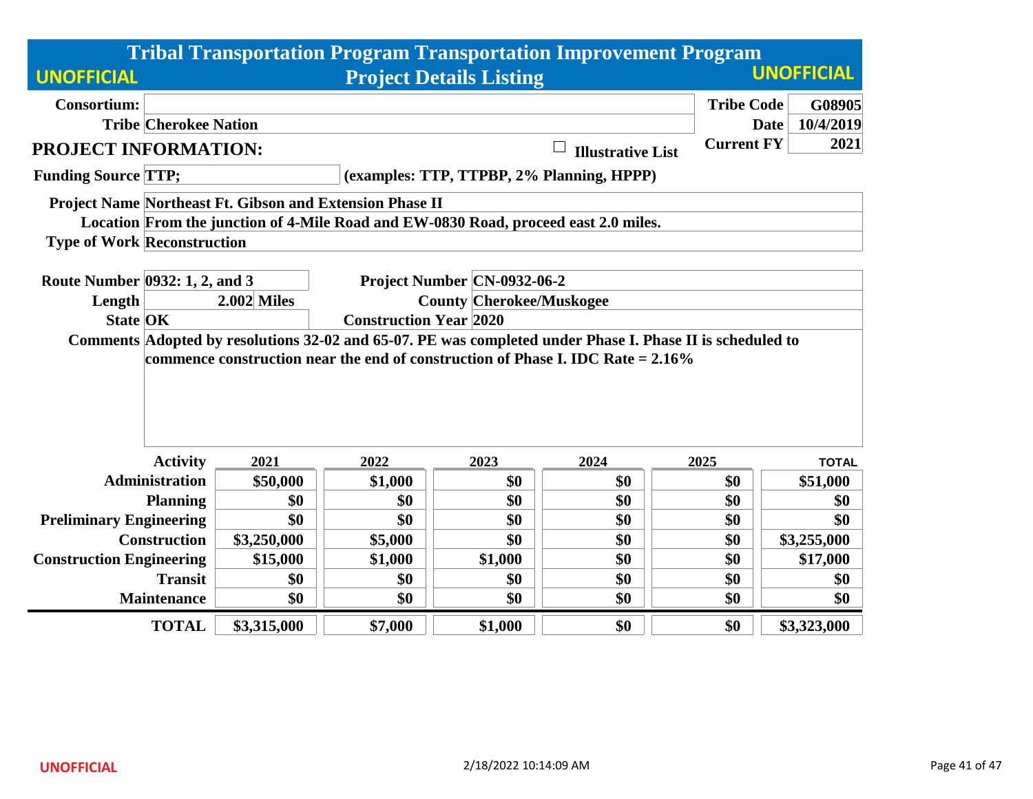# Tribal Transportation Program Transportation Improvement Program

## Project Details Listing

UNOFFICIAL

| | | | |
|---|---|---|---|
| **Consortium:** | | **Tribe Code** | G08905 |
| **Tribe** | Cherokee Nation | **Date** | 10/4/2019 |
| | | **Current FY** | 2021 |

## PROJECT INFORMATION:

☐ Illustrative List

**Funding Source** TTP; (examples: TTP, TTPBP, 2% Planning, HPPP)

**Project Name** Northeast Ft. Gibson and Extension Phase II

**Location** From the junction of 4-Mile Road and EW-0830 Road, proceed east 2.0 miles.

**Type of Work** Reconstruction

| | | | |
|---|---|---|---|
| **Route Number** | 0932: 1, 2, and 3 | **Project Number** | CN-0932-06-2 |
| **Length** | 2.002 Miles | **County** | Cherokee/Muskogee |
| **State** | OK | **Construction Year** | 2020 |

**Comments** Adopted by resolutions 32-02 and 65-07. PE was completed under Phase I. Phase II is scheduled to commence construction near the end of construction of Phase I. IDC Rate = 2.16%

| Activity | 2021 | 2022 | 2023 | 2024 | 2025 | TOTAL |
|---|---|---|---|---|---|---|
| Administration | $50,000 | $1,000 | $0 | $0 | $0 | $51,000 |
| Planning | $0 | $0 | $0 | $0 | $0 | $0 |
| Preliminary Engineering | $0 | $0 | $0 | $0 | $0 | $0 |
| Construction | $3,250,000 | $5,000 | $0 | $0 | $0 | $3,255,000 |
| Construction Engineering | $15,000 | $1,000 | $1,000 | $0 | $0 | $17,000 |
| Transit | $0 | $0 | $0 | $0 | $0 | $0 |
| Maintenance | $0 | $0 | $0 | $0 | $0 | $0 |
| **TOTAL** | $3,315,000 | $7,000 | $1,000 | $0 | $0 | $3,323,000 |

UNOFFICIAL

2/18/2022 10:14:09 AM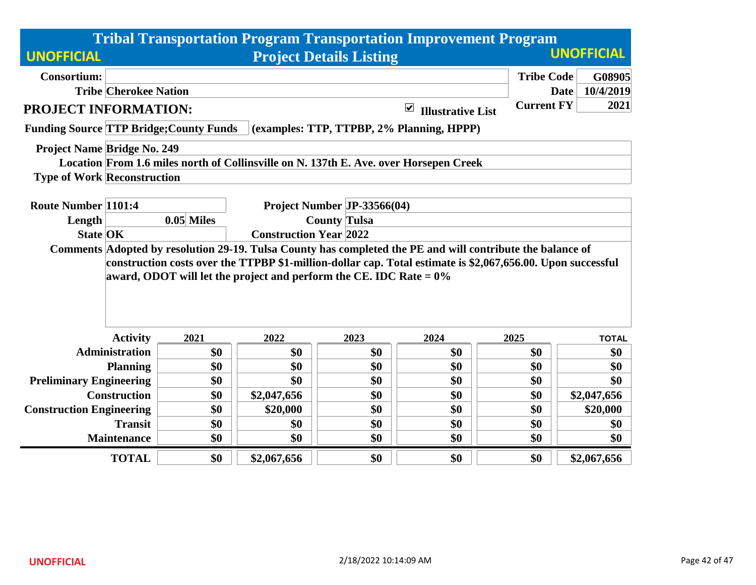# Tribal Transportation Program Transportation Improvement Program

## Project Details Listing

UNOFFICIAL

| | | | |
|---|---|---|---|
| **Consortium:** | | **Tribe Code** | **G08905** |
| **Tribe** | **Cherokee Nation** | **Date** | **10/4/2019** |
| | | **Current FY** | **2021** |

### PROJECT INFORMATION:

☑ **Illustrative List**

**Funding Source** TTP Bridge;County Funds (examples: TTP, TTPBP, 2% Planning, HPPP)

**Project Name** Bridge No. 249

**Location** From 1.6 miles north of Collinsville on N. 137th E. Ave. over Horsepen Creek

**Type of Work** Reconstruction

| | | | |
|---|---|---|---|
| **Route Number** | 1101:4 | **Project Number** | JP-33566(04) |
| **Length** | 0.05 Miles | **County** | Tulsa |
| **State** | OK | **Construction Year** | 2022 |

**Comments** Adopted by resolution 29-19. Tulsa County has completed the PE and will contribute the balance of construction costs over the TTPBP $1-million-dollar cap. Total estimate is $2,067,656.00. Upon successful award, ODOT will let the project and perform the CE. IDC Rate = 0%

| Activity | 2021 | 2022 | 2023 | 2024 | 2025 | TOTAL |
|---|---|---|---|---|---|---|
| Administration | $0 | $0 | $0 | $0 | $0 | $0 |
| Planning | $0 | $0 | $0 | $0 | $0 | $0 |
| Preliminary Engineering | $0 | $0 | $0 | $0 | $0 | $0 |
| Construction | $0 | $2,047,656 | $0 | $0 | $0 | $2,047,656 |
| Construction Engineering | $0 | $20,000 | $0 | $0 | $0 | $20,000 |
| Transit | $0 | $0 | $0 | $0 | $0 | $0 |
| Maintenance | $0 | $0 | $0 | $0 | $0 | $0 |
| **TOTAL** | $0 | $2,067,656 | $0 | $0 | $0 | $2,067,656 |

UNOFFICIAL

2/18/2022 10:14:09 AM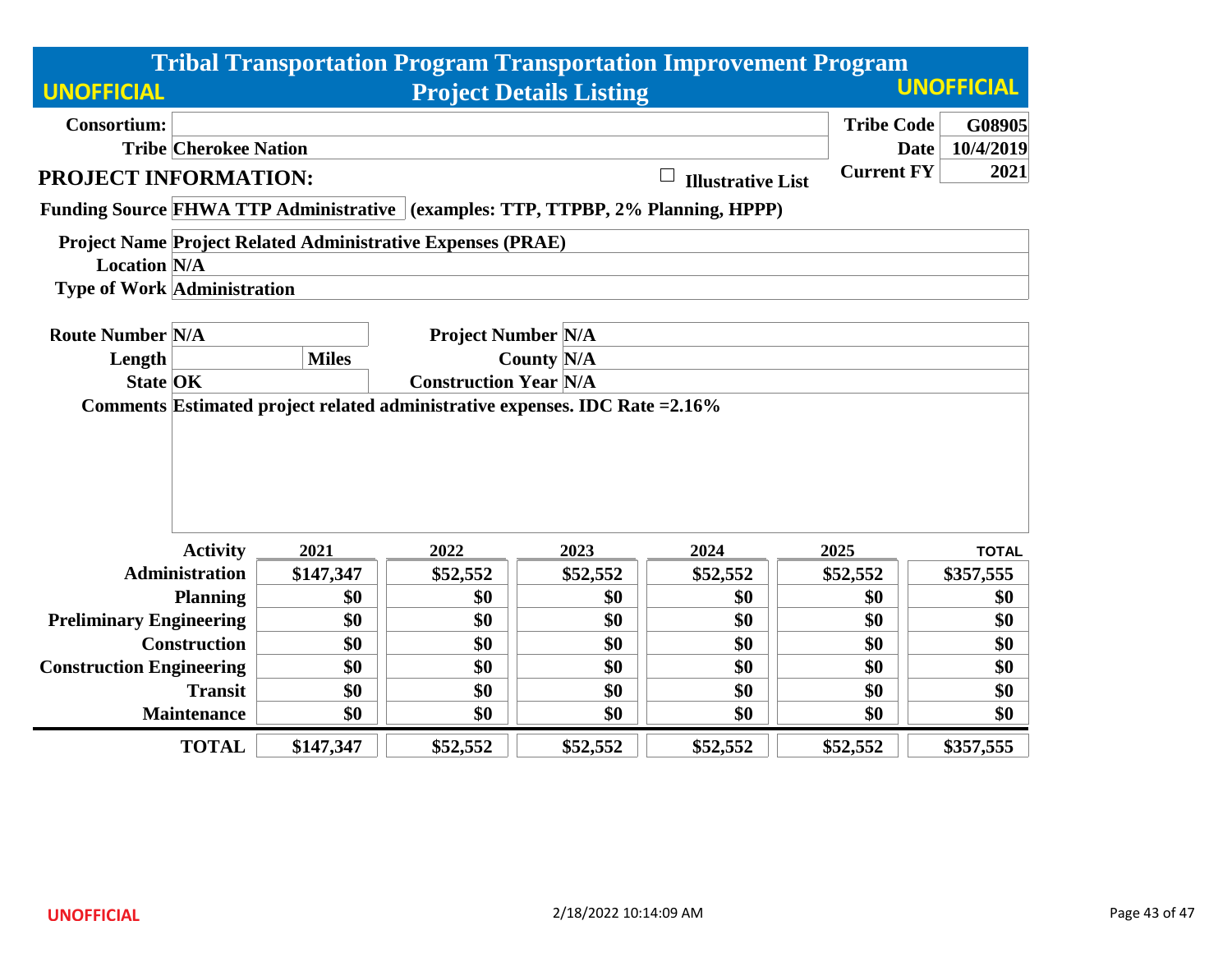UNOFFICIAL

# Tribal Transportation Program Transportation Improvement Program

## Project Details Listing

UNOFFICIAL

| | | | |
|---|---|---|---|
| **Consortium:** | | **Tribe Code** | **G08905** |
| **Tribe** | **Cherokee Nation** | **Date** | **10/4/2019** |

## PROJECT INFORMATION:

☐ **Illustrative List**

**Current FY** **2021**

**Funding Source** **FHWA TTP Administrative** (examples: TTP, TTPBP, 2% Planning, HPPP)

**Project Name** **Project Related Administrative Expenses (PRAE)**

**Location** **N/A**

**Type of Work** **Administration**

| | | | |
|---|---|---|---|
| **Route Number** | **N/A** | **Project Number** | **N/A** |
| **Length** | **Miles** | **County** | **N/A** |
| **State** | **OK** | **Construction Year** | **N/A** |

**Comments** **Estimated project related administrative expenses. IDC Rate =2.16%**

| Activity | 2021 | 2022 | 2023 | 2024 | 2025 | TOTAL |
|---|---|---|---|---|---|---|
| **Administration** | $147,347 | $52,552 | $52,552 | $52,552 | $52,552 | $357,555 |
| **Planning** | $0 | $0 | $0 | $0 | $0 | $0 |
| **Preliminary Engineering** | $0 | $0 | $0 | $0 | $0 | $0 |
| **Construction** | $0 | $0 | $0 | $0 | $0 | $0 |
| **Construction Engineering** | $0 | $0 | $0 | $0 | $0 | $0 |
| **Transit** | $0 | $0 | $0 | $0 | $0 | $0 |
| **Maintenance** | $0 | $0 | $0 | $0 | $0 | $0 |
| **TOTAL** | **$147,347** | **$52,552** | **$52,552** | **$52,552** | **$52,552** | **$357,555** |

UNOFFICIAL

2/18/2022 10:14:09 AM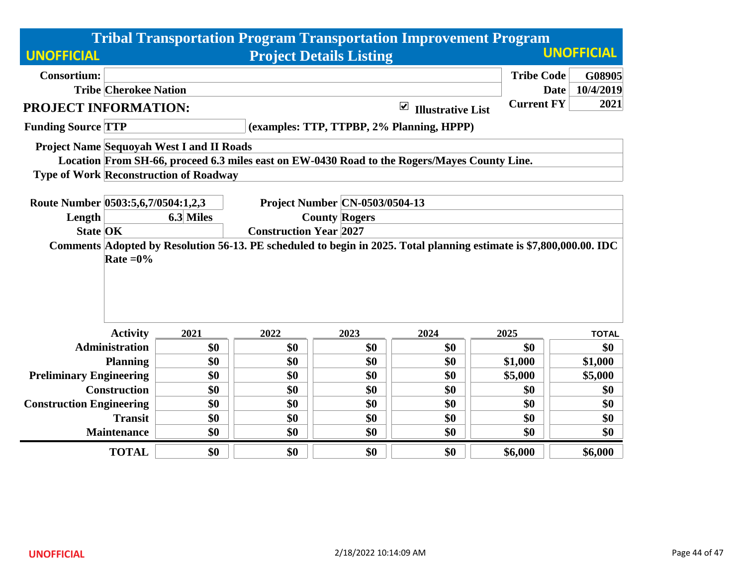# Tribal Transportation Program Transportation Improvement Program

## Project Details Listing

UNOFFICIAL

| | | | |
|---|---|---|---|
| **Consortium:** | | **Tribe Code** | **G08905** |
| **Tribe** | **Cherokee Nation** | **Date** | **10/4/2019** |
| | | **Current FY** | **2021** |

## PROJECT INFORMATION:

☑ **Illustrative List**

**Funding Source** TTP (examples: TTP, TTPBP, 2% Planning, HPPP)

**Project Name** Sequoyah West I and II Roads

**Location** From SH-66, proceed 6.3 miles east on EW-0430 Road to the Rogers/Mayes County Line.

**Type of Work** Reconstruction of Roadway

| | | | |
|---|---|---|---|
| **Route Number** | 0503:5,6,7/0504:1,2,3 | **Project Number** | CN-0503/0504-13 |
| **Length** | 6.3 Miles | **County** | Rogers |
| **State** | OK | **Construction Year** | 2027 |

**Comments** Adopted by Resolution 56-13. PE scheduled to begin in 2025. Total planning estimate is $7,800,000.00. IDC Rate =0%

| Activity | 2021 | 2022 | 2023 | 2024 | 2025 | TOTAL |
|---|---|---|---|---|---|---|
| Administration | $0 | $0 | $0 | $0 | $0 | $0 |
| Planning | $0 | $0 | $0 | $0 | $1,000 | $1,000 |
| Preliminary Engineering | $0 | $0 | $0 | $0 | $5,000 | $5,000 |
| Construction | $0 | $0 | $0 | $0 | $0 | $0 |
| Construction Engineering | $0 | $0 | $0 | $0 | $0 | $0 |
| Transit | $0 | $0 | $0 | $0 | $0 | $0 |
| Maintenance | $0 | $0 | $0 | $0 | $0 | $0 |
| **TOTAL** | $0 | $0 | $0 | $0 | $6,000 | $6,000 |

UNOFFICIAL 2/18/2022 10:14:09 AM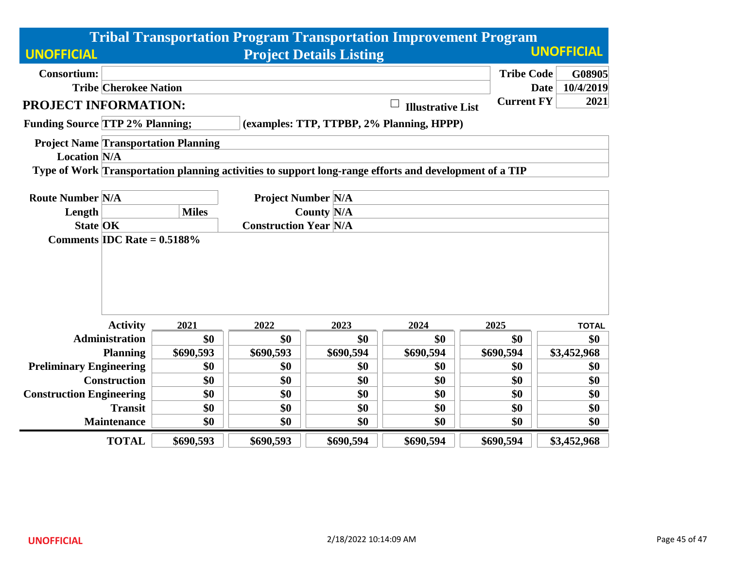# Tribal Transportation Program Transportation Improvement Program

**UNOFFICIAL** — **Project Details Listing** — **UNOFFICIAL**

| | | | |
|---|---|---|---|
| **Consortium:** | | **Tribe Code** | **G08905** |
| **Tribe** | **Cherokee Nation** | **Date** | **10/4/2019** |
| | | **Current FY** | **2021** |

## PROJECT INFORMATION:

☐ **Illustrative List**

**Funding Source** TTP 2% Planning; (examples: TTP, TTPBP, 2% Planning, HPPP)

**Project Name** Transportation Planning

**Location** N/A

**Type of Work** Transportation planning activities to support long-range efforts and development of a TIP

**Route Number** N/A

**Project Number** N/A

**Length** Miles

**County** N/A

**State** OK

**Construction Year** N/A

**Comments** IDC Rate = 0.5188%

| Activity | 2021 | 2022 | 2023 | 2024 | 2025 | TOTAL |
|---|---|---|---|---|---|---|
| Administration | $0 | $0 | $0 | $0 | $0 | $0 |
| Planning | $690,593 | $690,593 | $690,594 | $690,594 | $690,594 | $3,452,968 |
| Preliminary Engineering | $0 | $0 | $0 | $0 | $0 | $0 |
| Construction | $0 | $0 | $0 | $0 | $0 | $0 |
| Construction Engineering | $0 | $0 | $0 | $0 | $0 | $0 |
| Transit | $0 | $0 | $0 | $0 | $0 | $0 |
| Maintenance | $0 | $0 | $0 | $0 | $0 | $0 |
| **TOTAL** | **$690,593** | **$690,593** | **$690,594** | **$690,594** | **$690,594** | **$3,452,968** |

UNOFFICIAL

2/18/2022 10:14:09 AM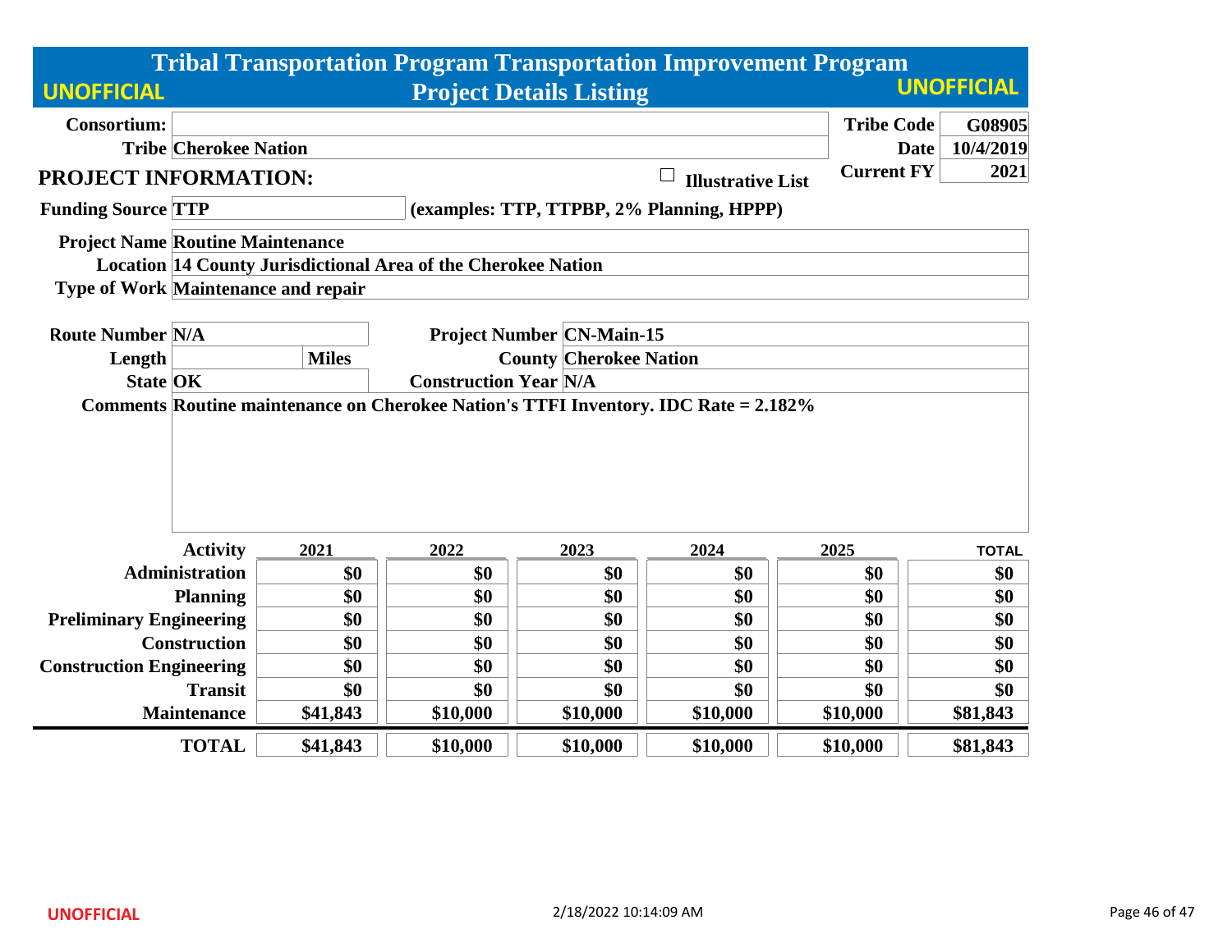# Tribal Transportation Program Transportation Improvement Program

## Project Details Listing

UNOFFICIAL

| | | | |
|---|---|---|---|
| **Consortium:** | | **Tribe Code** | **G08905** |
| **Tribe** | **Cherokee Nation** | **Date** | **10/4/2019** |
| | | **Current FY** | **2021** |

## PROJECT INFORMATION:

☐ **Illustrative List**

**Funding Source** TTP (examples: TTP, TTPBP, 2% Planning, HPPP)

**Project Name** Routine Maintenance

**Location** 14 County Jurisdictional Area of the Cherokee Nation

**Type of Work** Maintenance and repair

| | | | |
|---|---|---|---|
| **Route Number** | N/A | **Project Number** | CN-Main-15 |
| **Length** | Miles | **County** | Cherokee Nation |
| **State** | OK | **Construction Year** | N/A |

**Comments** Routine maintenance on Cherokee Nation's TTFI Inventory. IDC Rate = 2.182%

| Activity | 2021 | 2022 | 2023 | 2024 | 2025 | TOTAL |
|---|---|---|---|---|---|---|
| Administration | $0 | $0 | $0 | $0 | $0 | $0 |
| Planning | $0 | $0 | $0 | $0 | $0 | $0 |
| Preliminary Engineering | $0 | $0 | $0 | $0 | $0 | $0 |
| Construction | $0 | $0 | $0 | $0 | $0 | $0 |
| Construction Engineering | $0 | $0 | $0 | $0 | $0 | $0 |
| Transit | $0 | $0 | $0 | $0 | $0 | $0 |
| Maintenance | $41,843 | $10,000 | $10,000 | $10,000 | $10,000 | $81,843 |
| **TOTAL** | **$41,843** | **$10,000** | **$10,000** | **$10,000** | **$10,000** | **$81,843** |

UNOFFICIAL

2/18/2022 10:14:09 AM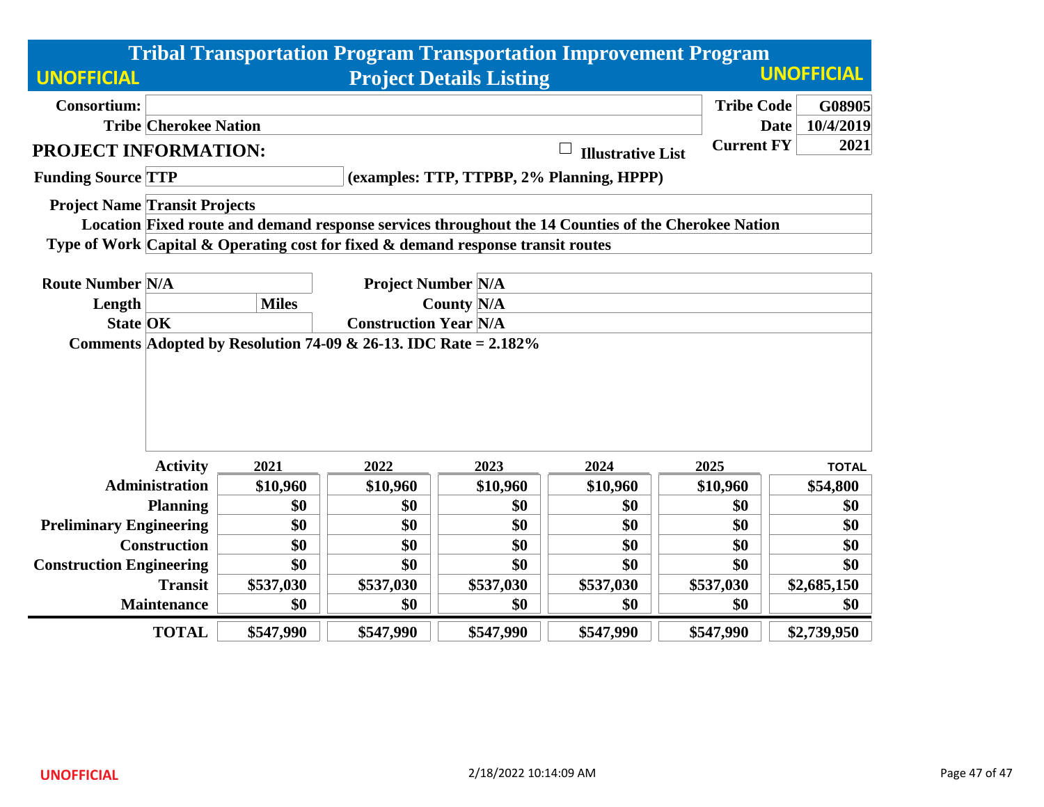# Tribal Transportation Program Transportation Improvement Program

## Project Details Listing

UNOFFICIAL

| | | | |
|---|---|---|---|
| **Consortium:** | | **Tribe Code** | **G08905** |
| **Tribe** | **Cherokee Nation** | **Date** | **10/4/2019** |
| | | **Current FY** | **2021** |

## PROJECT INFORMATION:

☐ **Illustrative List**

**Funding Source** TTP (examples: TTP, TTPBP, 2% Planning, HPPP)

**Project Name** Transit Projects

**Location** Fixed route and demand response services throughout the 14 Counties of the Cherokee Nation

**Type of Work** Capital & Operating cost for fixed & demand response transit routes

| | | | |
|---|---|---|---|
| **Route Number** | N/A | **Project Number** | N/A |
| **Length** | Miles | **County** | N/A |
| **State** | OK | **Construction Year** | N/A |

**Comments** Adopted by Resolution 74-09 & 26-13. IDC Rate = 2.182%

| Activity | 2021 | 2022 | 2023 | 2024 | 2025 | TOTAL |
|---|---|---|---|---|---|---|
| Administration | $10,960 | $10,960 | $10,960 | $10,960 | $10,960 | $54,800 |
| Planning | $0 | $0 | $0 | $0 | $0 | $0 |
| Preliminary Engineering | $0 | $0 | $0 | $0 | $0 | $0 |
| Construction | $0 | $0 | $0 | $0 | $0 | $0 |
| Construction Engineering | $0 | $0 | $0 | $0 | $0 | $0 |
| Transit | $537,030 | $537,030 | $537,030 | $537,030 | $537,030 | $2,685,150 |
| Maintenance | $0 | $0 | $0 | $0 | $0 | $0 |
| **TOTAL** | **$547,990** | **$547,990** | **$547,990** | **$547,990** | **$547,990** | **$2,739,950** |

UNOFFICIAL

2/18/2022 10:14:09 AM